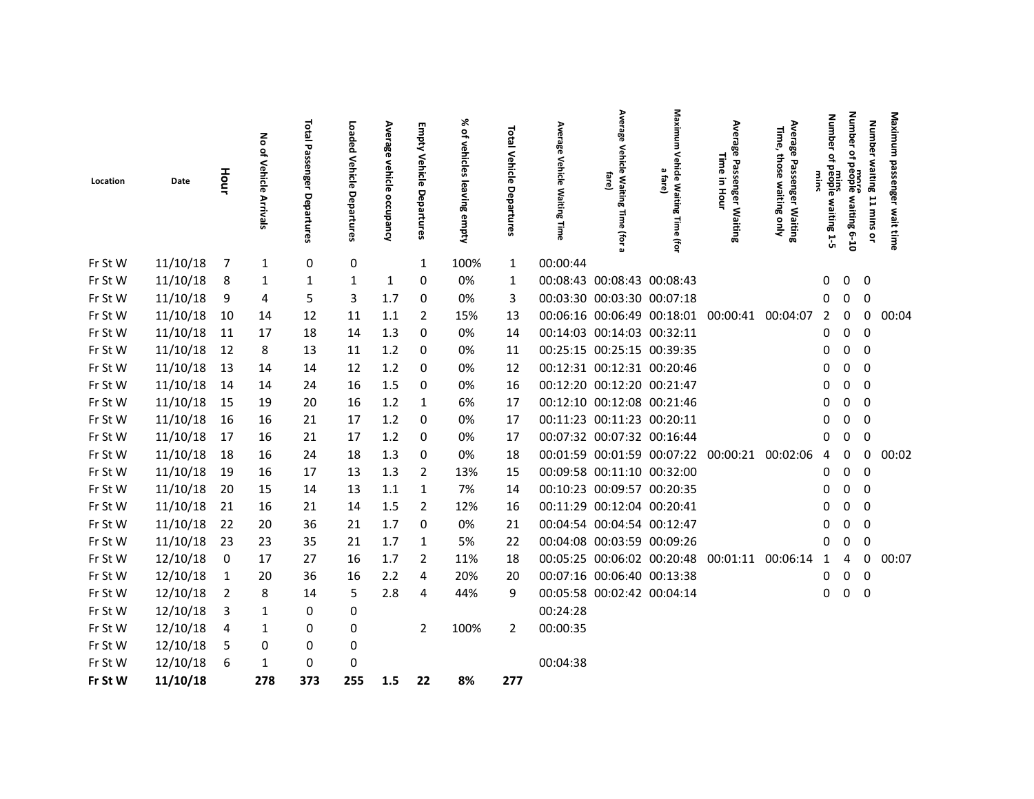| Location | Date | Hour | No of Vehicle Arrivals | Total Passenger Departures | Loaded Vehicle Departures | Average vehicle occupancy | Empty Vehicle Departures | % of vehicles leaving empty | Total Vehicle Departures | Average Vehicle Waiting Time | Average Vehicle Waiting Time (for a fare) | Maximum Vehicle Waiting Time (for a fare) | Average Passenger Waiting Time in Hour | Average Passenger Waiting Time, those waiting only | Number of people waiting 1-5 mins | Number of people waiting 6-10 mins | Number waiting 11 mins or more | Maximum passenger wait time |
|---|---|---|---|---|---|---|---|---|---|---|---|---|---|---|---|---|---|---|
| Fr St W | 11/10/18 | 7 | 1 | 0 | 0 | | 1 | 100% | 1 | 00:00:44 | | | | | | | | |
| Fr St W | 11/10/18 | 8 | 1 | 1 | 1 | 1 | 0 | 0% | 1 | 00:08:43 | 00:08:43 | 00:08:43 | | | 0 | 0 | 0 | |
| Fr St W | 11/10/18 | 9 | 4 | 5 | 3 | 1.7 | 0 | 0% | 3 | 00:03:30 | 00:03:30 | 00:07:18 | | | 0 | 0 | 0 | |
| Fr St W | 11/10/18 | 10 | 14 | 12 | 11 | 1.1 | 2 | 15% | 13 | 00:06:16 | 00:06:49 | 00:18:01 | 00:00:41 | 00:04:07 | 2 | 0 | 0 | 00:04 |
| Fr St W | 11/10/18 | 11 | 17 | 18 | 14 | 1.3 | 0 | 0% | 14 | 00:14:03 | 00:14:03 | 00:32:11 | | | 0 | 0 | 0 | |
| Fr St W | 11/10/18 | 12 | 8 | 13 | 11 | 1.2 | 0 | 0% | 11 | 00:25:15 | 00:25:15 | 00:39:35 | | | 0 | 0 | 0 | |
| Fr St W | 11/10/18 | 13 | 14 | 14 | 12 | 1.2 | 0 | 0% | 12 | 00:12:31 | 00:12:31 | 00:20:46 | | | 0 | 0 | 0 | |
| Fr St W | 11/10/18 | 14 | 14 | 24 | 16 | 1.5 | 0 | 0% | 16 | 00:12:20 | 00:12:20 | 00:21:47 | | | 0 | 0 | 0 | |
| Fr St W | 11/10/18 | 15 | 19 | 20 | 16 | 1.2 | 1 | 6% | 17 | 00:12:10 | 00:12:08 | 00:21:46 | | | 0 | 0 | 0 | |
| Fr St W | 11/10/18 | 16 | 16 | 21 | 17 | 1.2 | 0 | 0% | 17 | 00:11:23 | 00:11:23 | 00:20:11 | | | 0 | 0 | 0 | |
| Fr St W | 11/10/18 | 17 | 16 | 21 | 17 | 1.2 | 0 | 0% | 17 | 00:07:32 | 00:07:32 | 00:16:44 | | | 0 | 0 | 0 | |
| Fr St W | 11/10/18 | 18 | 16 | 24 | 18 | 1.3 | 0 | 0% | 18 | 00:01:59 | 00:01:59 | 00:07:22 | 00:00:21 | 00:02:06 | 4 | 0 | 0 | 00:02 |
| Fr St W | 11/10/18 | 19 | 16 | 17 | 13 | 1.3 | 2 | 13% | 15 | 00:09:58 | 00:11:10 | 00:32:00 | | | 0 | 0 | 0 | |
| Fr St W | 11/10/18 | 20 | 15 | 14 | 13 | 1.1 | 1 | 7% | 14 | 00:10:23 | 00:09:57 | 00:20:35 | | | 0 | 0 | 0 | |
| Fr St W | 11/10/18 | 21 | 16 | 21 | 14 | 1.5 | 2 | 12% | 16 | 00:11:29 | 00:12:04 | 00:20:41 | | | 0 | 0 | 0 | |
| Fr St W | 11/10/18 | 22 | 20 | 36 | 21 | 1.7 | 0 | 0% | 21 | 00:04:54 | 00:04:54 | 00:12:47 | | | 0 | 0 | 0 | |
| Fr St W | 11/10/18 | 23 | 23 | 35 | 21 | 1.7 | 1 | 5% | 22 | 00:04:08 | 00:03:59 | 00:09:26 | | | 0 | 0 | 0 | |
| Fr St W | 12/10/18 | 0 | 17 | 27 | 16 | 1.7 | 2 | 11% | 18 | 00:05:25 | 00:06:02 | 00:20:48 | 00:01:11 | 00:06:14 | 1 | 4 | 0 | 00:07 |
| Fr St W | 12/10/18 | 1 | 20 | 36 | 16 | 2.2 | 4 | 20% | 20 | 00:07:16 | 00:06:40 | 00:13:38 | | | 0 | 0 | 0 | |
| Fr St W | 12/10/18 | 2 | 8 | 14 | 5 | 2.8 | 4 | 44% | 9 | 00:05:58 | 00:02:42 | 00:04:14 | | | 0 | 0 | 0 | |
| Fr St W | 12/10/18 | 3 | 1 | 0 | 0 | | | | | 00:24:28 | | | | | | | | |
| Fr St W | 12/10/18 | 4 | 1 | 0 | 0 | | 2 | 100% | 2 | 00:00:35 | | | | | | | | |
| Fr St W | 12/10/18 | 5 | 0 | 0 | 0 | | | | | | | | | | | | | |
| Fr St W | 12/10/18 | 6 | 1 | 0 | 0 | | | | | 00:04:38 | | | | | | | | |
| **Fr St W** | **11/10/18** | | **278** | **373** | **255** | **1.5** | **22** | **8%** | **277** | | | | | | | | | |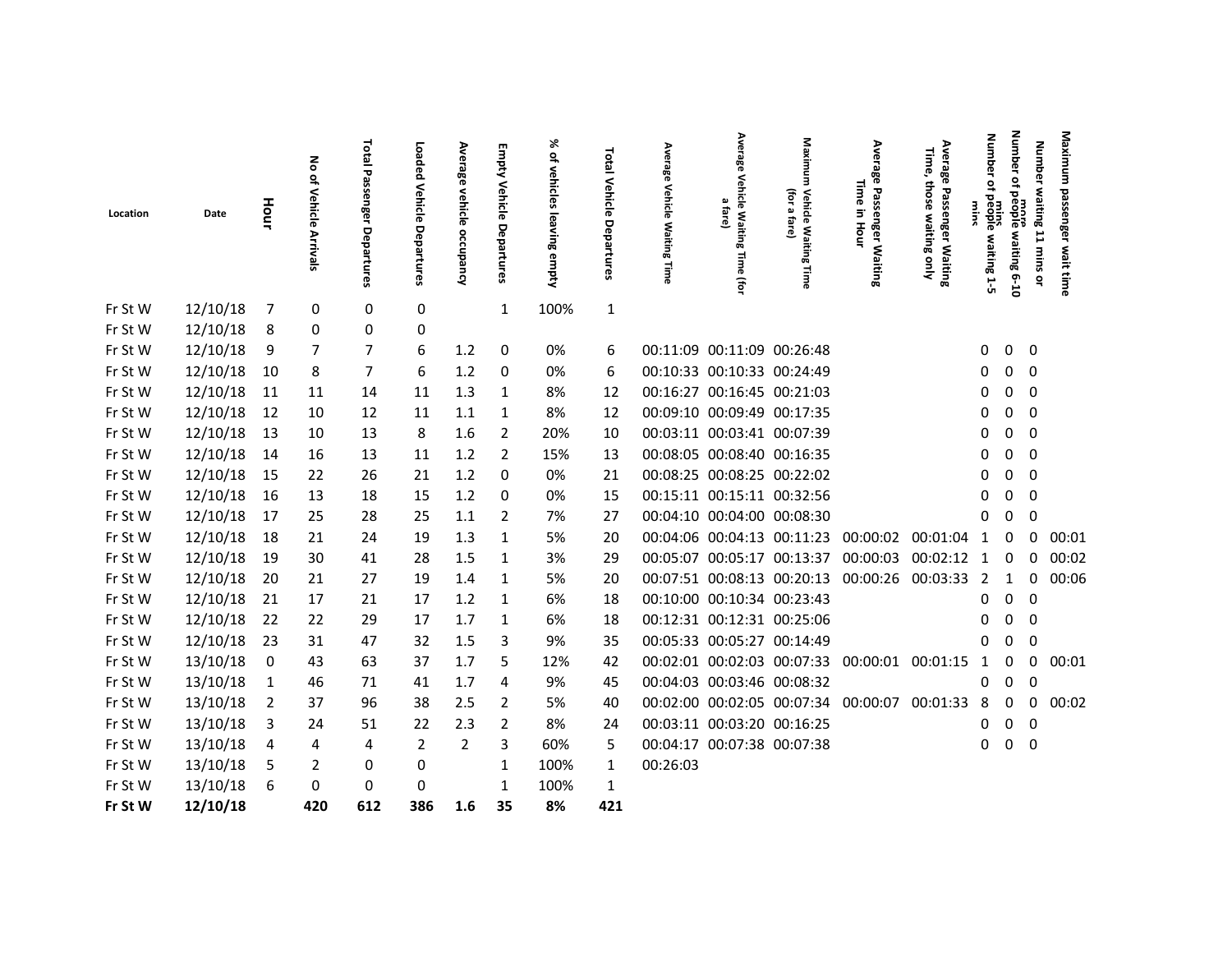| Location | Date | Hour | No of Vehicle Arrivals | Total Passenger Departures | Loaded Vehicle Departures | Average vehicle occupancy | Empty Vehicle Departures | % of vehicles leaving empty | Total Vehicle Departures | Average Vehicle Waiting Time | Average Vehicle Waiting Time (for a fare) | Maximum Vehicle Waiting Time (for a fare) | Average Passenger Waiting Time in Hour | Average Passenger Waiting Time, those waiting only | Number of people waiting 1-5 mins | Number of people waiting 6-10 mins | Number waiting 11 mins or more | Maximum passenger wait time |
|---|---|---|---|---|---|---|---|---|---|---|---|---|---|---|---|---|---|---|
| Fr St W | 12/10/18 | 7 | 0 | 0 | 0 | | 1 | 100% | 1 | | | | | | | | | |
| Fr St W | 12/10/18 | 8 | 0 | 0 | 0 | | | | | | | | | | | | | |
| Fr St W | 12/10/18 | 9 | 7 | 7 | 6 | 1.2 | 0 | 0% | 6 | 00:11:09 | 00:11:09 | 00:26:48 | | | 0 | 0 | 0 | |
| Fr St W | 12/10/18 | 10 | 8 | 7 | 6 | 1.2 | 0 | 0% | 6 | 00:10:33 | 00:10:33 | 00:24:49 | | | 0 | 0 | 0 | |
| Fr St W | 12/10/18 | 11 | 11 | 14 | 11 | 1.3 | 1 | 8% | 12 | 00:16:27 | 00:16:45 | 00:21:03 | | | 0 | 0 | 0 | |
| Fr St W | 12/10/18 | 12 | 10 | 12 | 11 | 1.1 | 1 | 8% | 12 | 00:09:10 | 00:09:49 | 00:17:35 | | | 0 | 0 | 0 | |
| Fr St W | 12/10/18 | 13 | 10 | 13 | 8 | 1.6 | 2 | 20% | 10 | 00:03:11 | 00:03:41 | 00:07:39 | | | 0 | 0 | 0 | |
| Fr St W | 12/10/18 | 14 | 16 | 13 | 11 | 1.2 | 2 | 15% | 13 | 00:08:05 | 00:08:40 | 00:16:35 | | | 0 | 0 | 0 | |
| Fr St W | 12/10/18 | 15 | 22 | 26 | 21 | 1.2 | 0 | 0% | 21 | 00:08:25 | 00:08:25 | 00:22:02 | | | 0 | 0 | 0 | |
| Fr St W | 12/10/18 | 16 | 13 | 18 | 15 | 1.2 | 0 | 0% | 15 | 00:15:11 | 00:15:11 | 00:32:56 | | | 0 | 0 | 0 | |
| Fr St W | 12/10/18 | 17 | 25 | 28 | 25 | 1.1 | 2 | 7% | 27 | 00:04:10 | 00:04:00 | 00:08:30 | | | 0 | 0 | 0 | |
| Fr St W | 12/10/18 | 18 | 21 | 24 | 19 | 1.3 | 1 | 5% | 20 | 00:04:06 | 00:04:13 | 00:11:23 | 00:00:02 | 00:01:04 | 1 | 0 | 0 | 00:01 |
| Fr St W | 12/10/18 | 19 | 30 | 41 | 28 | 1.5 | 1 | 3% | 29 | 00:05:07 | 00:05:17 | 00:13:37 | 00:00:03 | 00:02:12 | 1 | 0 | 0 | 00:02 |
| Fr St W | 12/10/18 | 20 | 21 | 27 | 19 | 1.4 | 1 | 5% | 20 | 00:07:51 | 00:08:13 | 00:20:13 | 00:00:26 | 00:03:33 | 2 | 1 | 0 | 00:06 |
| Fr St W | 12/10/18 | 21 | 17 | 21 | 17 | 1.2 | 1 | 6% | 18 | 00:10:00 | 00:10:34 | 00:23:43 | | | 0 | 0 | 0 | |
| Fr St W | 12/10/18 | 22 | 22 | 29 | 17 | 1.7 | 1 | 6% | 18 | 00:12:31 | 00:12:31 | 00:25:06 | | | 0 | 0 | 0 | |
| Fr St W | 12/10/18 | 23 | 31 | 47 | 32 | 1.5 | 3 | 9% | 35 | 00:05:33 | 00:05:27 | 00:14:49 | | | 0 | 0 | 0 | |
| Fr St W | 13/10/18 | 0 | 43 | 63 | 37 | 1.7 | 5 | 12% | 42 | 00:02:01 | 00:02:03 | 00:07:33 | 00:00:01 | 00:01:15 | 1 | 0 | 0 | 00:01 |
| Fr St W | 13/10/18 | 1 | 46 | 71 | 41 | 1.7 | 4 | 9% | 45 | 00:04:03 | 00:03:46 | 00:08:32 | | | 0 | 0 | 0 | |
| Fr St W | 13/10/18 | 2 | 37 | 96 | 38 | 2.5 | 2 | 5% | 40 | 00:02:00 | 00:02:05 | 00:07:34 | 00:00:07 | 00:01:33 | 8 | 0 | 0 | 00:02 |
| Fr St W | 13/10/18 | 3 | 24 | 51 | 22 | 2.3 | 2 | 8% | 24 | 00:03:11 | 00:03:20 | 00:16:25 | | | 0 | 0 | 0 | |
| Fr St W | 13/10/18 | 4 | 4 | 4 | 2 | 2 | 3 | 60% | 5 | 00:04:17 | 00:07:38 | 00:07:38 | | | 0 | 0 | 0 | |
| Fr St W | 13/10/18 | 5 | 2 | 0 | 0 | | 1 | 100% | 1 | 00:26:03 | | | | | | | | |
| Fr St W | 13/10/18 | 6 | 0 | 0 | 0 | | 1 | 100% | 1 | | | | | | | | | |
| **Fr St W** | **12/10/18** | | **420** | **612** | **386** | **1.6** | **35** | **8%** | **421** | | | | | | | | | |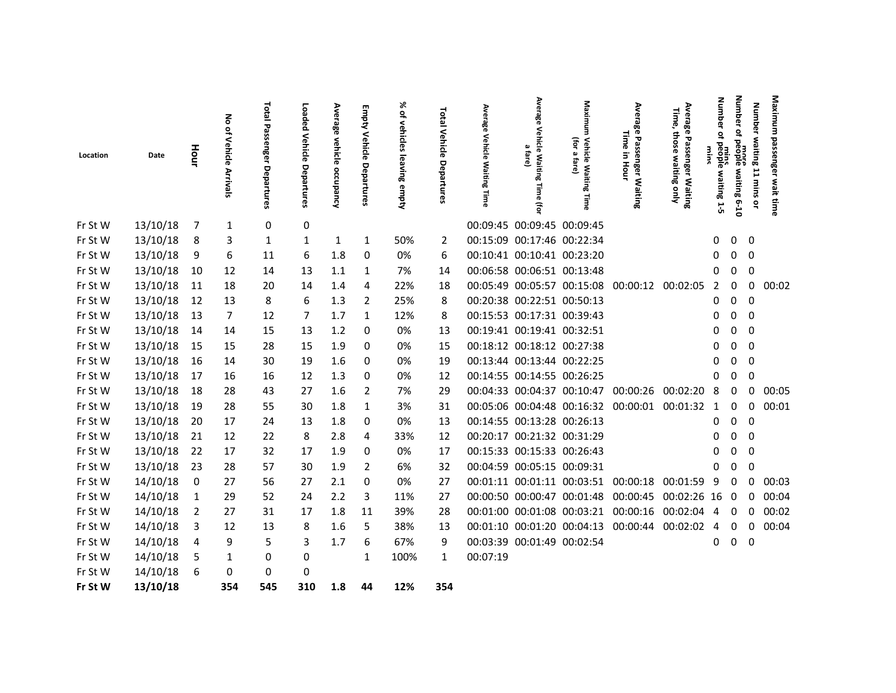| Location | Date | Hour | No of Vehicle Arrivals | Total Passenger Departures | Loaded Vehicle Departures | Average vehicle occupancy | Empty Vehicle Departures | % of vehicles leaving empty | Total Vehicle Departures | Average Vehicle Waiting Time | Average Vehicle Waiting Time (for a fare) | Maximum Vehicle Waiting Time (for a fare) | Average Passenger Waiting Time in Hour | Average Passenger Waiting Time, those waiting only | Number of people waiting 1-5 mins | Number of people waiting 6-10 mins | Number waiting 11 mins or more | Maximum passenger wait time |
|---|---|---|---|---|---|---|---|---|---|---|---|---|---|---|---|---|---|---|
| Fr St W | 13/10/18 | 7 | 1 | 0 | 0 | | | | 2 | 00:09:45 | 00:09:45 | 00:09:45 | | | | | | |
| Fr St W | 13/10/18 | 8 | 3 | 1 | 1 | 1 | 1 | 50% | 2 | 00:15:09 | 00:17:46 | 00:22:34 | | | 0 | 0 | 0 | |
| Fr St W | 13/10/18 | 9 | 6 | 11 | 6 | 1.8 | 0 | 0% | 6 | 00:10:41 | 00:10:41 | 00:23:20 | | | 0 | 0 | 0 | |
| Fr St W | 13/10/18 | 10 | 12 | 14 | 13 | 1.1 | 1 | 7% | 14 | 00:06:58 | 00:06:51 | 00:13:48 | | | 0 | 0 | 0 | |
| Fr St W | 13/10/18 | 11 | 18 | 20 | 14 | 1.4 | 4 | 22% | 18 | 00:05:49 | 00:05:57 | 00:15:08 | 00:00:12 | 00:02:05 | 2 | 0 | 0 | 00:02 |
| Fr St W | 13/10/18 | 12 | 13 | 8 | 6 | 1.3 | 2 | 25% | 8 | 00:20:38 | 00:22:51 | 00:50:13 | | | 0 | 0 | 0 | |
| Fr St W | 13/10/18 | 13 | 7 | 12 | 7 | 1.7 | 1 | 12% | 8 | 00:15:53 | 00:17:31 | 00:39:43 | | | 0 | 0 | 0 | |
| Fr St W | 13/10/18 | 14 | 14 | 15 | 13 | 1.2 | 0 | 0% | 13 | 00:19:41 | 00:19:41 | 00:32:51 | | | 0 | 0 | 0 | |
| Fr St W | 13/10/18 | 15 | 15 | 28 | 15 | 1.9 | 0 | 0% | 15 | 00:18:12 | 00:18:12 | 00:27:38 | | | 0 | 0 | 0 | |
| Fr St W | 13/10/18 | 16 | 14 | 30 | 19 | 1.6 | 0 | 0% | 19 | 00:13:44 | 00:13:44 | 00:22:25 | | | 0 | 0 | 0 | |
| Fr St W | 13/10/18 | 17 | 16 | 16 | 12 | 1.3 | 0 | 0% | 12 | 00:14:55 | 00:14:55 | 00:26:25 | | | 0 | 0 | 0 | |
| Fr St W | 13/10/18 | 18 | 28 | 43 | 27 | 1.6 | 2 | 7% | 29 | 00:04:33 | 00:04:37 | 00:10:47 | 00:00:26 | 00:02:20 | 8 | 0 | 0 | 00:05 |
| Fr St W | 13/10/18 | 19 | 28 | 55 | 30 | 1.8 | 1 | 3% | 31 | 00:05:06 | 00:04:48 | 00:16:32 | 00:00:01 | 00:01:32 | 1 | 0 | 0 | 00:01 |
| Fr St W | 13/10/18 | 20 | 17 | 24 | 13 | 1.8 | 0 | 0% | 13 | 00:14:55 | 00:13:28 | 00:26:13 | | | 0 | 0 | 0 | |
| Fr St W | 13/10/18 | 21 | 12 | 22 | 8 | 2.8 | 4 | 33% | 12 | 00:20:17 | 00:21:32 | 00:31:29 | | | 0 | 0 | 0 | |
| Fr St W | 13/10/18 | 22 | 17 | 32 | 17 | 1.9 | 0 | 0% | 17 | 00:15:33 | 00:15:33 | 00:26:43 | | | 0 | 0 | 0 | |
| Fr St W | 13/10/18 | 23 | 28 | 57 | 30 | 1.9 | 2 | 6% | 32 | 00:04:59 | 00:05:15 | 00:09:31 | | | 0 | 0 | 0 | |
| Fr St W | 14/10/18 | 0 | 27 | 56 | 27 | 2.1 | 0 | 0% | 27 | 00:01:11 | 00:01:11 | 00:03:51 | 00:00:18 | 00:01:59 | 9 | 0 | 0 | 00:03 |
| Fr St W | 14/10/18 | 1 | 29 | 52 | 24 | 2.2 | 3 | 11% | 27 | 00:00:50 | 00:00:47 | 00:01:48 | 00:00:45 | 00:02:26 | 16 | 0 | 0 | 00:04 |
| Fr St W | 14/10/18 | 2 | 27 | 31 | 17 | 1.8 | 11 | 39% | 28 | 00:01:00 | 00:01:08 | 00:03:21 | 00:00:16 | 00:02:04 | 4 | 0 | 0 | 00:02 |
| Fr St W | 14/10/18 | 3 | 12 | 13 | 8 | 1.6 | 5 | 38% | 13 | 00:01:10 | 00:01:20 | 00:04:13 | 00:00:44 | 00:02:02 | 4 | 0 | 0 | 00:04 |
| Fr St W | 14/10/18 | 4 | 9 | 5 | 3 | 1.7 | 6 | 67% | 9 | 00:03:39 | 00:01:49 | 00:02:54 | | | 0 | 0 | 0 | |
| Fr St W | 14/10/18 | 5 | 1 | 0 | 0 | | 1 | 100% | 1 | 00:07:19 | | | | | | | | |
| Fr St W | 14/10/18 | 6 | 0 | 0 | 0 | | | | | | | | | | | | | |
| **Fr St W** | **13/10/18** | | **354** | **545** | **310** | **1.8** | **44** | **12%** | **354** | | | | | | | | | |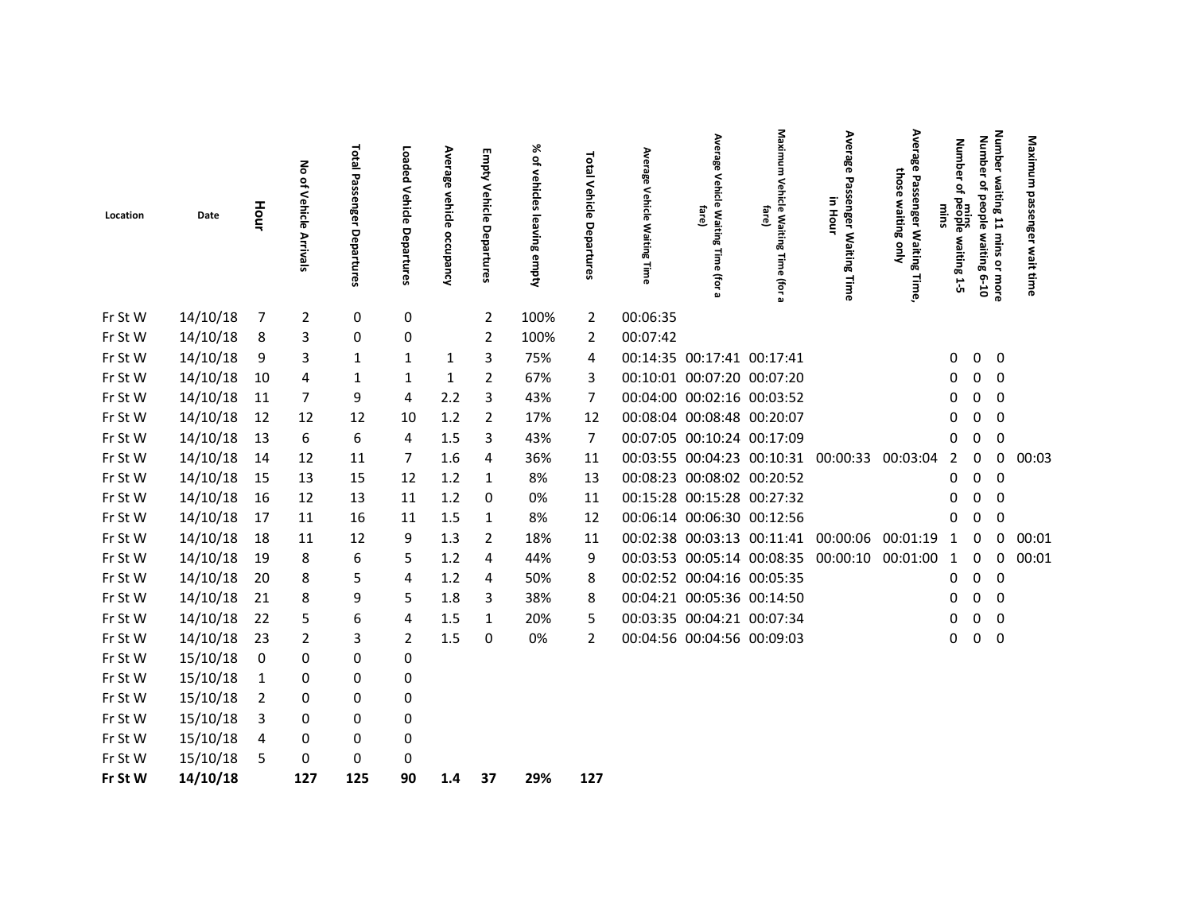| Location | Date | Hour | No of Vehicle Arrivals | Total Passenger Departures | Loaded Vehicle Departures | Average vehicle occupancy | Empty Vehicle Departures | % of vehicles leaving empty | Total Vehicle Departures | Average Vehicle Waiting Time | Average Vehicle Waiting Time (for a fare) | Maximum Vehicle Waiting Time (for a fare) | Average Passenger Waiting Time in Hour | Average Passenger Waiting Time, those waiting only | Number of people waiting 1-5 mins | Number of people waiting 6-10 mins | Number waiting 11 mins or more | Maximum passenger wait time |
|---|---|---|---|---|---|---|---|---|---|---|---|---|---|---|---|---|---|---|
| Fr St W | 14/10/18 | 7 | 2 | 0 | 0 | | 2 | 100% | 2 | 00:06:35 | | | | | | | | |
| Fr St W | 14/10/18 | 8 | 3 | 0 | 0 | | 2 | 100% | 2 | 00:07:42 | | | | | | | | |
| Fr St W | 14/10/18 | 9 | 3 | 1 | 1 | 1 | 3 | 75% | 4 | 00:14:35 | 00:17:41 | 00:17:41 | | | 0 | 0 | 0 | |
| Fr St W | 14/10/18 | 10 | 4 | 1 | 1 | 1 | 2 | 67% | 3 | 00:10:01 | 00:07:20 | 00:07:20 | | | 0 | 0 | 0 | |
| Fr St W | 14/10/18 | 11 | 7 | 9 | 4 | 2.2 | 3 | 43% | 7 | 00:04:00 | 00:02:16 | 00:03:52 | | | 0 | 0 | 0 | |
| Fr St W | 14/10/18 | 12 | 12 | 12 | 10 | 1.2 | 2 | 17% | 12 | 00:08:04 | 00:08:48 | 00:20:07 | | | 0 | 0 | 0 | |
| Fr St W | 14/10/18 | 13 | 6 | 6 | 4 | 1.5 | 3 | 43% | 7 | 00:07:05 | 00:10:24 | 00:17:09 | | | 0 | 0 | 0 | |
| Fr St W | 14/10/18 | 14 | 12 | 11 | 7 | 1.6 | 4 | 36% | 11 | 00:03:55 | 00:04:23 | 00:10:31 | 00:00:33 | 00:03:04 | 2 | 0 | 0 | 00:03 |
| Fr St W | 14/10/18 | 15 | 13 | 15 | 12 | 1.2 | 1 | 8% | 13 | 00:08:23 | 00:08:02 | 00:20:52 | | | 0 | 0 | 0 | |
| Fr St W | 14/10/18 | 16 | 12 | 13 | 11 | 1.2 | 0 | 0% | 11 | 00:15:28 | 00:15:28 | 00:27:32 | | | 0 | 0 | 0 | |
| Fr St W | 14/10/18 | 17 | 11 | 16 | 11 | 1.5 | 1 | 8% | 12 | 00:06:14 | 00:06:30 | 00:12:56 | | | 0 | 0 | 0 | |
| Fr St W | 14/10/18 | 18 | 11 | 12 | 9 | 1.3 | 2 | 18% | 11 | 00:02:38 | 00:03:13 | 00:11:41 | 00:00:06 | 00:01:19 | 1 | 0 | 0 | 00:01 |
| Fr St W | 14/10/18 | 19 | 8 | 6 | 5 | 1.2 | 4 | 44% | 9 | 00:03:53 | 00:05:14 | 00:08:35 | 00:00:10 | 00:01:00 | 1 | 0 | 0 | 00:01 |
| Fr St W | 14/10/18 | 20 | 8 | 5 | 4 | 1.2 | 4 | 50% | 8 | 00:02:52 | 00:04:16 | 00:05:35 | | | 0 | 0 | 0 | |
| Fr St W | 14/10/18 | 21 | 8 | 9 | 5 | 1.8 | 3 | 38% | 8 | 00:04:21 | 00:05:36 | 00:14:50 | | | 0 | 0 | 0 | |
| Fr St W | 14/10/18 | 22 | 5 | 6 | 4 | 1.5 | 1 | 20% | 5 | 00:03:35 | 00:04:21 | 00:07:34 | | | 0 | 0 | 0 | |
| Fr St W | 14/10/18 | 23 | 2 | 3 | 2 | 1.5 | 0 | 0% | 2 | 00:04:56 | 00:04:56 | 00:09:03 | | | 0 | 0 | 0 | |
| Fr St W | 15/10/18 | 0 | 0 | 0 | 0 | | | | | | | | | | | | | |
| Fr St W | 15/10/18 | 1 | 0 | 0 | 0 | | | | | | | | | | | | | |
| Fr St W | 15/10/18 | 2 | 0 | 0 | 0 | | | | | | | | | | | | | |
| Fr St W | 15/10/18 | 3 | 0 | 0 | 0 | | | | | | | | | | | | | |
| Fr St W | 15/10/18 | 4 | 0 | 0 | 0 | | | | | | | | | | | | | |
| Fr St W | 15/10/18 | 5 | 0 | 0 | 0 | | | | | | | | | | | | | |
| **Fr St W** | **14/10/18** | | **127** | **125** | **90** | **1.4** | **37** | **29%** | **127** | | | | | | | | | |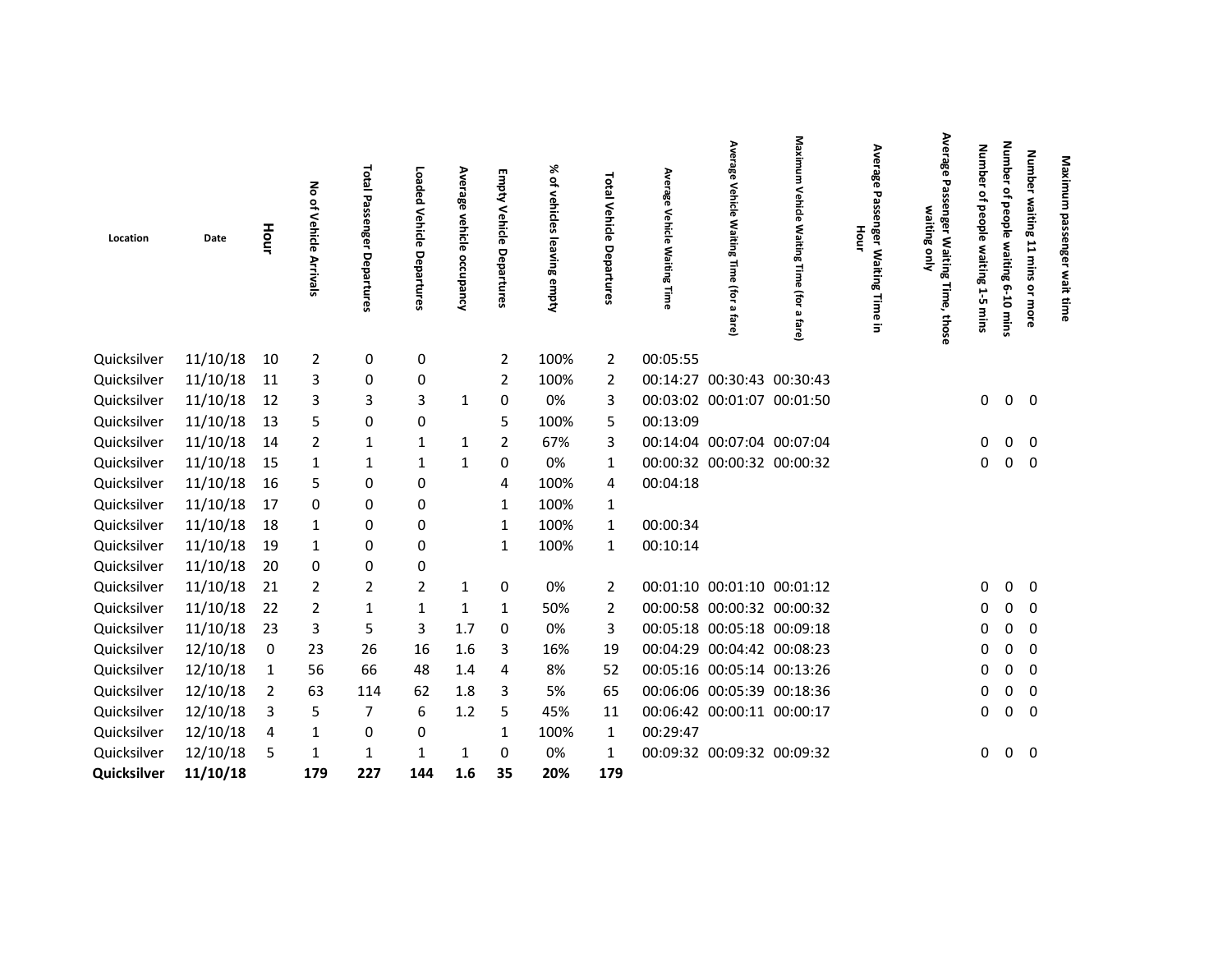| Location | Date | Hour | No of Vehicle Arrivals | Total Passenger Departures | Loaded Vehicle Departures | Average vehicle occupancy | Empty Vehicle Departures | % of vehicles leaving empty | Total Vehicle Departures | Average Vehicle Waiting Time | Average Vehicle Waiting Time (for a fare) | Maximum Vehicle Waiting Time (for a fare) | Average Passenger Waiting Time in Hour | Average Passenger Waiting Time, those waiting only | Number of people waiting 1-5 mins | Number of people waiting 6-10 mins | Number waiting 11 mins or more | Maximum passenger wait time |
|---|---|---|---|---|---|---|---|---|---|---|---|---|---|---|---|---|---|---|
| Quicksilver | 11/10/18 | 10 | 2 | 0 | 0 | | 2 | 100% | 2 | 00:05:55 | | | | | | | | |
| Quicksilver | 11/10/18 | 11 | 3 | 0 | 0 | | 2 | 100% | 2 | 00:14:27 | 00:30:43 | 00:30:43 | | | | | | |
| Quicksilver | 11/10/18 | 12 | 3 | 3 | 3 | 1 | 0 | 0% | 3 | 00:03:02 | 00:01:07 | 00:01:50 | | | 0 | 0 | 0 | |
| Quicksilver | 11/10/18 | 13 | 5 | 0 | 0 | | 5 | 100% | 5 | 00:13:09 | | | | | | | | |
| Quicksilver | 11/10/18 | 14 | 2 | 1 | 1 | 1 | 2 | 67% | 3 | 00:14:04 | 00:07:04 | 00:07:04 | | | 0 | 0 | 0 | |
| Quicksilver | 11/10/18 | 15 | 1 | 1 | 1 | 1 | 0 | 0% | 1 | 00:00:32 | 00:00:32 | 00:00:32 | | | 0 | 0 | 0 | |
| Quicksilver | 11/10/18 | 16 | 5 | 0 | 0 | | 4 | 100% | 4 | 00:04:18 | | | | | | | | |
| Quicksilver | 11/10/18 | 17 | 0 | 0 | 0 | | 1 | 100% | 1 | | | | | | | | | |
| Quicksilver | 11/10/18 | 18 | 1 | 0 | 0 | | 1 | 100% | 1 | 00:00:34 | | | | | | | | |
| Quicksilver | 11/10/18 | 19 | 1 | 0 | 0 | | 1 | 100% | 1 | 00:10:14 | | | | | | | | |
| Quicksilver | 11/10/18 | 20 | 0 | 0 | 0 | | | | | | | | | | | | | |
| Quicksilver | 11/10/18 | 21 | 2 | 2 | 2 | 1 | 0 | 0% | 2 | 00:01:10 | 00:01:10 | 00:01:12 | | | 0 | 0 | 0 | |
| Quicksilver | 11/10/18 | 22 | 2 | 1 | 1 | 1 | 1 | 50% | 2 | 00:00:58 | 00:00:32 | 00:00:32 | | | 0 | 0 | 0 | |
| Quicksilver | 11/10/18 | 23 | 3 | 5 | 3 | 1.7 | 0 | 0% | 3 | 00:05:18 | 00:05:18 | 00:09:18 | | | 0 | 0 | 0 | |
| Quicksilver | 12/10/18 | 0 | 23 | 26 | 16 | 1.6 | 3 | 16% | 19 | 00:04:29 | 00:04:42 | 00:08:23 | | | 0 | 0 | 0 | |
| Quicksilver | 12/10/18 | 1 | 56 | 66 | 48 | 1.4 | 4 | 8% | 52 | 00:05:16 | 00:05:14 | 00:13:26 | | | 0 | 0 | 0 | |
| Quicksilver | 12/10/18 | 2 | 63 | 114 | 62 | 1.8 | 3 | 5% | 65 | 00:06:06 | 00:05:39 | 00:18:36 | | | 0 | 0 | 0 | |
| Quicksilver | 12/10/18 | 3 | 5 | 7 | 6 | 1.2 | 5 | 45% | 11 | 00:06:42 | 00:00:11 | 00:00:17 | | | 0 | 0 | 0 | |
| Quicksilver | 12/10/18 | 4 | 1 | 0 | 0 | | 1 | 100% | 1 | 00:29:47 | | | | | | | | |
| Quicksilver | 12/10/18 | 5 | 1 | 1 | 1 | 1 | 0 | 0% | 1 | 00:09:32 | 00:09:32 | 00:09:32 | | | 0 | 0 | 0 | |
| **Quicksilver** | **11/10/18** | | **179** | **227** | **144** | **1.6** | **35** | **20%** | **179** | | | | | | | | | |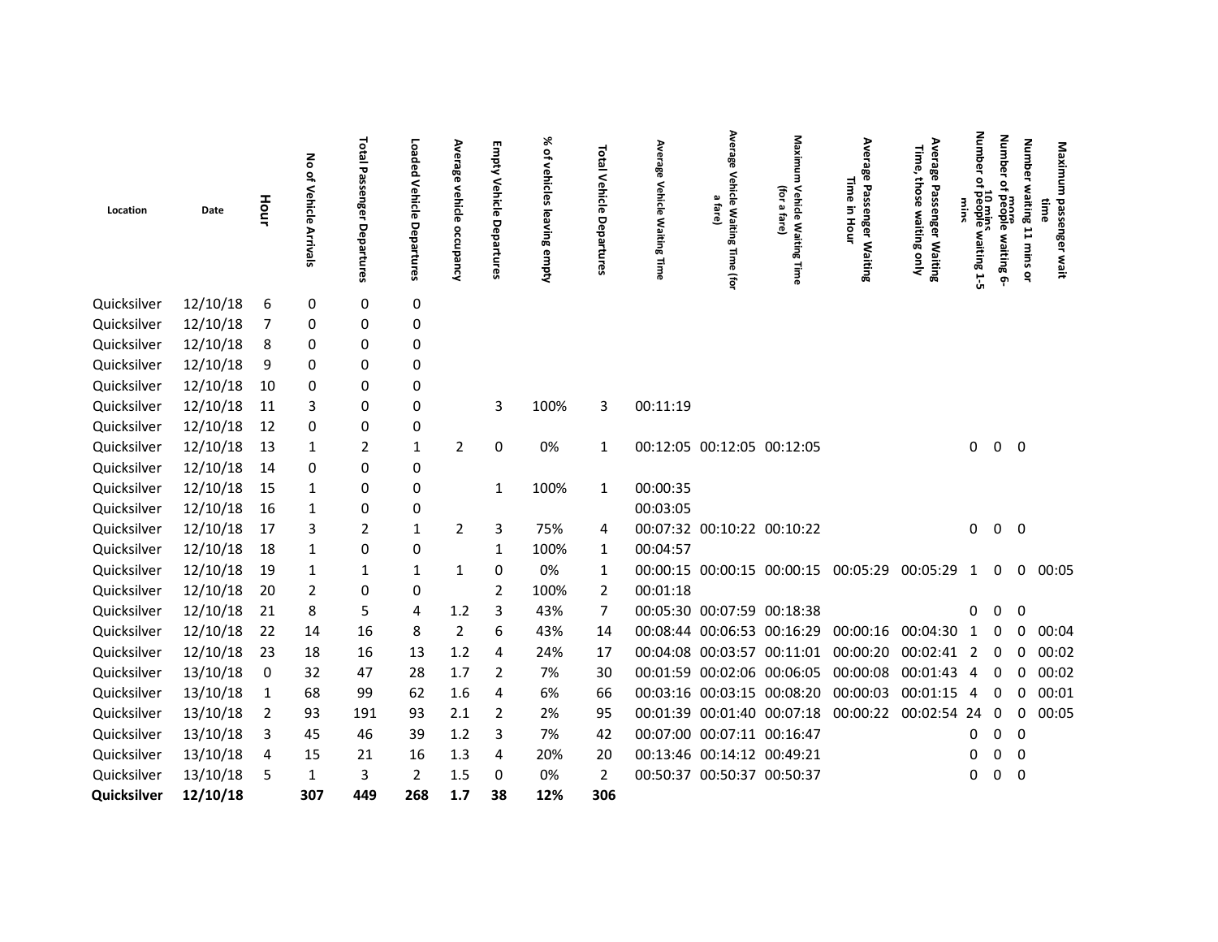| Location | Date | Hour | No of Vehicle Arrivals | Total Passenger Departures | Loaded Vehicle Departures | Average vehicle occupancy | Empty Vehicle Departures | % of vehicles leaving empty | Total Vehicle Departures | Average Vehicle Waiting Time | Average Vehicle Waiting Time (for a fare) | Maximum Vehicle Waiting Time (for a fare) | Average Passenger Waiting Time in Hour | Average Passenger Waiting Time, those waiting only | Number of people waiting 1-5 mins | Number of people waiting 6-10 mins | Number waiting 11 mins or more | Maximum passenger wait time |
|---|---|---|---|---|---|---|---|---|---|---|---|---|---|---|---|---|---|---|
| Quicksilver | 12/10/18 | 6 | 0 | 0 | 0 | | | | | | | | | | | | | |
| Quicksilver | 12/10/18 | 7 | 0 | 0 | 0 | | | | | | | | | | | | | |
| Quicksilver | 12/10/18 | 8 | 0 | 0 | 0 | | | | | | | | | | | | | |
| Quicksilver | 12/10/18 | 9 | 0 | 0 | 0 | | | | | | | | | | | | | |
| Quicksilver | 12/10/18 | 10 | 0 | 0 | 0 | | | | | | | | | | | | | |
| Quicksilver | 12/10/18 | 11 | 3 | 0 | 0 | | 3 | 100% | 3 | 00:11:19 | | | | | | | | |
| Quicksilver | 12/10/18 | 12 | 0 | 0 | 0 | | | | | | | | | | | | | |
| Quicksilver | 12/10/18 | 13 | 1 | 2 | 1 | 2 | 0 | 0% | 1 | 00:12:05 | 00:12:05 | 00:12:05 | | | 0 | 0 | 0 | |
| Quicksilver | 12/10/18 | 14 | 0 | 0 | 0 | | | | | | | | | | | | | |
| Quicksilver | 12/10/18 | 15 | 1 | 0 | 0 | | 1 | 100% | 1 | 00:00:35 | | | | | | | | |
| Quicksilver | 12/10/18 | 16 | 1 | 0 | 0 | | | | | 00:03:05 | | | | | | | | |
| Quicksilver | 12/10/18 | 17 | 3 | 2 | 1 | 2 | 3 | 75% | 4 | 00:07:32 | 00:10:22 | 00:10:22 | | | 0 | 0 | 0 | |
| Quicksilver | 12/10/18 | 18 | 1 | 0 | 0 | | 1 | 100% | 1 | 00:04:57 | | | | | | | | |
| Quicksilver | 12/10/18 | 19 | 1 | 1 | 1 | 1 | 0 | 0% | 1 | 00:00:15 | 00:00:15 | 00:00:15 | 00:05:29 | 00:05:29 | 1 | 0 | 0 | 00:05 |
| Quicksilver | 12/10/18 | 20 | 2 | 0 | 0 | | 2 | 100% | 2 | 00:01:18 | | | | | | | | |
| Quicksilver | 12/10/18 | 21 | 8 | 5 | 4 | 1.2 | 3 | 43% | 7 | 00:05:30 | 00:07:59 | 00:18:38 | | | 0 | 0 | 0 | |
| Quicksilver | 12/10/18 | 22 | 14 | 16 | 8 | 2 | 6 | 43% | 14 | 00:08:44 | 00:06:53 | 00:16:29 | 00:00:16 | 00:04:30 | 1 | 0 | 0 | 00:04 |
| Quicksilver | 12/10/18 | 23 | 18 | 16 | 13 | 1.2 | 4 | 24% | 17 | 00:04:08 | 00:03:57 | 00:11:01 | 00:00:20 | 00:02:41 | 2 | 0 | 0 | 00:02 |
| Quicksilver | 13/10/18 | 0 | 32 | 47 | 28 | 1.7 | 2 | 7% | 30 | 00:01:59 | 00:02:06 | 00:06:05 | 00:00:08 | 00:01:43 | 4 | 0 | 0 | 00:02 |
| Quicksilver | 13/10/18 | 1 | 68 | 99 | 62 | 1.6 | 4 | 6% | 66 | 00:03:16 | 00:03:15 | 00:08:20 | 00:00:03 | 00:01:15 | 4 | 0 | 0 | 00:01 |
| Quicksilver | 13/10/18 | 2 | 93 | 191 | 93 | 2.1 | 2 | 2% | 95 | 00:01:39 | 00:01:40 | 00:07:18 | 00:00:22 | 00:02:54 | 24 | 0 | 0 | 00:05 |
| Quicksilver | 13/10/18 | 3 | 45 | 46 | 39 | 1.2 | 3 | 7% | 42 | 00:07:00 | 00:07:11 | 00:16:47 | | | 0 | 0 | 0 | |
| Quicksilver | 13/10/18 | 4 | 15 | 21 | 16 | 1.3 | 4 | 20% | 20 | 00:13:46 | 00:14:12 | 00:49:21 | | | 0 | 0 | 0 | |
| Quicksilver | 13/10/18 | 5 | 1 | 3 | 2 | 1.5 | 0 | 0% | 2 | 00:50:37 | 00:50:37 | 00:50:37 | | | 0 | 0 | 0 | |
| **Quicksilver** | **12/10/18** | | **307** | **449** | **268** | **1.7** | **38** | **12%** | **306** | | | | | | | | | |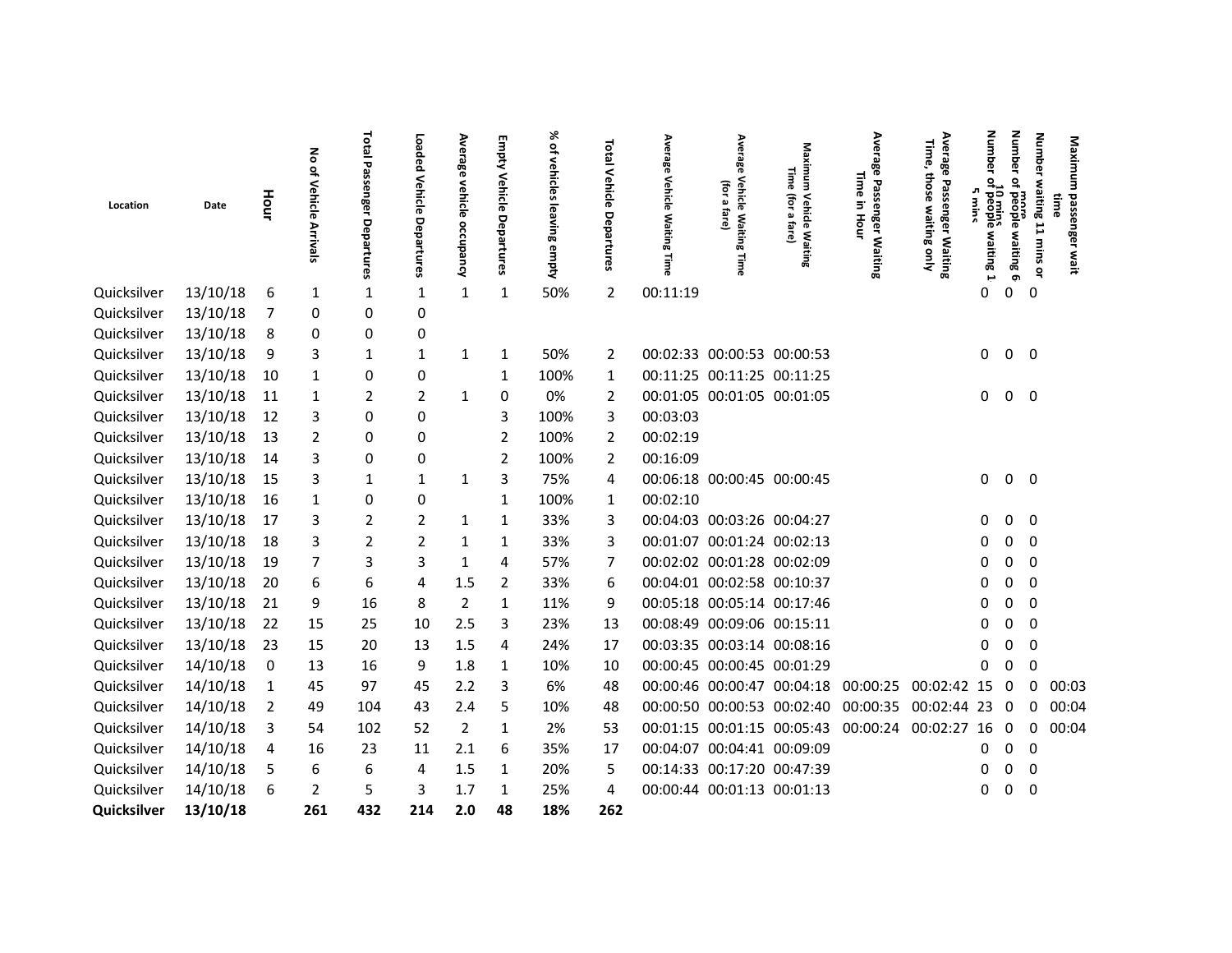| Location | Date | Hour | No of Vehicle Arrivals | Total Passenger Departures | Loaded Vehicle Departures | Average vehicle occupancy | Empty Vehicle Departures | % of vehicles leaving empty | Total Vehicle Departures | Average Vehicle Waiting Time | Average Vehicle Waiting Time (for a fare) | Maximum Vehicle Waiting Time (for a fare) | Average Passenger Waiting Time in Hour | Average Passenger Waiting Time, those waiting only | Number of people waiting 1-5 mins | Number of people waiting 6-10 mins | Number waiting 11 mins or more | Maximum passenger wait time |
|---|---|---|---|---|---|---|---|---|---|---|---|---|---|---|---|---|---|---|
| Quicksilver | 13/10/18 | 6 | 1 | 1 | 1 | 1 | 1 | 50% | 2 | 00:11:19 | | | | | 0 | 0 | 0 | |
| Quicksilver | 13/10/18 | 7 | 0 | 0 | 0 | | | | | | | | | | | | | |
| Quicksilver | 13/10/18 | 8 | 0 | 0 | 0 | | | | | | | | | | | | | |
| Quicksilver | 13/10/18 | 9 | 3 | 1 | 1 | 1 | 1 | 50% | 2 | 00:02:33 | 00:00:53 | 00:00:53 | | | 0 | 0 | 0 | |
| Quicksilver | 13/10/18 | 10 | 1 | 0 | 0 | | 1 | 100% | 1 | 00:11:25 | 00:11:25 | 00:11:25 | | | | | | |
| Quicksilver | 13/10/18 | 11 | 1 | 2 | 2 | 1 | 0 | 0% | 2 | 00:01:05 | 00:01:05 | 00:01:05 | | | 0 | 0 | 0 | |
| Quicksilver | 13/10/18 | 12 | 3 | 0 | 0 | | 3 | 100% | 3 | 00:03:03 | | | | | | | | |
| Quicksilver | 13/10/18 | 13 | 2 | 0 | 0 | | 2 | 100% | 2 | 00:02:19 | | | | | | | | |
| Quicksilver | 13/10/18 | 14 | 3 | 0 | 0 | | 2 | 100% | 2 | 00:16:09 | | | | | | | | |
| Quicksilver | 13/10/18 | 15 | 3 | 1 | 1 | 1 | 3 | 75% | 4 | 00:06:18 | 00:00:45 | 00:00:45 | | | 0 | 0 | 0 | |
| Quicksilver | 13/10/18 | 16 | 1 | 0 | 0 | | 1 | 100% | 1 | 00:02:10 | | | | | | | | |
| Quicksilver | 13/10/18 | 17 | 3 | 2 | 2 | 1 | 1 | 33% | 3 | 00:04:03 | 00:03:26 | 00:04:27 | | | 0 | 0 | 0 | |
| Quicksilver | 13/10/18 | 18 | 3 | 2 | 2 | 1 | 1 | 33% | 3 | 00:01:07 | 00:01:24 | 00:02:13 | | | 0 | 0 | 0 | |
| Quicksilver | 13/10/18 | 19 | 7 | 3 | 3 | 1 | 4 | 57% | 7 | 00:02:02 | 00:01:28 | 00:02:09 | | | 0 | 0 | 0 | |
| Quicksilver | 13/10/18 | 20 | 6 | 6 | 4 | 1.5 | 2 | 33% | 6 | 00:04:01 | 00:02:58 | 00:10:37 | | | 0 | 0 | 0 | |
| Quicksilver | 13/10/18 | 21 | 9 | 16 | 8 | 2 | 1 | 11% | 9 | 00:05:18 | 00:05:14 | 00:17:46 | | | 0 | 0 | 0 | |
| Quicksilver | 13/10/18 | 22 | 15 | 25 | 10 | 2.5 | 3 | 23% | 13 | 00:08:49 | 00:09:06 | 00:15:11 | | | 0 | 0 | 0 | |
| Quicksilver | 13/10/18 | 23 | 15 | 20 | 13 | 1.5 | 4 | 24% | 17 | 00:03:35 | 00:03:14 | 00:08:16 | | | 0 | 0 | 0 | |
| Quicksilver | 14/10/18 | 0 | 13 | 16 | 9 | 1.8 | 1 | 10% | 10 | 00:00:45 | 00:00:45 | 00:01:29 | | | 0 | 0 | 0 | |
| Quicksilver | 14/10/18 | 1 | 45 | 97 | 45 | 2.2 | 3 | 6% | 48 | 00:00:46 | 00:00:47 | 00:04:18 | 00:00:25 | 00:02:42 | 15 | 0 | 0 | 00:03 |
| Quicksilver | 14/10/18 | 2 | 49 | 104 | 43 | 2.4 | 5 | 10% | 48 | 00:00:50 | 00:00:53 | 00:02:40 | 00:00:35 | 00:02:44 | 23 | 0 | 0 | 00:04 |
| Quicksilver | 14/10/18 | 3 | 54 | 102 | 52 | 2 | 1 | 2% | 53 | 00:01:15 | 00:01:15 | 00:05:43 | 00:00:24 | 00:02:27 | 16 | 0 | 0 | 00:04 |
| Quicksilver | 14/10/18 | 4 | 16 | 23 | 11 | 2.1 | 6 | 35% | 17 | 00:04:07 | 00:04:41 | 00:09:09 | | | 0 | 0 | 0 | |
| Quicksilver | 14/10/18 | 5 | 6 | 6 | 4 | 1.5 | 1 | 20% | 5 | 00:14:33 | 00:17:20 | 00:47:39 | | | 0 | 0 | 0 | |
| Quicksilver | 14/10/18 | 6 | 2 | 5 | 3 | 1.7 | 1 | 25% | 4 | 00:00:44 | 00:01:13 | 00:01:13 | | | 0 | 0 | 0 | |
| **Quicksilver** | **13/10/18** | | **261** | **432** | **214** | **2.0** | **48** | **18%** | **262** | | | | | | | | | |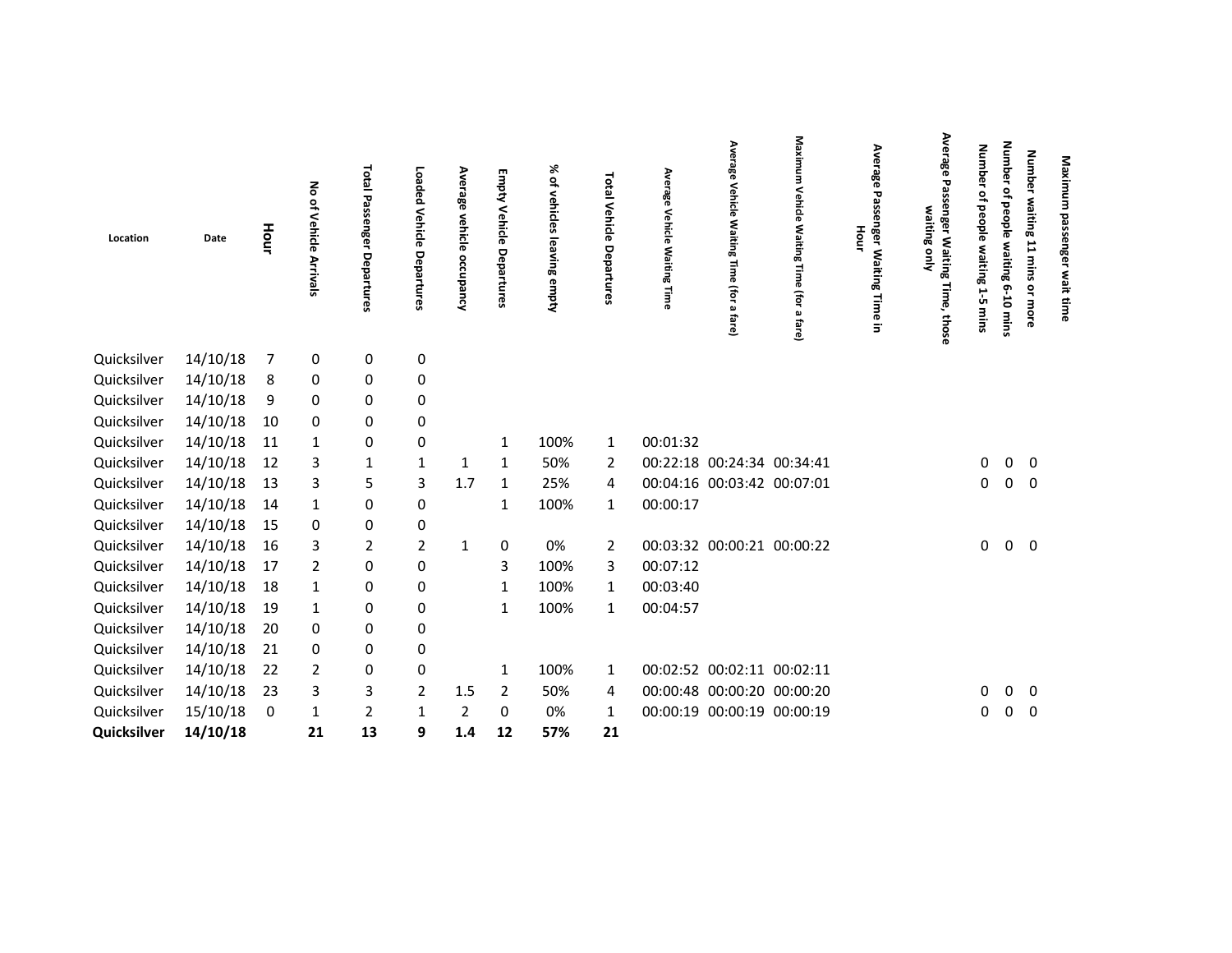| Location | Date | Hour | No of Vehicle Arrivals | Total Passenger Departures | Loaded Vehicle Departures | Average vehicle occupancy | Empty Vehicle Departures | % of vehicles leaving empty | Total Vehicle Departures | Average Vehicle Waiting Time | Average Vehicle Waiting Time (for a fare) | Maximum Vehicle Waiting Time (for a fare) | Average Passenger Waiting Time in Hour | Average Passenger Waiting Time, those waiting only | Number of people waiting 1-5 mins | Number of people waiting 6-10 mins | Number waiting 11 mins or more | Maximum passenger wait time |
|---|---|---|---|---|---|---|---|---|---|---|---|---|---|---|---|---|---|---|
| Quicksilver | 14/10/18 | 7 | 0 | 0 | 0 | | | | | | | | | | | | | |
| Quicksilver | 14/10/18 | 8 | 0 | 0 | 0 | | | | | | | | | | | | | |
| Quicksilver | 14/10/18 | 9 | 0 | 0 | 0 | | | | | | | | | | | | | |
| Quicksilver | 14/10/18 | 10 | 0 | 0 | 0 | | | | | | | | | | | | | |
| Quicksilver | 14/10/18 | 11 | 1 | 0 | 0 | | 1 | 100% | 1 | 00:01:32 | | | | | | | | |
| Quicksilver | 14/10/18 | 12 | 3 | 1 | 1 | 1 | 1 | 50% | 2 | 00:22:18 | 00:24:34 | 00:34:41 | | | 0 | 0 | 0 | |
| Quicksilver | 14/10/18 | 13 | 3 | 5 | 3 | 1.7 | 1 | 25% | 4 | 00:04:16 | 00:03:42 | 00:07:01 | | | 0 | 0 | 0 | |
| Quicksilver | 14/10/18 | 14 | 1 | 0 | 0 | | 1 | 100% | 1 | 00:00:17 | | | | | | | | |
| Quicksilver | 14/10/18 | 15 | 0 | 0 | 0 | | | | | | | | | | | | | |
| Quicksilver | 14/10/18 | 16 | 3 | 2 | 2 | 1 | 0 | 0% | 2 | 00:03:32 | 00:00:21 | 00:00:22 | | | 0 | 0 | 0 | |
| Quicksilver | 14/10/18 | 17 | 2 | 0 | 0 | | 3 | 100% | 3 | 00:07:12 | | | | | | | | |
| Quicksilver | 14/10/18 | 18 | 1 | 0 | 0 | | 1 | 100% | 1 | 00:03:40 | | | | | | | | |
| Quicksilver | 14/10/18 | 19 | 1 | 0 | 0 | | 1 | 100% | 1 | 00:04:57 | | | | | | | | |
| Quicksilver | 14/10/18 | 20 | 0 | 0 | 0 | | | | | | | | | | | | | |
| Quicksilver | 14/10/18 | 21 | 0 | 0 | 0 | | | | | | | | | | | | | |
| Quicksilver | 14/10/18 | 22 | 2 | 0 | 0 | | 1 | 100% | 1 | 00:02:52 | 00:02:11 | 00:02:11 | | | | | | |
| Quicksilver | 14/10/18 | 23 | 3 | 3 | 2 | 1.5 | 2 | 50% | 4 | 00:00:48 | 00:00:20 | 00:00:20 | | | 0 | 0 | 0 | |
| Quicksilver | 15/10/18 | 0 | 1 | 2 | 1 | 2 | 0 | 0% | 1 | 00:00:19 | 00:00:19 | 00:00:19 | | | 0 | 0 | 0 | |
| **Quicksilver** | **14/10/18** | | **21** | **13** | **9** | **1.4** | **12** | **57%** | **21** | | | | | | | | | |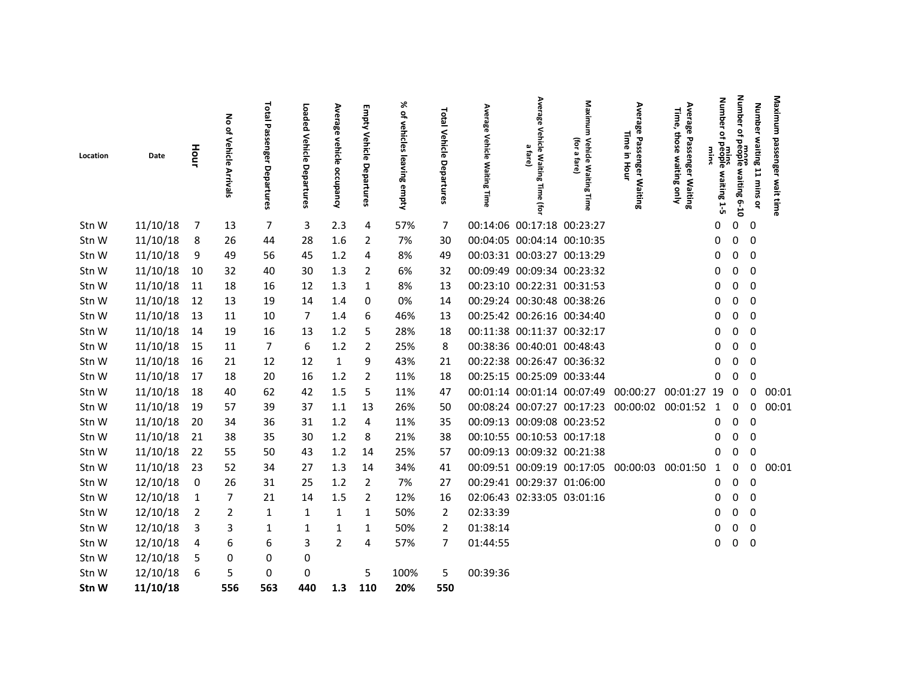| Location | Date | Hour | No of Vehicle Arrivals | Total Passenger Departures | Loaded Vehicle Departures | Average vehicle occupancy | Empty Vehicle Departures | % of vehicles leaving empty | Total Vehicle Departures | Average Vehicle Waiting Time | Average Vehicle Waiting Time (for a fare) | Maximum Vehicle Waiting Time (for a fare) | Average Passenger Waiting Time in Hour | Average Passenger Waiting Time, those waiting only | Number of people waiting 1-5 mins | Number of people waiting 6-10 mins | Number waiting 11 mins or more | Maximum passenger wait time |
|---|---|---|---|---|---|---|---|---|---|---|---|---|---|---|---|---|---|---|
| Stn W | 11/10/18 | 7 | 13 | 7 | 3 | 2.3 | 4 | 57% | 7 | 00:14:06 | 00:17:18 | 00:23:27 | | | 0 | 0 | 0 | |
| Stn W | 11/10/18 | 8 | 26 | 44 | 28 | 1.6 | 2 | 7% | 30 | 00:04:05 | 00:04:14 | 00:10:35 | | | 0 | 0 | 0 | |
| Stn W | 11/10/18 | 9 | 49 | 56 | 45 | 1.2 | 4 | 8% | 49 | 00:03:31 | 00:03:27 | 00:13:29 | | | 0 | 0 | 0 | |
| Stn W | 11/10/18 | 10 | 32 | 40 | 30 | 1.3 | 2 | 6% | 32 | 00:09:49 | 00:09:34 | 00:23:32 | | | 0 | 0 | 0 | |
| Stn W | 11/10/18 | 11 | 18 | 16 | 12 | 1.3 | 1 | 8% | 13 | 00:23:10 | 00:22:31 | 00:31:53 | | | 0 | 0 | 0 | |
| Stn W | 11/10/18 | 12 | 13 | 19 | 14 | 1.4 | 0 | 0% | 14 | 00:29:24 | 00:30:48 | 00:38:26 | | | 0 | 0 | 0 | |
| Stn W | 11/10/18 | 13 | 11 | 10 | 7 | 1.4 | 6 | 46% | 13 | 00:25:42 | 00:26:16 | 00:34:40 | | | 0 | 0 | 0 | |
| Stn W | 11/10/18 | 14 | 19 | 16 | 13 | 1.2 | 5 | 28% | 18 | 00:11:38 | 00:11:37 | 00:32:17 | | | 0 | 0 | 0 | |
| Stn W | 11/10/18 | 15 | 11 | 7 | 6 | 1.2 | 2 | 25% | 8 | 00:38:36 | 00:40:01 | 00:48:43 | | | 0 | 0 | 0 | |
| Stn W | 11/10/18 | 16 | 21 | 12 | 12 | 1 | 9 | 43% | 21 | 00:22:38 | 00:26:47 | 00:36:32 | | | 0 | 0 | 0 | |
| Stn W | 11/10/18 | 17 | 18 | 20 | 16 | 1.2 | 2 | 11% | 18 | 00:25:15 | 00:25:09 | 00:33:44 | | | 0 | 0 | 0 | |
| Stn W | 11/10/18 | 18 | 40 | 62 | 42 | 1.5 | 5 | 11% | 47 | 00:01:14 | 00:01:14 | 00:07:49 | 00:00:27 | 00:01:27 | 19 | 0 | 0 | 00:01 |
| Stn W | 11/10/18 | 19 | 57 | 39 | 37 | 1.1 | 13 | 26% | 50 | 00:08:24 | 00:07:27 | 00:17:23 | 00:00:02 | 00:01:52 | 1 | 0 | 0 | 00:01 |
| Stn W | 11/10/18 | 20 | 34 | 36 | 31 | 1.2 | 4 | 11% | 35 | 00:09:13 | 00:09:08 | 00:23:52 | | | 0 | 0 | 0 | |
| Stn W | 11/10/18 | 21 | 38 | 35 | 30 | 1.2 | 8 | 21% | 38 | 00:10:55 | 00:10:53 | 00:17:18 | | | 0 | 0 | 0 | |
| Stn W | 11/10/18 | 22 | 55 | 50 | 43 | 1.2 | 14 | 25% | 57 | 00:09:13 | 00:09:32 | 00:21:38 | | | 0 | 0 | 0 | |
| Stn W | 11/10/18 | 23 | 52 | 34 | 27 | 1.3 | 14 | 34% | 41 | 00:09:51 | 00:09:19 | 00:17:05 | 00:00:03 | 00:01:50 | 1 | 0 | 0 | 00:01 |
| Stn W | 12/10/18 | 0 | 26 | 31 | 25 | 1.2 | 2 | 7% | 27 | 00:29:41 | 00:29:37 | 01:06:00 | | | 0 | 0 | 0 | |
| Stn W | 12/10/18 | 1 | 7 | 21 | 14 | 1.5 | 2 | 12% | 16 | 02:06:43 | 02:33:05 | 03:01:16 | | | 0 | 0 | 0 | |
| Stn W | 12/10/18 | 2 | 2 | 1 | 1 | 1 | 1 | 50% | 2 | 02:33:39 | | | | | 0 | 0 | 0 | |
| Stn W | 12/10/18 | 3 | 3 | 1 | 1 | 1 | 1 | 50% | 2 | 01:38:14 | | | | | 0 | 0 | 0 | |
| Stn W | 12/10/18 | 4 | 6 | 6 | 3 | 2 | 4 | 57% | 7 | 01:44:55 | | | | | 0 | 0 | 0 | |
| Stn W | 12/10/18 | 5 | 0 | 0 | 0 | | | | | | | | | | | | | |
| Stn W | 12/10/18 | 6 | 5 | 0 | 0 | | 5 | 100% | 5 | 00:39:36 | | | | | | | | |
| **Stn W** | **11/10/18** | | **556** | **563** | **440** | **1.3** | **110** | **20%** | **550** | | | | | | | | | |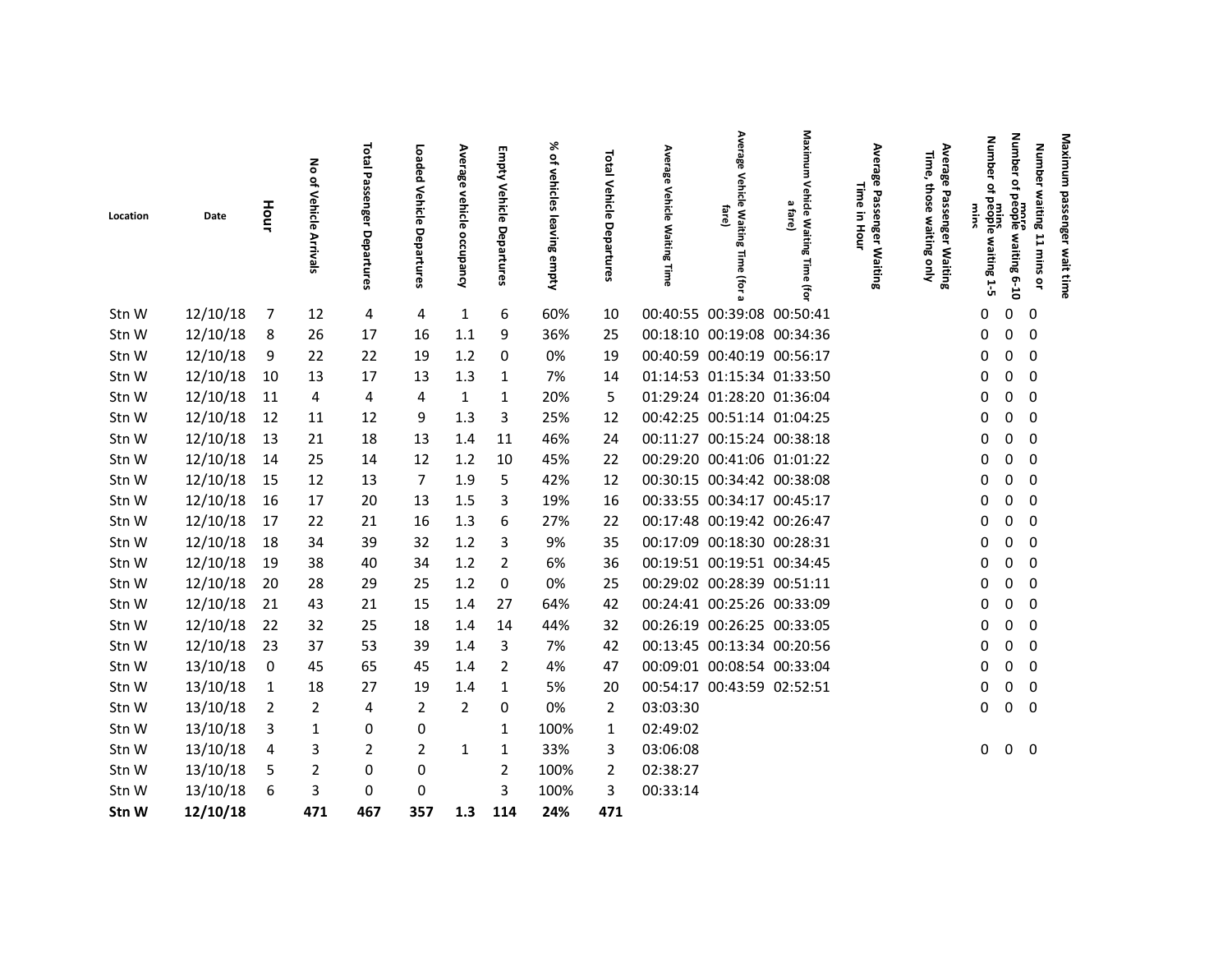| Location | Date | Hour | No of Vehicle Arrivals | Total Passenger Departures | Loaded Vehicle Departures | Average vehicle occupancy | Empty Vehicle Departures | % of vehicles leaving empty | Total Vehicle Departures | Average Vehicle Waiting Time | Average Vehicle Waiting Time (for a fare) | Maximum Vehicle Waiting Time (for a fare) | Average Passenger Waiting Time in Hour | Average Passenger Waiting Time, those waiting only | Number of people waiting 1-5 mins | Number of people waiting 6-10 mins | Number waiting 11 mins or more | Maximum passenger wait time |
|---|---|---|---|---|---|---|---|---|---|---|---|---|---|---|---|---|---|---|
| Stn W | 12/10/18 | 7 | 12 | 4 | 4 | 1 | 6 | 60% | 10 | 00:40:55 | 00:39:08 | 00:50:41 | | | 0 | 0 | 0 | |
| Stn W | 12/10/18 | 8 | 26 | 17 | 16 | 1.1 | 9 | 36% | 25 | 00:18:10 | 00:19:08 | 00:34:36 | | | 0 | 0 | 0 | |
| Stn W | 12/10/18 | 9 | 22 | 22 | 19 | 1.2 | 0 | 0% | 19 | 00:40:59 | 00:40:19 | 00:56:17 | | | 0 | 0 | 0 | |
| Stn W | 12/10/18 | 10 | 13 | 17 | 13 | 1.3 | 1 | 7% | 14 | 01:14:53 | 01:15:34 | 01:33:50 | | | 0 | 0 | 0 | |
| Stn W | 12/10/18 | 11 | 4 | 4 | 4 | 1 | 1 | 20% | 5 | 01:29:24 | 01:28:20 | 01:36:04 | | | 0 | 0 | 0 | |
| Stn W | 12/10/18 | 12 | 11 | 12 | 9 | 1.3 | 3 | 25% | 12 | 00:42:25 | 00:51:14 | 01:04:25 | | | 0 | 0 | 0 | |
| Stn W | 12/10/18 | 13 | 21 | 18 | 13 | 1.4 | 11 | 46% | 24 | 00:11:27 | 00:15:24 | 00:38:18 | | | 0 | 0 | 0 | |
| Stn W | 12/10/18 | 14 | 25 | 14 | 12 | 1.2 | 10 | 45% | 22 | 00:29:20 | 00:41:06 | 01:01:22 | | | 0 | 0 | 0 | |
| Stn W | 12/10/18 | 15 | 12 | 13 | 7 | 1.9 | 5 | 42% | 12 | 00:30:15 | 00:34:42 | 00:38:08 | | | 0 | 0 | 0 | |
| Stn W | 12/10/18 | 16 | 17 | 20 | 13 | 1.5 | 3 | 19% | 16 | 00:33:55 | 00:34:17 | 00:45:17 | | | 0 | 0 | 0 | |
| Stn W | 12/10/18 | 17 | 22 | 21 | 16 | 1.3 | 6 | 27% | 22 | 00:17:48 | 00:19:42 | 00:26:47 | | | 0 | 0 | 0 | |
| Stn W | 12/10/18 | 18 | 34 | 39 | 32 | 1.2 | 3 | 9% | 35 | 00:17:09 | 00:18:30 | 00:28:31 | | | 0 | 0 | 0 | |
| Stn W | 12/10/18 | 19 | 38 | 40 | 34 | 1.2 | 2 | 6% | 36 | 00:19:51 | 00:19:51 | 00:34:45 | | | 0 | 0 | 0 | |
| Stn W | 12/10/18 | 20 | 28 | 29 | 25 | 1.2 | 0 | 0% | 25 | 00:29:02 | 00:28:39 | 00:51:11 | | | 0 | 0 | 0 | |
| Stn W | 12/10/18 | 21 | 43 | 21 | 15 | 1.4 | 27 | 64% | 42 | 00:24:41 | 00:25:26 | 00:33:09 | | | 0 | 0 | 0 | |
| Stn W | 12/10/18 | 22 | 32 | 25 | 18 | 1.4 | 14 | 44% | 32 | 00:26:19 | 00:26:25 | 00:33:05 | | | 0 | 0 | 0 | |
| Stn W | 12/10/18 | 23 | 37 | 53 | 39 | 1.4 | 3 | 7% | 42 | 00:13:45 | 00:13:34 | 00:20:56 | | | 0 | 0 | 0 | |
| Stn W | 13/10/18 | 0 | 45 | 65 | 45 | 1.4 | 2 | 4% | 47 | 00:09:01 | 00:08:54 | 00:33:04 | | | 0 | 0 | 0 | |
| Stn W | 13/10/18 | 1 | 18 | 27 | 19 | 1.4 | 1 | 5% | 20 | 00:54:17 | 00:43:59 | 02:52:51 | | | 0 | 0 | 0 | |
| Stn W | 13/10/18 | 2 | 2 | 4 | 2 | 2 | 0 | 0% | 2 | 03:03:30 | | | | | 0 | 0 | 0 | |
| Stn W | 13/10/18 | 3 | 1 | 0 | 0 | | 1 | 100% | 1 | 02:49:02 | | | | | | | | |
| Stn W | 13/10/18 | 4 | 3 | 2 | 2 | 1 | 1 | 33% | 3 | 03:06:08 | | | | | 0 | 0 | 0 | |
| Stn W | 13/10/18 | 5 | 2 | 0 | 0 | | 2 | 100% | 2 | 02:38:27 | | | | | | | | |
| Stn W | 13/10/18 | 6 | 3 | 0 | 0 | | 3 | 100% | 3 | 00:33:14 | | | | | | | | |
| **Stn W** | **12/10/18** | | **471** | **467** | **357** | **1.3** | **114** | **24%** | **471** | | | | | | | | | |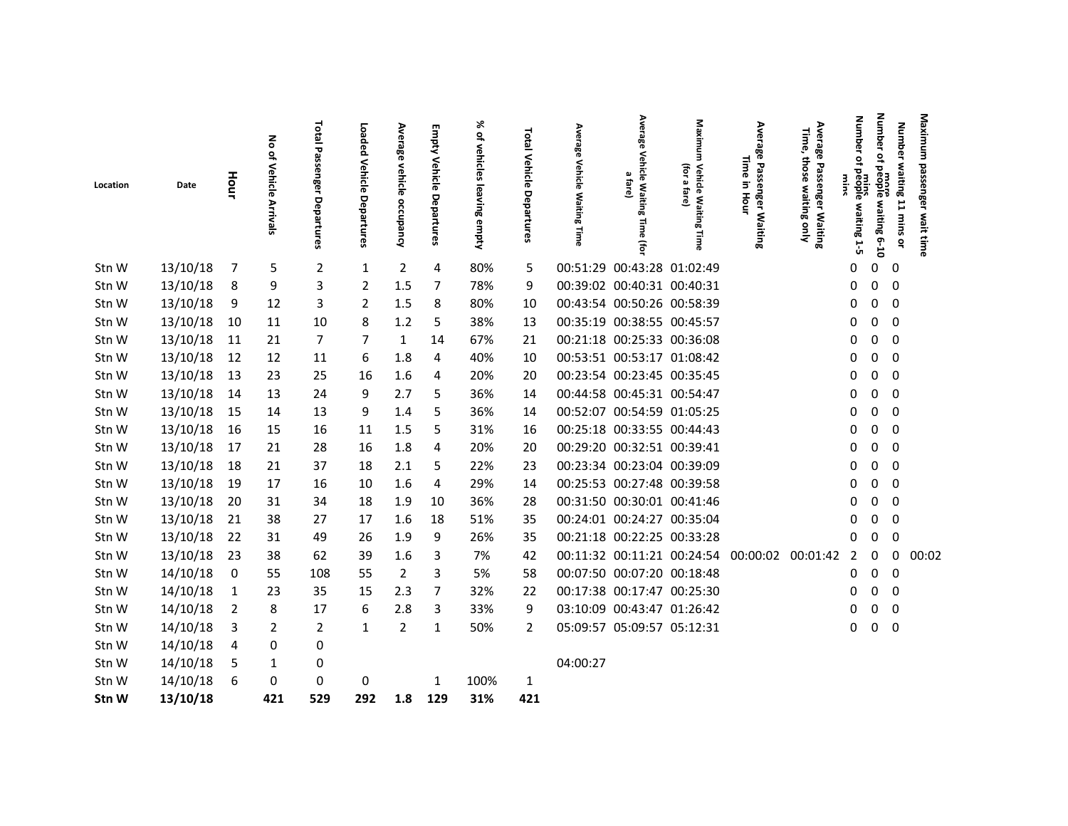| Location | Date | Hour | No of Vehicle Arrivals | Total Passenger Departures | Loaded Vehicle Departures | Average vehicle occupancy | Empty Vehicle Departures | % of vehicles leaving empty | Total Vehicle Departures | Average Vehicle Waiting Time | Average Vehicle Waiting Time (for a fare) | Maximum Vehicle Waiting Time (for a fare) | Average Passenger Waiting Time in Hour | Average Passenger Waiting Time, those waiting only | Number of people waiting 1-5 mins | Number of people waiting 6-10 mins | Number waiting 11 mins or more | Maximum passenger wait time |
|---|---|---|---|---|---|---|---|---|---|---|---|---|---|---|---|---|---|---|
| Stn W | 13/10/18 | 7 | 5 | 2 | 1 | 2 | 4 | 80% | 5 | 00:51:29 | 00:43:28 | 01:02:49 | | | 0 | 0 | 0 | |
| Stn W | 13/10/18 | 8 | 9 | 3 | 2 | 1.5 | 7 | 78% | 9 | 00:39:02 | 00:40:31 | 00:40:31 | | | 0 | 0 | 0 | |
| Stn W | 13/10/18 | 9 | 12 | 3 | 2 | 1.5 | 8 | 80% | 10 | 00:43:54 | 00:50:26 | 00:58:39 | | | 0 | 0 | 0 | |
| Stn W | 13/10/18 | 10 | 11 | 10 | 8 | 1.2 | 5 | 38% | 13 | 00:35:19 | 00:38:55 | 00:45:57 | | | 0 | 0 | 0 | |
| Stn W | 13/10/18 | 11 | 21 | 7 | 7 | 1 | 14 | 67% | 21 | 00:21:18 | 00:25:33 | 00:36:08 | | | 0 | 0 | 0 | |
| Stn W | 13/10/18 | 12 | 12 | 11 | 6 | 1.8 | 4 | 40% | 10 | 00:53:51 | 00:53:17 | 01:08:42 | | | 0 | 0 | 0 | |
| Stn W | 13/10/18 | 13 | 23 | 25 | 16 | 1.6 | 4 | 20% | 20 | 00:23:54 | 00:23:45 | 00:35:45 | | | 0 | 0 | 0 | |
| Stn W | 13/10/18 | 14 | 13 | 24 | 9 | 2.7 | 5 | 36% | 14 | 00:44:58 | 00:45:31 | 00:54:47 | | | 0 | 0 | 0 | |
| Stn W | 13/10/18 | 15 | 14 | 13 | 9 | 1.4 | 5 | 36% | 14 | 00:52:07 | 00:54:59 | 01:05:25 | | | 0 | 0 | 0 | |
| Stn W | 13/10/18 | 16 | 15 | 16 | 11 | 1.5 | 5 | 31% | 16 | 00:25:18 | 00:33:55 | 00:44:43 | | | 0 | 0 | 0 | |
| Stn W | 13/10/18 | 17 | 21 | 28 | 16 | 1.8 | 4 | 20% | 20 | 00:29:20 | 00:32:51 | 00:39:41 | | | 0 | 0 | 0 | |
| Stn W | 13/10/18 | 18 | 21 | 37 | 18 | 2.1 | 5 | 22% | 23 | 00:23:34 | 00:23:04 | 00:39:09 | | | 0 | 0 | 0 | |
| Stn W | 13/10/18 | 19 | 17 | 16 | 10 | 1.6 | 4 | 29% | 14 | 00:25:53 | 00:27:48 | 00:39:58 | | | 0 | 0 | 0 | |
| Stn W | 13/10/18 | 20 | 31 | 34 | 18 | 1.9 | 10 | 36% | 28 | 00:31:50 | 00:30:01 | 00:41:46 | | | 0 | 0 | 0 | |
| Stn W | 13/10/18 | 21 | 38 | 27 | 17 | 1.6 | 18 | 51% | 35 | 00:24:01 | 00:24:27 | 00:35:04 | | | 0 | 0 | 0 | |
| Stn W | 13/10/18 | 22 | 31 | 49 | 26 | 1.9 | 9 | 26% | 35 | 00:21:18 | 00:22:25 | 00:33:28 | | | 0 | 0 | 0 | |
| Stn W | 13/10/18 | 23 | 38 | 62 | 39 | 1.6 | 3 | 7% | 42 | 00:11:32 | 00:11:21 | 00:24:54 | 00:00:02 | 00:01:42 | 2 | 0 | 0 | 00:02 |
| Stn W | 14/10/18 | 0 | 55 | 108 | 55 | 2 | 3 | 5% | 58 | 00:07:50 | 00:07:20 | 00:18:48 | | | 0 | 0 | 0 | |
| Stn W | 14/10/18 | 1 | 23 | 35 | 15 | 2.3 | 7 | 32% | 22 | 00:17:38 | 00:17:47 | 00:25:30 | | | 0 | 0 | 0 | |
| Stn W | 14/10/18 | 2 | 8 | 17 | 6 | 2.8 | 3 | 33% | 9 | 03:10:09 | 00:43:47 | 01:26:42 | | | 0 | 0 | 0 | |
| Stn W | 14/10/18 | 3 | 2 | 2 | 1 | 2 | 1 | 50% | 2 | 05:09:57 | 05:09:57 | 05:12:31 | | | 0 | 0 | 0 | |
| Stn W | 14/10/18 | 4 | 0 | 0 | | | | | | | | | | | | | | |
| Stn W | 14/10/18 | 5 | 1 | 0 | | | | | | 04:00:27 | | | | | | | | |
| Stn W | 14/10/18 | 6 | 0 | 0 | 0 | | 1 | 100% | 1 | | | | | | | | | |
| **Stn W** | **13/10/18** | | **421** | **529** | **292** | **1.8** | **129** | **31%** | **421** | | | | | | | | | |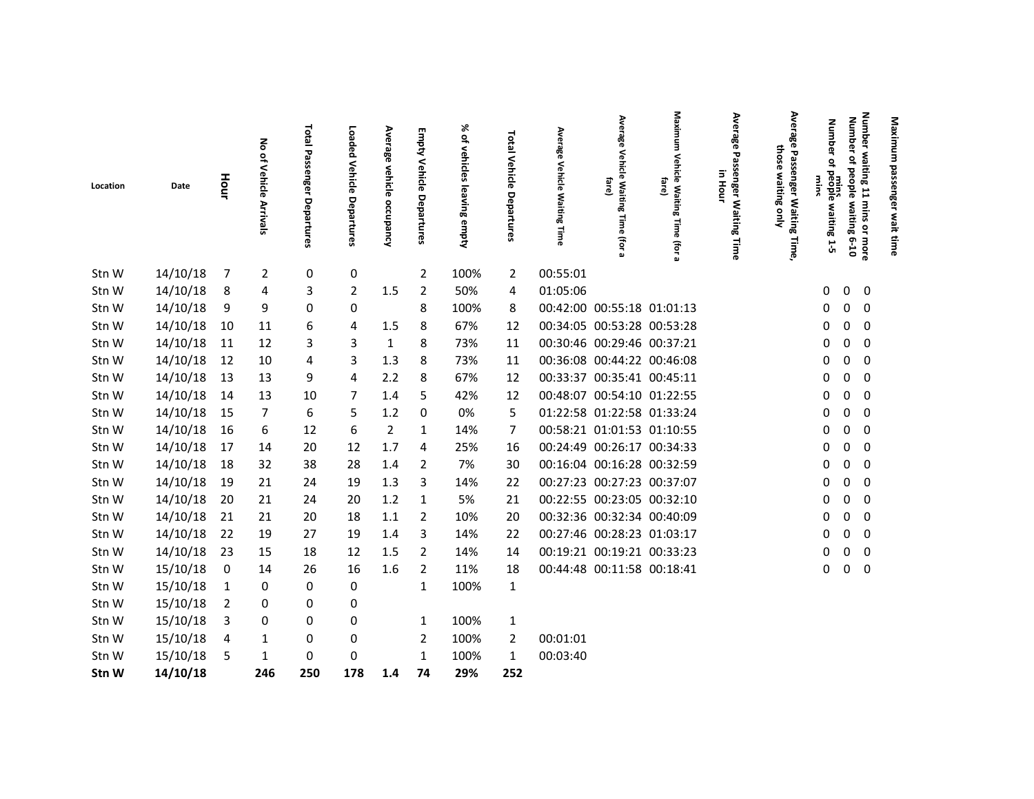| Location | Date | Hour | No of Vehicle Arrivals | Total Passenger Departures | Loaded Vehicle Departures | Average vehicle occupancy | Empty Vehicle Departures | % of vehicles leaving empty | Total Vehicle Departures | Average Vehicle Waiting Time | Average Vehicle Waiting Time (for a fare) | Maximum Vehicle Waiting Time (for a fare) | Average Passenger Waiting Time in Hour | Average Passenger Waiting Time, those waiting only | Number of people waiting 1-5 mins | Number of people waiting 6-10 mins | Number waiting 11 mins or more | Maximum passenger wait time |
|---|---|---|---|---|---|---|---|---|---|---|---|---|---|---|---|---|---|---|
| Stn W | 14/10/18 | 7 | 2 | 0 | 0 | | 2 | 100% | 2 | 00:55:01 | | | | | | | | |
| Stn W | 14/10/18 | 8 | 4 | 3 | 2 | 1.5 | 2 | 50% | 4 | 01:05:06 | | | | | 0 | 0 | 0 | |
| Stn W | 14/10/18 | 9 | 9 | 0 | 0 | | 8 | 100% | 8 | 00:42:00 | 00:55:18 | 01:01:13 | | | 0 | 0 | 0 | |
| Stn W | 14/10/18 | 10 | 11 | 6 | 4 | 1.5 | 8 | 67% | 12 | 00:34:05 | 00:53:28 | 00:53:28 | | | 0 | 0 | 0 | |
| Stn W | 14/10/18 | 11 | 12 | 3 | 3 | 1 | 8 | 73% | 11 | 00:30:46 | 00:29:46 | 00:37:21 | | | 0 | 0 | 0 | |
| Stn W | 14/10/18 | 12 | 10 | 4 | 3 | 1.3 | 8 | 73% | 11 | 00:36:08 | 00:44:22 | 00:46:08 | | | 0 | 0 | 0 | |
| Stn W | 14/10/18 | 13 | 13 | 9 | 4 | 2.2 | 8 | 67% | 12 | 00:33:37 | 00:35:41 | 00:45:11 | | | 0 | 0 | 0 | |
| Stn W | 14/10/18 | 14 | 13 | 10 | 7 | 1.4 | 5 | 42% | 12 | 00:48:07 | 00:54:10 | 01:22:55 | | | 0 | 0 | 0 | |
| Stn W | 14/10/18 | 15 | 7 | 6 | 5 | 1.2 | 0 | 0% | 5 | 01:22:58 | 01:22:58 | 01:33:24 | | | 0 | 0 | 0 | |
| Stn W | 14/10/18 | 16 | 6 | 12 | 6 | 2 | 1 | 14% | 7 | 00:58:21 | 01:01:53 | 01:10:55 | | | 0 | 0 | 0 | |
| Stn W | 14/10/18 | 17 | 14 | 20 | 12 | 1.7 | 4 | 25% | 16 | 00:24:49 | 00:26:17 | 00:34:33 | | | 0 | 0 | 0 | |
| Stn W | 14/10/18 | 18 | 32 | 38 | 28 | 1.4 | 2 | 7% | 30 | 00:16:04 | 00:16:28 | 00:32:59 | | | 0 | 0 | 0 | |
| Stn W | 14/10/18 | 19 | 21 | 24 | 19 | 1.3 | 3 | 14% | 22 | 00:27:23 | 00:27:23 | 00:37:07 | | | 0 | 0 | 0 | |
| Stn W | 14/10/18 | 20 | 21 | 24 | 20 | 1.2 | 1 | 5% | 21 | 00:22:55 | 00:23:05 | 00:32:10 | | | 0 | 0 | 0 | |
| Stn W | 14/10/18 | 21 | 21 | 20 | 18 | 1.1 | 2 | 10% | 20 | 00:32:36 | 00:32:34 | 00:40:09 | | | 0 | 0 | 0 | |
| Stn W | 14/10/18 | 22 | 19 | 27 | 19 | 1.4 | 3 | 14% | 22 | 00:27:46 | 00:28:23 | 01:03:17 | | | 0 | 0 | 0 | |
| Stn W | 14/10/18 | 23 | 15 | 18 | 12 | 1.5 | 2 | 14% | 14 | 00:19:21 | 00:19:21 | 00:33:23 | | | 0 | 0 | 0 | |
| Stn W | 15/10/18 | 0 | 14 | 26 | 16 | 1.6 | 2 | 11% | 18 | 00:44:48 | 00:11:58 | 00:18:41 | | | 0 | 0 | 0 | |
| Stn W | 15/10/18 | 1 | 0 | 0 | 0 | | 1 | 100% | 1 | | | | | | | | | |
| Stn W | 15/10/18 | 2 | 0 | 0 | 0 | | | | | | | | | | | | | |
| Stn W | 15/10/18 | 3 | 0 | 0 | 0 | | 1 | 100% | 1 | | | | | | | | | |
| Stn W | 15/10/18 | 4 | 1 | 0 | 0 | | 2 | 100% | 2 | 00:01:01 | | | | | | | | |
| Stn W | 15/10/18 | 5 | 1 | 0 | 0 | | 1 | 100% | 1 | 00:03:40 | | | | | | | | |
| **Stn W** | **14/10/18** | | **246** | **250** | **178** | **1.4** | **74** | **29%** | **252** | | | | | | | | | |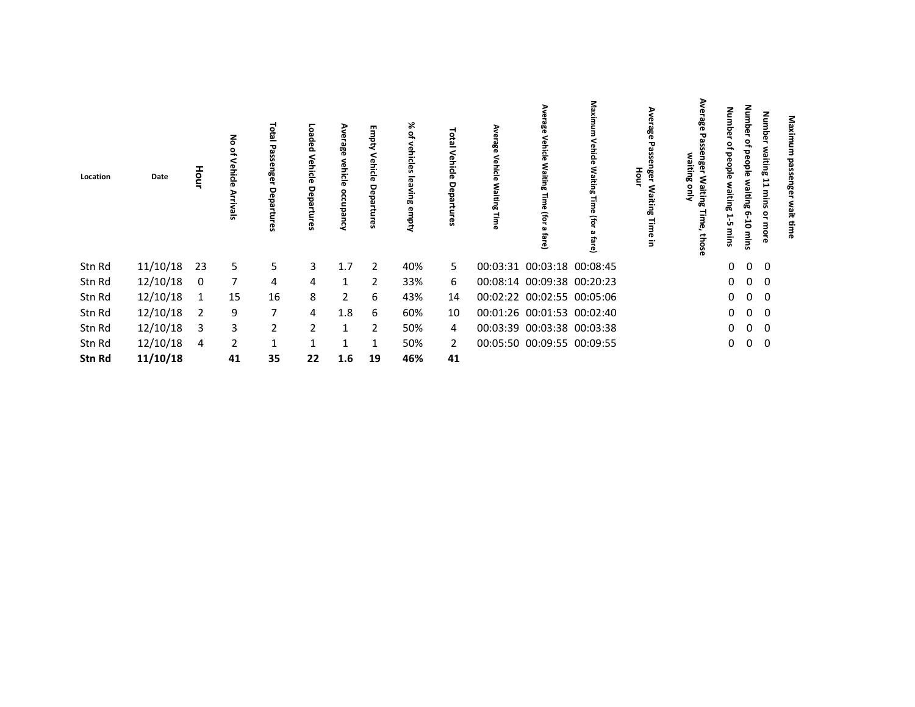| Location | Date | Hour | No of Vehicle Arrivals | Total Passenger Departures | Loaded Vehicle Departures | Average vehicle occupancy | Empty Vehicle Departures | % of vehicles leaving empty | Total Vehicle Departures | Average Vehicle Waiting Time | Average Vehicle Waiting Time (for a fare) | Maximum Vehicle Waiting Time (for a fare) | Average Passenger Waiting Time in Hour | Average Passenger Waiting Time, those waiting only | Number of people waiting 1-5 mins | Number of people waiting 6-10 mins | Number waiting 11 mins or more | Maximum passenger wait time |
|---|---|---|---|---|---|---|---|---|---|---|---|---|---|---|---|---|---|---|
| Stn Rd | 11/10/18 | 23 | 5 | 5 | 3 | 1.7 | 2 | 40% | 5 | 00:03:31 | 00:03:18 | 00:08:45 | | | 0 | 0 | 0 | |
| Stn Rd | 12/10/18 | 0 | 7 | 4 | 4 | 1 | 2 | 33% | 6 | 00:08:14 | 00:09:38 | 00:20:23 | | | 0 | 0 | 0 | |
| Stn Rd | 12/10/18 | 1 | 15 | 16 | 8 | 2 | 6 | 43% | 14 | 00:02:22 | 00:02:55 | 00:05:06 | | | 0 | 0 | 0 | |
| Stn Rd | 12/10/18 | 2 | 9 | 7 | 4 | 1.8 | 6 | 60% | 10 | 00:01:26 | 00:01:53 | 00:02:40 | | | 0 | 0 | 0 | |
| Stn Rd | 12/10/18 | 3 | 3 | 2 | 2 | 1 | 2 | 50% | 4 | 00:03:39 | 00:03:38 | 00:03:38 | | | 0 | 0 | 0 | |
| Stn Rd | 12/10/18 | 4 | 2 | 1 | 1 | 1 | 1 | 50% | 2 | 00:05:50 | 00:09:55 | 00:09:55 | | | 0 | 0 | 0 | |
| **Stn Rd** | **11/10/18** | | **41** | **35** | **22** | **1.6** | **19** | **46%** | **41** | | | | | | | | | |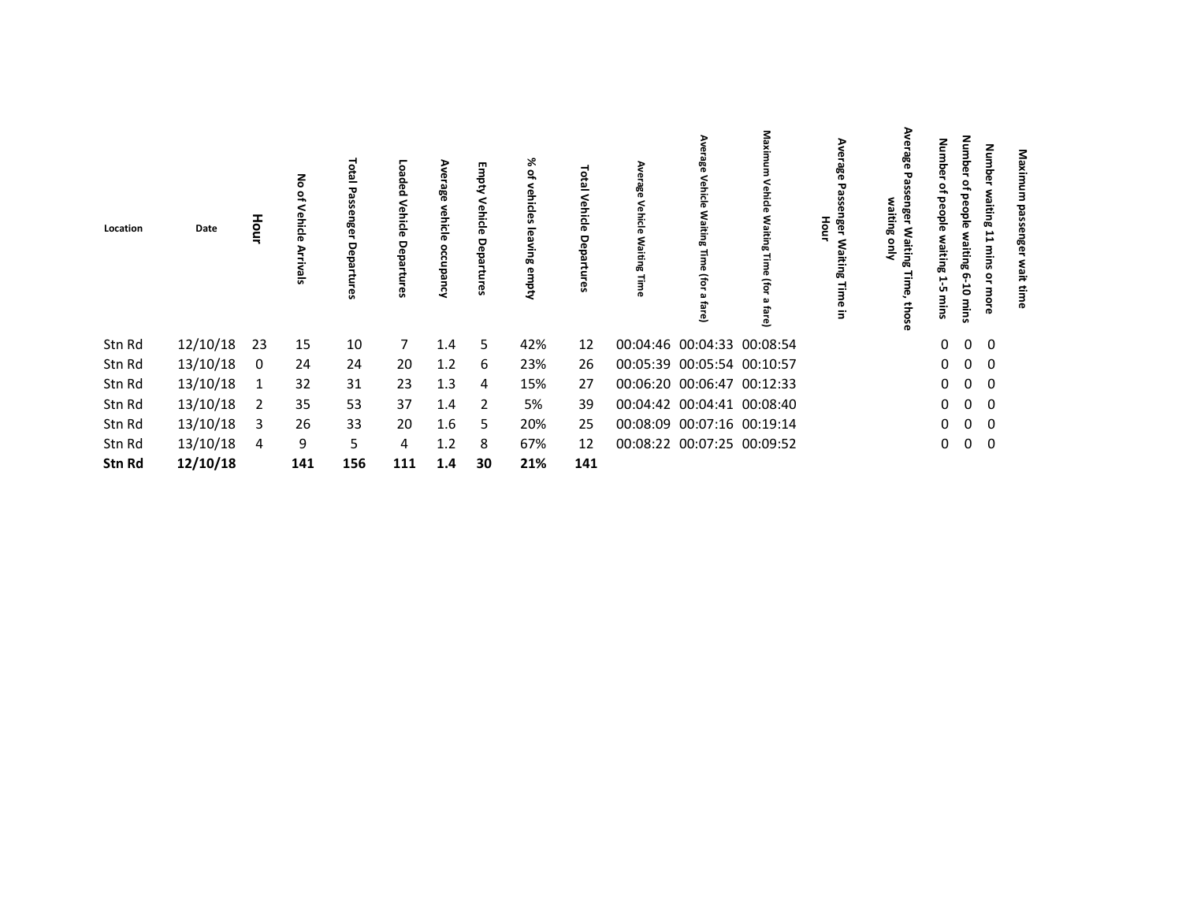| Location | Date | Hour | No of Vehicle Arrivals | Total Passenger Departures | Loaded Vehicle Departures | Average vehicle occupancy | Empty Vehicle Departures | % of vehicles leaving empty | Total Vehicle Departures | Average Vehicle Waiting Time | Average Vehicle Waiting Time (for a fare) | Maximum Vehicle Waiting Time (for a fare) | Average Passenger Waiting Time in Hour | Average Passenger Waiting Time, those waiting only | Number of people waiting 1-5 mins | Number of people waiting 6-10 mins | Number waiting 11 mins or more | Maximum passenger wait time |
|---|---|---|---|---|---|---|---|---|---|---|---|---|---|---|---|---|---|---|
| Stn Rd | 12/10/18 | 23 | 15 | 10 | 7 | 1.4 | 5 | 42% | 12 | 00:04:46 | 00:04:33 | 00:08:54 | | | 0 | 0 | 0 | |
| Stn Rd | 13/10/18 | 0 | 24 | 24 | 20 | 1.2 | 6 | 23% | 26 | 00:05:39 | 00:05:54 | 00:10:57 | | | 0 | 0 | 0 | |
| Stn Rd | 13/10/18 | 1 | 32 | 31 | 23 | 1.3 | 4 | 15% | 27 | 00:06:20 | 00:06:47 | 00:12:33 | | | 0 | 0 | 0 | |
| Stn Rd | 13/10/18 | 2 | 35 | 53 | 37 | 1.4 | 2 | 5% | 39 | 00:04:42 | 00:04:41 | 00:08:40 | | | 0 | 0 | 0 | |
| Stn Rd | 13/10/18 | 3 | 26 | 33 | 20 | 1.6 | 5 | 20% | 25 | 00:08:09 | 00:07:16 | 00:19:14 | | | 0 | 0 | 0 | |
| Stn Rd | 13/10/18 | 4 | 9 | 5 | 4 | 1.2 | 8 | 67% | 12 | 00:08:22 | 00:07:25 | 00:09:52 | | | 0 | 0 | 0 | |
| **Stn Rd** | **12/10/18** | | **141** | **156** | **111** | **1.4** | **30** | **21%** | **141** | | | | | | | | | |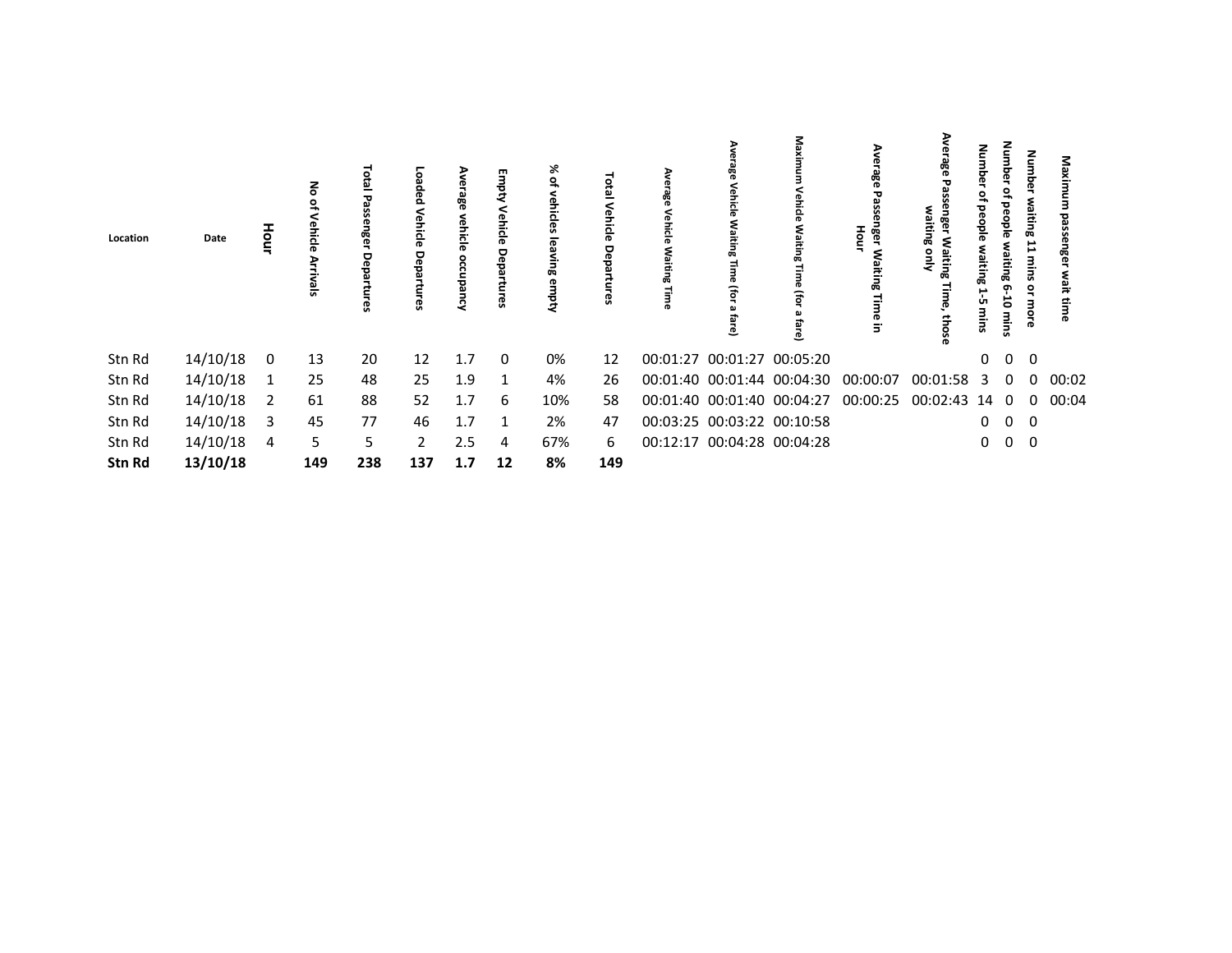| Location | Date | Hour | No of Vehicle Arrivals | Total Passenger Departures | Loaded Vehicle Departures | Average vehicle occupancy | Empty Vehicle Departures | % of vehicles leaving empty | Total Vehicle Departures | Average Vehicle Waiting Time | Average Vehicle Waiting Time (for a fare) | Maximum Vehicle Waiting Time (for a fare) | Average Passenger Waiting Time in Hour | Average Passenger Waiting Time, those waiting only | Number of people waiting 1-5 mins | Number of people waiting 6-10 mins | Number waiting 11 mins or more | Maximum passenger wait time |
|---|---|---|---|---|---|---|---|---|---|---|---|---|---|---|---|---|---|---|
| Stn Rd | 14/10/18 | 0 | 13 | 20 | 12 | 1.7 | 0 | 0% | 12 | 00:01:27 | 00:01:27 | 00:05:20 | | | 0 | 0 | 0 | |
| Stn Rd | 14/10/18 | 1 | 25 | 48 | 25 | 1.9 | 1 | 4% | 26 | 00:01:40 | 00:01:44 | 00:04:30 | 00:00:07 | 00:01:58 | 3 | 0 | 0 | 00:02 |
| Stn Rd | 14/10/18 | 2 | 61 | 88 | 52 | 1.7 | 6 | 10% | 58 | 00:01:40 | 00:01:40 | 00:04:27 | 00:00:25 | 00:02:43 | 14 | 0 | 0 | 00:04 |
| Stn Rd | 14/10/18 | 3 | 45 | 77 | 46 | 1.7 | 1 | 2% | 47 | 00:03:25 | 00:03:22 | 00:10:58 | | | 0 | 0 | 0 | |
| Stn Rd | 14/10/18 | 4 | 5 | 5 | 2 | 2.5 | 4 | 67% | 6 | 00:12:17 | 00:04:28 | 00:04:28 | | | 0 | 0 | 0 | |
| **Stn Rd** | **13/10/18** | | **149** | **238** | **137** | **1.7** | **12** | **8%** | **149** | | | | | | | | | |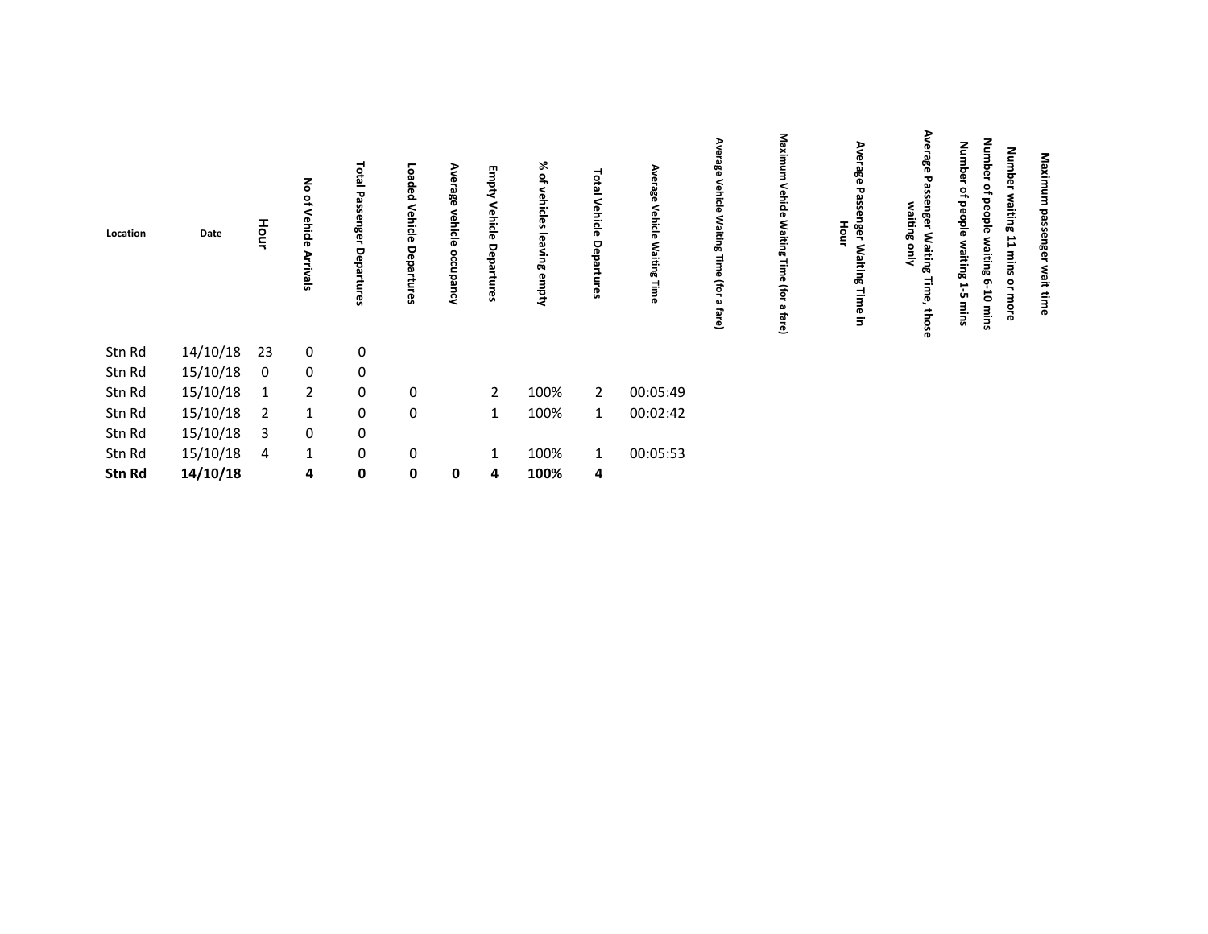| Location | Date | Hour | No of Vehicle Arrivals | Total Passenger Departures | Loaded Vehicle Departures | Average vehicle occupancy | Empty Vehicle Departures | % of vehicles leaving empty | Total Vehicle Departures | Average Vehicle Waiting Time | Average Vehicle Waiting Time (for a fare) | Maximum Vehicle Waiting Time (for a fare) | Average Passenger Waiting Time in Hour | Average Passenger Waiting Time, those waiting only | Number of people waiting 1-5 mins | Number of people waiting 6-10 mins | Number waiting 11 mins or more | Maximum passenger wait time |
|---|---|---|---|---|---|---|---|---|---|---|---|---|---|---|---|---|---|---|
| Stn Rd | 14/10/18 | 23 | 0 | 0 | | | | | | | | | | | | | | |
| Stn Rd | 15/10/18 | 0 | 0 | 0 | | | | | | | | | | | | | | |
| Stn Rd | 15/10/18 | 1 | 2 | 0 | 0 | | 2 | 100% | 2 | 00:05:49 | | | | | | | | |
| Stn Rd | 15/10/18 | 2 | 1 | 0 | 0 | | 1 | 100% | 1 | 00:02:42 | | | | | | | | |
| Stn Rd | 15/10/18 | 3 | 0 | 0 | | | | | | | | | | | | | | |
| Stn Rd | 15/10/18 | 4 | 1 | 0 | 0 | | 1 | 100% | 1 | 00:05:53 | | | | | | | | |
| **Stn Rd** | **14/10/18** | | **4** | **0** | **0** | **0** | **4** | **100%** | **4** | | | | | | | | | |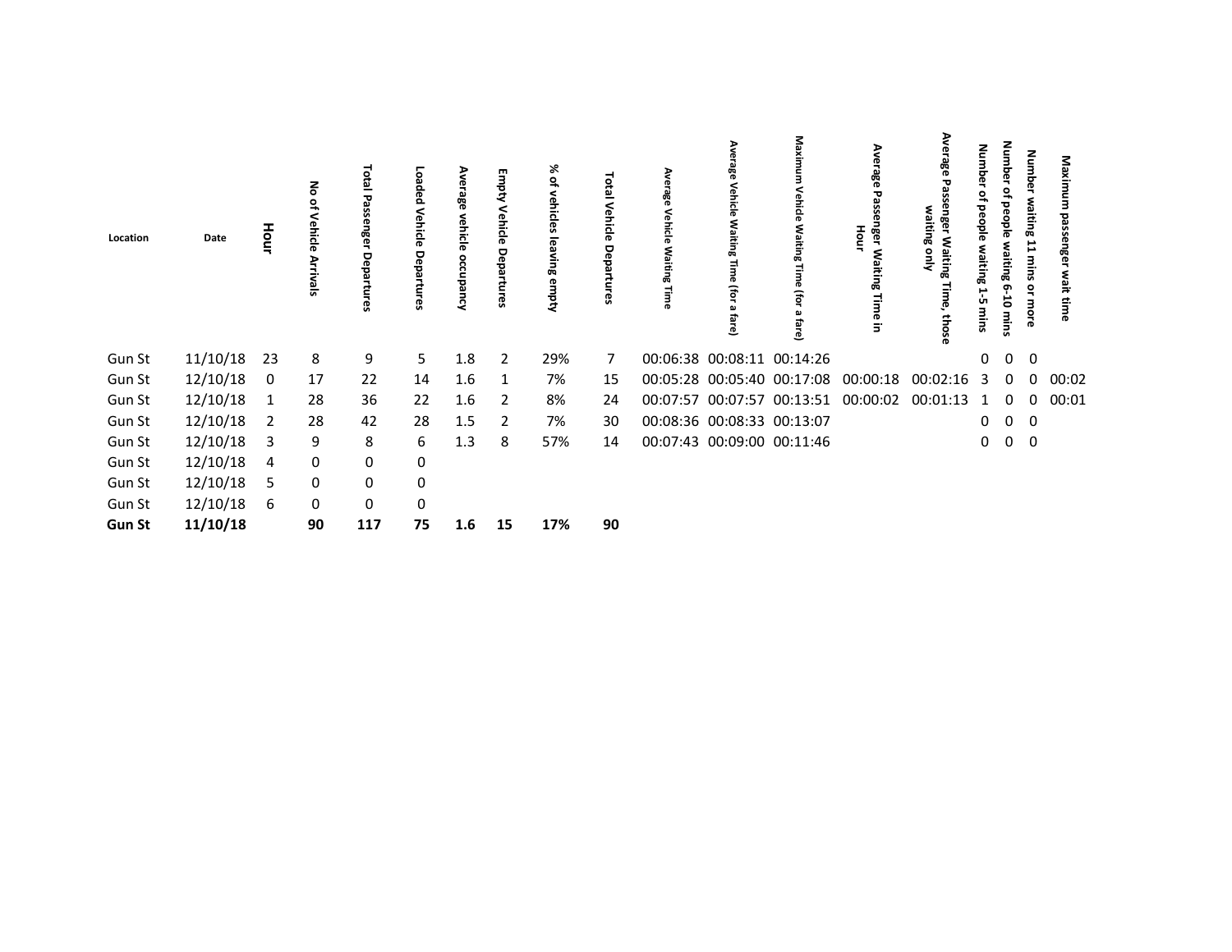| Location | Date | Hour | No of Vehicle Arrivals | Total Passenger Departures | Loaded Vehicle Departures | Average vehicle occupancy | Empty Vehicle Departures | % of vehicles leaving empty | Total Vehicle Departures | Average Vehicle Waiting Time | Average Vehicle Waiting Time (for a fare) | Maximum Vehicle Waiting Time (for a fare) | Average Passenger Waiting Time in Hour | Average Passenger Waiting Time, those waiting only | Number of people waiting 1-5 mins | Number of people waiting 6-10 mins | Number waiting 11 mins or more | Maximum passenger wait time |
|---|---|---|---|---|---|---|---|---|---|---|---|---|---|---|---|---|---|---|
| Gun St | 11/10/18 | 23 | 8 | 9 | 5 | 1.8 | 2 | 29% | 7 | 00:06:38 | 00:08:11 | 00:14:26 | | | 0 | 0 | 0 | |
| Gun St | 12/10/18 | 0 | 17 | 22 | 14 | 1.6 | 1 | 7% | 15 | 00:05:28 | 00:05:40 | 00:17:08 | 00:00:18 | 00:02:16 | 3 | 0 | 0 | 00:02 |
| Gun St | 12/10/18 | 1 | 28 | 36 | 22 | 1.6 | 2 | 8% | 24 | 00:07:57 | 00:07:57 | 00:13:51 | 00:00:02 | 00:01:13 | 1 | 0 | 0 | 00:01 |
| Gun St | 12/10/18 | 2 | 28 | 42 | 28 | 1.5 | 2 | 7% | 30 | 00:08:36 | 00:08:33 | 00:13:07 | | | 0 | 0 | 0 | |
| Gun St | 12/10/18 | 3 | 9 | 8 | 6 | 1.3 | 8 | 57% | 14 | 00:07:43 | 00:09:00 | 00:11:46 | | | 0 | 0 | 0 | |
| Gun St | 12/10/18 | 4 | 0 | 0 | 0 | | | | | | | | | | | | | |
| Gun St | 12/10/18 | 5 | 0 | 0 | 0 | | | | | | | | | | | | | |
| Gun St | 12/10/18 | 6 | 0 | 0 | 0 | | | | | | | | | | | | | |
| **Gun St** | **11/10/18** | | **90** | **117** | **75** | **1.6** | **15** | **17%** | **90** | | | | | | | | | |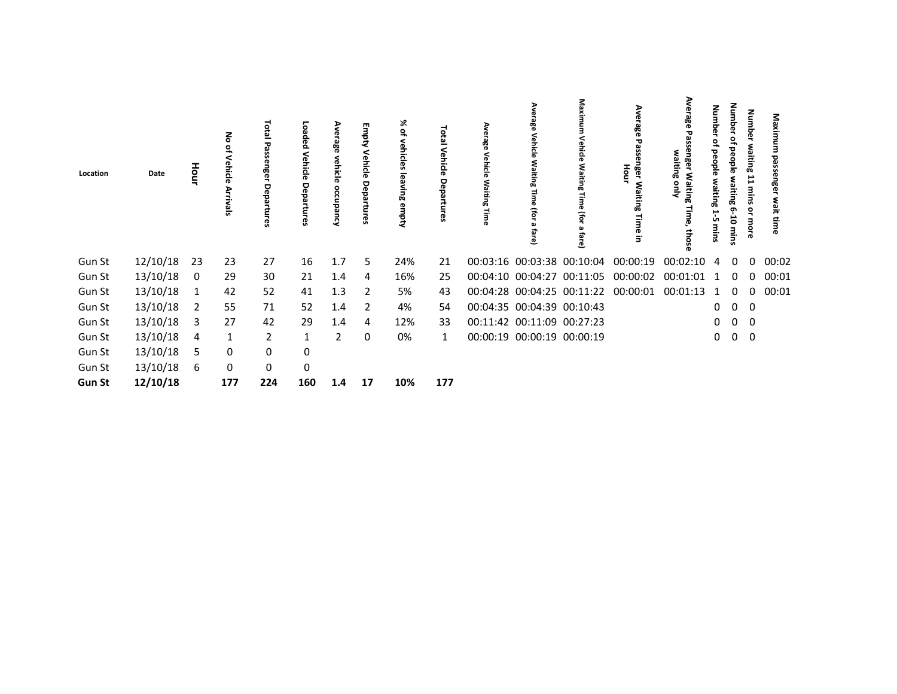| Location | Date | Hour | No of Vehicle Arrivals | Total Passenger Departures | Loaded Vehicle Departures | Average vehicle occupancy | Empty Vehicle Departures | % of vehicles leaving empty | Total Vehicle Departures | Average Vehicle Waiting Time | Average Vehicle Waiting Time (for a fare) | Maximum Vehicle Waiting Time (for a fare) | Average Passenger Waiting Time in Hour | Average Passenger Waiting Time, those waiting only | Number of people waiting 1-5 mins | Number of people waiting 6-10 mins | Number waiting 11 mins or more | Maximum passenger wait time |
|---|---|---|---|---|---|---|---|---|---|---|---|---|---|---|---|---|---|---|
| Gun St | 12/10/18 | 23 | 23 | 27 | 16 | 1.7 | 5 | 24% | 21 | 00:03:16 | 00:03:38 | 00:10:04 | 00:00:19 | 00:02:10 | 4 | 0 | 0 | 00:02 |
| Gun St | 13/10/18 | 0 | 29 | 30 | 21 | 1.4 | 4 | 16% | 25 | 00:04:10 | 00:04:27 | 00:11:05 | 00:00:02 | 00:01:01 | 1 | 0 | 0 | 00:01 |
| Gun St | 13/10/18 | 1 | 42 | 52 | 41 | 1.3 | 2 | 5% | 43 | 00:04:28 | 00:04:25 | 00:11:22 | 00:00:01 | 00:01:13 | 1 | 0 | 0 | 00:01 |
| Gun St | 13/10/18 | 2 | 55 | 71 | 52 | 1.4 | 2 | 4% | 54 | 00:04:35 | 00:04:39 | 00:10:43 | | | 0 | 0 | 0 | |
| Gun St | 13/10/18 | 3 | 27 | 42 | 29 | 1.4 | 4 | 12% | 33 | 00:11:42 | 00:11:09 | 00:27:23 | | | 0 | 0 | 0 | |
| Gun St | 13/10/18 | 4 | 1 | 2 | 1 | 2 | 0 | 0% | 1 | 00:00:19 | 00:00:19 | 00:00:19 | | | 0 | 0 | 0 | |
| Gun St | 13/10/18 | 5 | 0 | 0 | 0 | | | | | | | | | | | | | |
| Gun St | 13/10/18 | 6 | 0 | 0 | 0 | | | | | | | | | | | | | |
| **Gun St** | **12/10/18** | | **177** | **224** | **160** | **1.4** | **17** | **10%** | **177** | | | | | | | | | |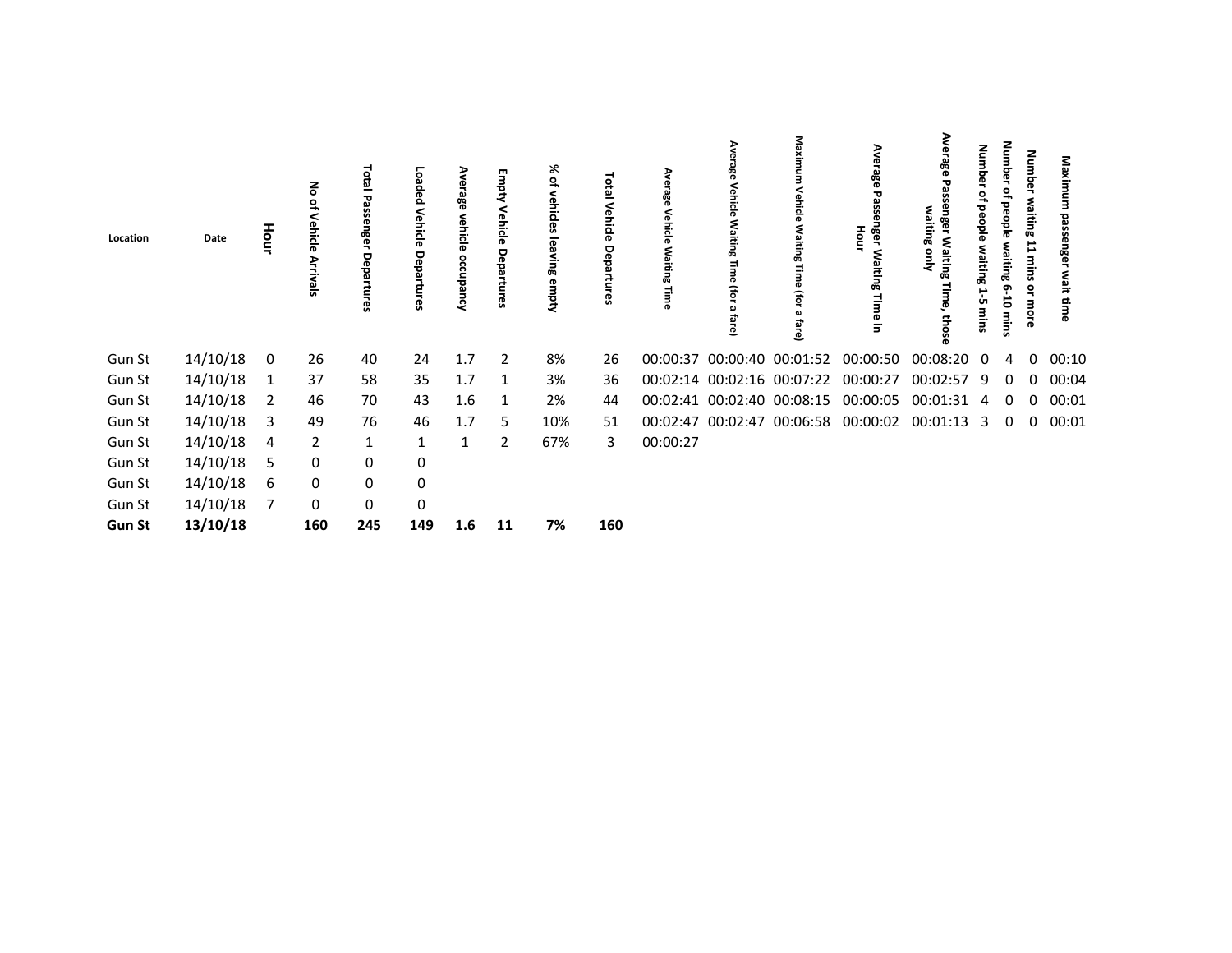| Location | Date | Hour | No of Vehicle Arrivals | Total Passenger Departures | Loaded Vehicle Departures | Average vehicle occupancy | Empty Vehicle Departures | % of vehicles leaving empty | Total Vehicle Departures | Average Vehicle Waiting Time | Average Vehicle Waiting Time (for a fare) | Maximum Vehicle Waiting Time (for a fare) | Average Passenger Waiting Time in Hour | Average Passenger Waiting Time, those waiting only | Number of people waiting 1-5 mins | Number of people waiting 6-10 mins | Number waiting 11 mins or more | Maximum passenger wait time |
|---|---|---|---|---|---|---|---|---|---|---|---|---|---|---|---|---|---|---|
| Gun St | 14/10/18 | 0 | 26 | 40 | 24 | 1.7 | 2 | 8% | 26 | 00:00:37 | 00:00:40 | 00:01:52 | 00:00:50 | 00:08:20 | 0 | 4 | 0 | 00:10 |
| Gun St | 14/10/18 | 1 | 37 | 58 | 35 | 1.7 | 1 | 3% | 36 | 00:02:14 | 00:02:16 | 00:07:22 | 00:00:27 | 00:02:57 | 9 | 0 | 0 | 00:04 |
| Gun St | 14/10/18 | 2 | 46 | 70 | 43 | 1.6 | 1 | 2% | 44 | 00:02:41 | 00:02:40 | 00:08:15 | 00:00:05 | 00:01:31 | 4 | 0 | 0 | 00:01 |
| Gun St | 14/10/18 | 3 | 49 | 76 | 46 | 1.7 | 5 | 10% | 51 | 00:02:47 | 00:02:47 | 00:06:58 | 00:00:02 | 00:01:13 | 3 | 0 | 0 | 00:01 |
| Gun St | 14/10/18 | 4 | 2 | 1 | 1 | 1 | 2 | 67% | 3 | 00:00:27 | | | | | | | | |
| Gun St | 14/10/18 | 5 | 0 | 0 | 0 | | | | | | | | | | | | | |
| Gun St | 14/10/18 | 6 | 0 | 0 | 0 | | | | | | | | | | | | | |
| Gun St | 14/10/18 | 7 | 0 | 0 | 0 | | | | | | | | | | | | | |
| **Gun St** | **13/10/18** | | **160** | **245** | **149** | **1.6** | **11** | **7%** | **160** | | | | | | | | | |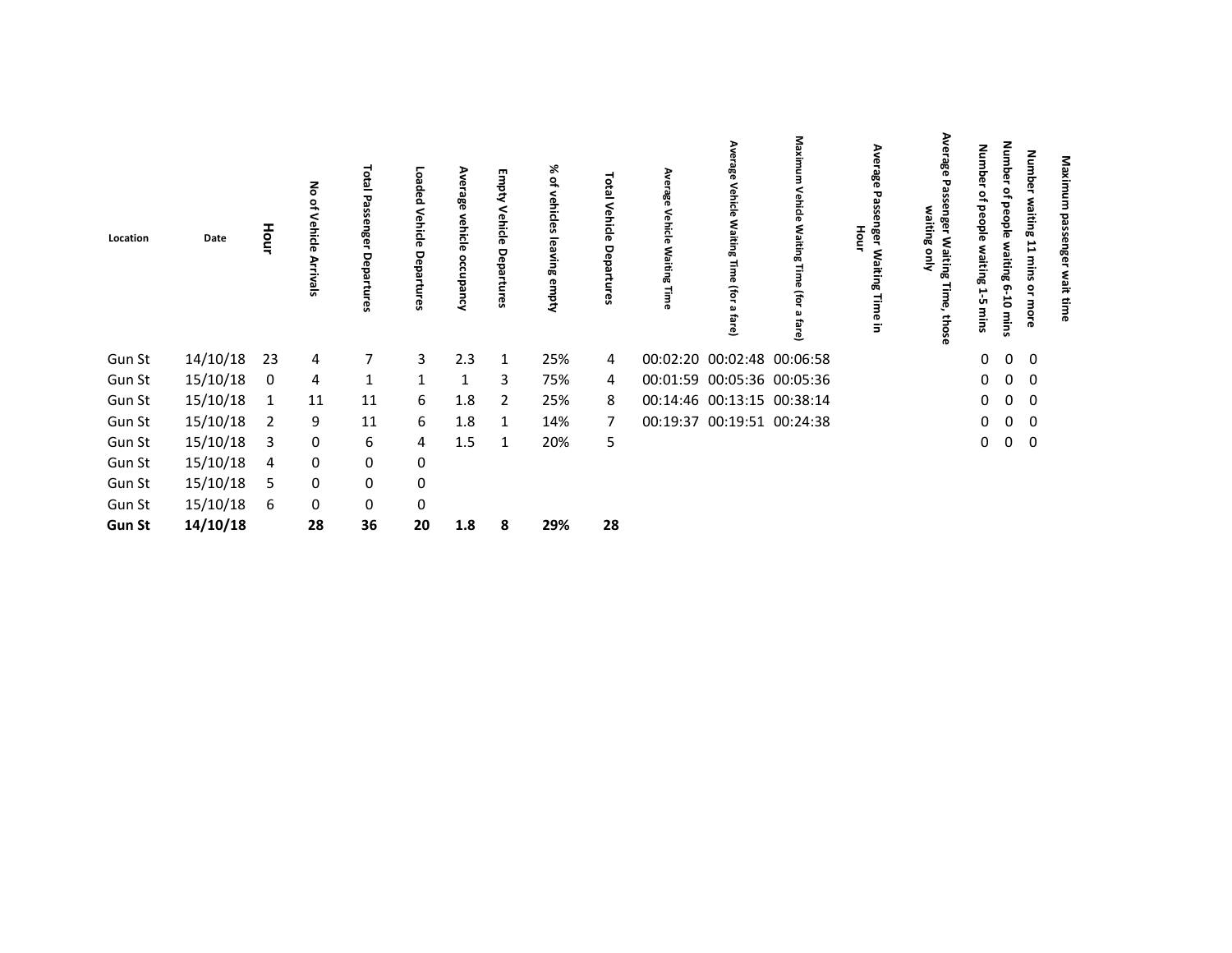| Location | Date | Hour | No of Vehicle Arrivals | Total Passenger Departures | Loaded Vehicle Departures | Average vehicle occupancy | Empty Vehicle Departures | % of vehicles leaving empty | Total Vehicle Departures | Average Vehicle Waiting Time | Average Vehicle Waiting Time (for a fare) | Maximum Vehicle Waiting Time (for a fare) | Average Passenger Waiting Time in Hour | Average Passenger Waiting Time, those waiting only | Number of people waiting 1-5 mins | Number of people waiting 6-10 mins | Number waiting 11 mins or more | Maximum passenger wait time |
|---|---|---|---|---|---|---|---|---|---|---|---|---|---|---|---|---|---|---|
| Gun St | 14/10/18 | 23 | 4 | 7 | 3 | 2.3 | 1 | 25% | 4 | 00:02:20 | 00:02:48 | 00:06:58 | | | 0 | 0 | 0 | |
| Gun St | 15/10/18 | 0 | 4 | 1 | 1 | 1 | 3 | 75% | 4 | 00:01:59 | 00:05:36 | 00:05:36 | | | 0 | 0 | 0 | |
| Gun St | 15/10/18 | 1 | 11 | 11 | 6 | 1.8 | 2 | 25% | 8 | 00:14:46 | 00:13:15 | 00:38:14 | | | 0 | 0 | 0 | |
| Gun St | 15/10/18 | 2 | 9 | 11 | 6 | 1.8 | 1 | 14% | 7 | 00:19:37 | 00:19:51 | 00:24:38 | | | 0 | 0 | 0 | |
| Gun St | 15/10/18 | 3 | 0 | 6 | 4 | 1.5 | 1 | 20% | 5 | | | | | | 0 | 0 | 0 | |
| Gun St | 15/10/18 | 4 | 0 | 0 | 0 | | | | | | | | | | | | | |
| Gun St | 15/10/18 | 5 | 0 | 0 | 0 | | | | | | | | | | | | | |
| Gun St | 15/10/18 | 6 | 0 | 0 | 0 | | | | | | | | | | | | | |
| **Gun St** | **14/10/18** | | **28** | **36** | **20** | **1.8** | **8** | **29%** | **28** | | | | | | | | | |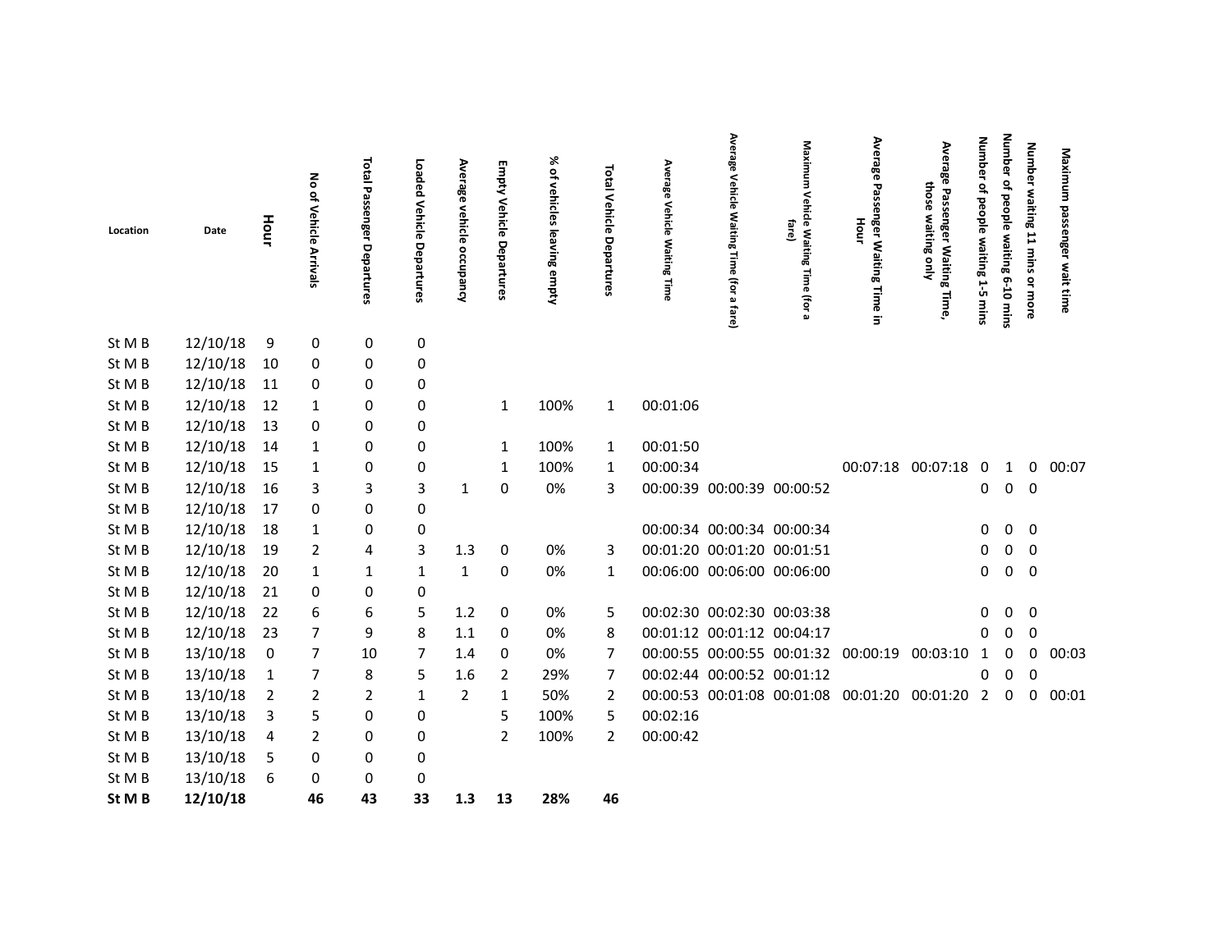| Location | Date | Hour | No of Vehicle Arrivals | Total Passenger Departures | Loaded Vehicle Departures | Average vehicle occupancy | Empty Vehicle Departures | % of vehicles leaving empty | Total Vehicle Departures | Average Vehicle Waiting Time | Average Vehicle Waiting Time (for a fare) | Maximum Vehicle Waiting Time (for a fare) | Average Passenger Waiting Time in Hour | Average Passenger Waiting Time, those waiting only | Number of people waiting 1-5 mins | Number of people waiting 6-10 mins | Number waiting 11 mins or more | Maximum passenger wait time |
|---|---|---|---|---|---|---|---|---|---|---|---|---|---|---|---|---|---|---|
| St M B | 12/10/18 | 9 | 0 | 0 | 0 | | | | | | | | | | | | | |
| St M B | 12/10/18 | 10 | 0 | 0 | 0 | | | | | | | | | | | | | |
| St M B | 12/10/18 | 11 | 0 | 0 | 0 | | | | | | | | | | | | | |
| St M B | 12/10/18 | 12 | 1 | 0 | 0 | | 1 | 100% | 1 | 00:01:06 | | | | | | | | |
| St M B | 12/10/18 | 13 | 0 | 0 | 0 | | | | | | | | | | | | | |
| St M B | 12/10/18 | 14 | 1 | 0 | 0 | | 1 | 100% | 1 | 00:01:50 | | | | | | | | |
| St M B | 12/10/18 | 15 | 1 | 0 | 0 | | 1 | 100% | 1 | 00:00:34 | | | 00:07:18 | 00:07:18 | 0 | 1 | 0 | 00:07 |
| St M B | 12/10/18 | 16 | 3 | 3 | 3 | 1 | 0 | 0% | 3 | 00:00:39 | 00:00:39 | 00:00:52 | | | 0 | 0 | 0 | |
| St M B | 12/10/18 | 17 | 0 | 0 | 0 | | | | | | | | | | | | | |
| St M B | 12/10/18 | 18 | 1 | 0 | 0 | | | | | 00:00:34 | 00:00:34 | 00:00:34 | | | 0 | 0 | 0 | |
| St M B | 12/10/18 | 19 | 2 | 4 | 3 | 1.3 | 0 | 0% | 3 | 00:01:20 | 00:01:20 | 00:01:51 | | | 0 | 0 | 0 | |
| St M B | 12/10/18 | 20 | 1 | 1 | 1 | 1 | 0 | 0% | 1 | 00:06:00 | 00:06:00 | 00:06:00 | | | 0 | 0 | 0 | |
| St M B | 12/10/18 | 21 | 0 | 0 | 0 | | | | | | | | | | | | | |
| St M B | 12/10/18 | 22 | 6 | 6 | 5 | 1.2 | 0 | 0% | 5 | 00:02:30 | 00:02:30 | 00:03:38 | | | 0 | 0 | 0 | |
| St M B | 12/10/18 | 23 | 7 | 9 | 8 | 1.1 | 0 | 0% | 8 | 00:01:12 | 00:01:12 | 00:04:17 | | | 0 | 0 | 0 | |
| St M B | 13/10/18 | 0 | 7 | 10 | 7 | 1.4 | 0 | 0% | 7 | 00:00:55 | 00:00:55 | 00:01:32 | 00:00:19 | 00:03:10 | 1 | 0 | 0 | 00:03 |
| St M B | 13/10/18 | 1 | 7 | 8 | 5 | 1.6 | 2 | 29% | 7 | 00:02:44 | 00:00:52 | 00:01:12 | | | 0 | 0 | 0 | |
| St M B | 13/10/18 | 2 | 2 | 2 | 1 | 2 | 1 | 50% | 2 | 00:00:53 | 00:01:08 | 00:01:08 | 00:01:20 | 00:01:20 | 2 | 0 | 0 | 00:01 |
| St M B | 13/10/18 | 3 | 5 | 0 | 0 | | 5 | 100% | 5 | 00:02:16 | | | | | | | | |
| St M B | 13/10/18 | 4 | 2 | 0 | 0 | | 2 | 100% | 2 | 00:00:42 | | | | | | | | |
| St M B | 13/10/18 | 5 | 0 | 0 | 0 | | | | | | | | | | | | | |
| St M B | 13/10/18 | 6 | 0 | 0 | 0 | | | | | | | | | | | | | |
| **St M B** | **12/10/18** | | **46** | **43** | **33** | **1.3** | **13** | **28%** | **46** | | | | | | | | | |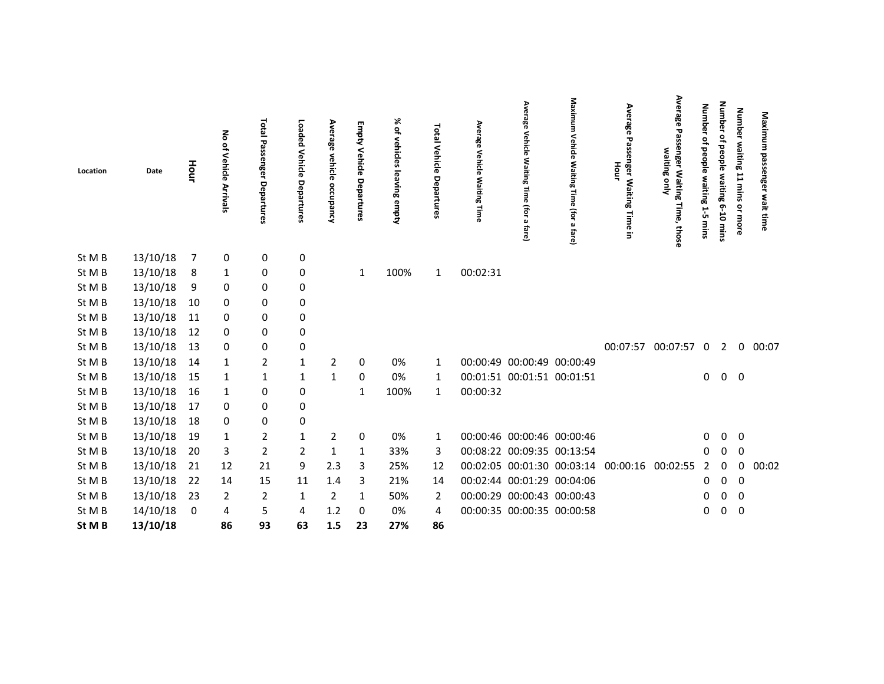| Location | Date | Hour | No of Vehicle Arrivals | Total Passenger Departures | Loaded Vehicle Departures | Average vehicle occupancy | Empty Vehicle Departures | % of vehicles leaving empty | Total Vehicle Departures | Average Vehicle Waiting Time | Average Vehicle Waiting Time (for a fare) | Maximum Vehicle Waiting Time (for a fare) | Average Passenger Waiting Time in Hour | Average Passenger Waiting Time, those waiting only | Number of people waiting 1-5 mins | Number of people waiting 6-10 mins | Number waiting 11 mins or more | Maximum passenger wait time |
|---|---|---|---|---|---|---|---|---|---|---|---|---|---|---|---|---|---|---|
| St M B | 13/10/18 | 7 | 0 | 0 | 0 | | | | | | | | | | | | | |
| St M B | 13/10/18 | 8 | 1 | 0 | 0 | | 1 | 100% | 1 | 00:02:31 | | | | | | | | |
| St M B | 13/10/18 | 9 | 0 | 0 | 0 | | | | | | | | | | | | | |
| St M B | 13/10/18 | 10 | 0 | 0 | 0 | | | | | | | | | | | | | |
| St M B | 13/10/18 | 11 | 0 | 0 | 0 | | | | | | | | | | | | | |
| St M B | 13/10/18 | 12 | 0 | 0 | 0 | | | | | | | | | | | | | |
| St M B | 13/10/18 | 13 | 0 | 0 | 0 | | | | | | | | 00:07:57 | 00:07:57 | 0 | 2 | 0 | 00:07 |
| St M B | 13/10/18 | 14 | 1 | 2 | 1 | 2 | 0 | 0% | 1 | 00:00:49 | 00:00:49 | 00:00:49 | | | | | | |
| St M B | 13/10/18 | 15 | 1 | 1 | 1 | 1 | 0 | 0% | 1 | 00:01:51 | 00:01:51 | 00:01:51 | | | 0 | 0 | 0 | |
| St M B | 13/10/18 | 16 | 1 | 0 | 0 | | 1 | 100% | 1 | 00:00:32 | | | | | | | | |
| St M B | 13/10/18 | 17 | 0 | 0 | 0 | | | | | | | | | | | | | |
| St M B | 13/10/18 | 18 | 0 | 0 | 0 | | | | | | | | | | | | | |
| St M B | 13/10/18 | 19 | 1 | 2 | 1 | 2 | 0 | 0% | 1 | 00:00:46 | 00:00:46 | 00:00:46 | | | 0 | 0 | 0 | |
| St M B | 13/10/18 | 20 | 3 | 2 | 2 | 1 | 1 | 33% | 3 | 00:08:22 | 00:09:35 | 00:13:54 | | | 0 | 0 | 0 | |
| St M B | 13/10/18 | 21 | 12 | 21 | 9 | 2.3 | 3 | 25% | 12 | 00:02:05 | 00:01:30 | 00:03:14 | 00:00:16 | 00:02:55 | 2 | 0 | 0 | 00:02 |
| St M B | 13/10/18 | 22 | 14 | 15 | 11 | 1.4 | 3 | 21% | 14 | 00:02:44 | 00:01:29 | 00:04:06 | | | 0 | 0 | 0 | |
| St M B | 13/10/18 | 23 | 2 | 2 | 1 | 2 | 1 | 50% | 2 | 00:00:29 | 00:00:43 | 00:00:43 | | | 0 | 0 | 0 | |
| St M B | 14/10/18 | 0 | 4 | 5 | 4 | 1.2 | 0 | 0% | 4 | 00:00:35 | 00:00:35 | 00:00:58 | | | 0 | 0 | 0 | |
| **St M B** | **13/10/18** | | **86** | **93** | **63** | **1.5** | **23** | **27%** | **86** | | | | | | | | | |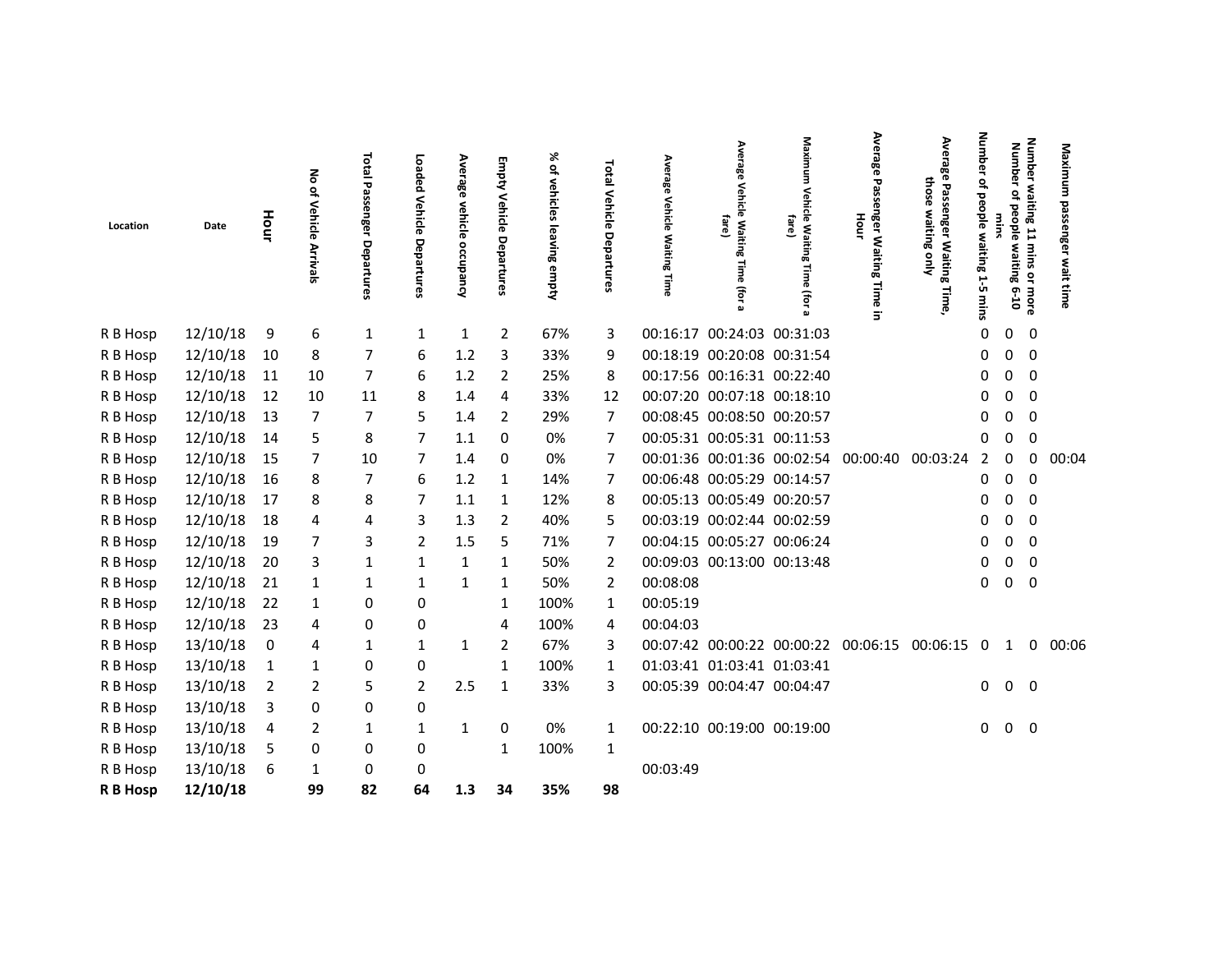| Location | Date | Hour | No of Vehicle Arrivals | Total Passenger Departures | Loaded Vehicle Departures | Average vehicle occupancy | Empty Vehicle Departures | % of vehicles leaving empty | Total Vehicle Departures | Average Vehicle Waiting Time | Average Vehicle Waiting Time (for a fare) | Maximum Vehicle Waiting Time (for a fare) | Average Passenger Waiting Time in Hour | Average Passenger Waiting Time, those waiting only | Number of people waiting 1-5 mins | Number of people waiting 6-10 mins | Number waiting 11 mins or more | Maximum passenger wait time |
|---|---|---|---|---|---|---|---|---|---|---|---|---|---|---|---|---|---|---|
| R B Hosp | 12/10/18 | 9 | 6 | 1 | 1 | 1 | 2 | 67% | 3 | 00:16:17 | 00:24:03 | 00:31:03 | | | 0 | 0 | 0 | |
| R B Hosp | 12/10/18 | 10 | 8 | 7 | 6 | 1.2 | 3 | 33% | 9 | 00:18:19 | 00:20:08 | 00:31:54 | | | 0 | 0 | 0 | |
| R B Hosp | 12/10/18 | 11 | 10 | 7 | 6 | 1.2 | 2 | 25% | 8 | 00:17:56 | 00:16:31 | 00:22:40 | | | 0 | 0 | 0 | |
| R B Hosp | 12/10/18 | 12 | 10 | 11 | 8 | 1.4 | 4 | 33% | 12 | 00:07:20 | 00:07:18 | 00:18:10 | | | 0 | 0 | 0 | |
| R B Hosp | 12/10/18 | 13 | 7 | 7 | 5 | 1.4 | 2 | 29% | 7 | 00:08:45 | 00:08:50 | 00:20:57 | | | 0 | 0 | 0 | |
| R B Hosp | 12/10/18 | 14 | 5 | 8 | 7 | 1.1 | 0 | 0% | 7 | 00:05:31 | 00:05:31 | 00:11:53 | | | 0 | 0 | 0 | |
| R B Hosp | 12/10/18 | 15 | 7 | 10 | 7 | 1.4 | 0 | 0% | 7 | 00:01:36 | 00:01:36 | 00:02:54 | 00:00:40 | 00:03:24 | 2 | 0 | 0 | 00:04 |
| R B Hosp | 12/10/18 | 16 | 8 | 7 | 6 | 1.2 | 1 | 14% | 7 | 00:06:48 | 00:05:29 | 00:14:57 | | | 0 | 0 | 0 | |
| R B Hosp | 12/10/18 | 17 | 8 | 8 | 7 | 1.1 | 1 | 12% | 8 | 00:05:13 | 00:05:49 | 00:20:57 | | | 0 | 0 | 0 | |
| R B Hosp | 12/10/18 | 18 | 4 | 4 | 3 | 1.3 | 2 | 40% | 5 | 00:03:19 | 00:02:44 | 00:02:59 | | | 0 | 0 | 0 | |
| R B Hosp | 12/10/18 | 19 | 7 | 3 | 2 | 1.5 | 5 | 71% | 7 | 00:04:15 | 00:05:27 | 00:06:24 | | | 0 | 0 | 0 | |
| R B Hosp | 12/10/18 | 20 | 3 | 1 | 1 | 1 | 1 | 50% | 2 | 00:09:03 | 00:13:00 | 00:13:48 | | | 0 | 0 | 0 | |
| R B Hosp | 12/10/18 | 21 | 1 | 1 | 1 | 1 | 1 | 50% | 2 | 00:08:08 | | | | | 0 | 0 | 0 | |
| R B Hosp | 12/10/18 | 22 | 1 | 0 | 0 | | 1 | 100% | 1 | 00:05:19 | | | | | | | | |
| R B Hosp | 12/10/18 | 23 | 4 | 0 | 0 | | 4 | 100% | 4 | 00:04:03 | | | | | | | | |
| R B Hosp | 13/10/18 | 0 | 4 | 1 | 1 | 1 | 2 | 67% | 3 | 00:07:42 | 00:00:22 | 00:00:22 | 00:06:15 | 00:06:15 | 0 | 1 | 0 | 00:06 |
| R B Hosp | 13/10/18 | 1 | 1 | 0 | 0 | | 1 | 100% | 1 | 01:03:41 | 01:03:41 | 01:03:41 | | | | | | |
| R B Hosp | 13/10/18 | 2 | 2 | 5 | 2 | 2.5 | 1 | 33% | 3 | 00:05:39 | 00:04:47 | 00:04:47 | | | 0 | 0 | 0 | |
| R B Hosp | 13/10/18 | 3 | 0 | 0 | 0 | | | | | | | | | | | | | |
| R B Hosp | 13/10/18 | 4 | 2 | 1 | 1 | 1 | 0 | 0% | 1 | 00:22:10 | 00:19:00 | 00:19:00 | | | 0 | 0 | 0 | |
| R B Hosp | 13/10/18 | 5 | 0 | 0 | 0 | | 1 | 100% | 1 | | | | | | | | | |
| R B Hosp | 13/10/18 | 6 | 1 | 0 | 0 | | | | | 00:03:49 | | | | | | | | |
| **R B Hosp** | **12/10/18** | | **99** | **82** | **64** | **1.3** | **34** | **35%** | **98** | | | | | | | | | |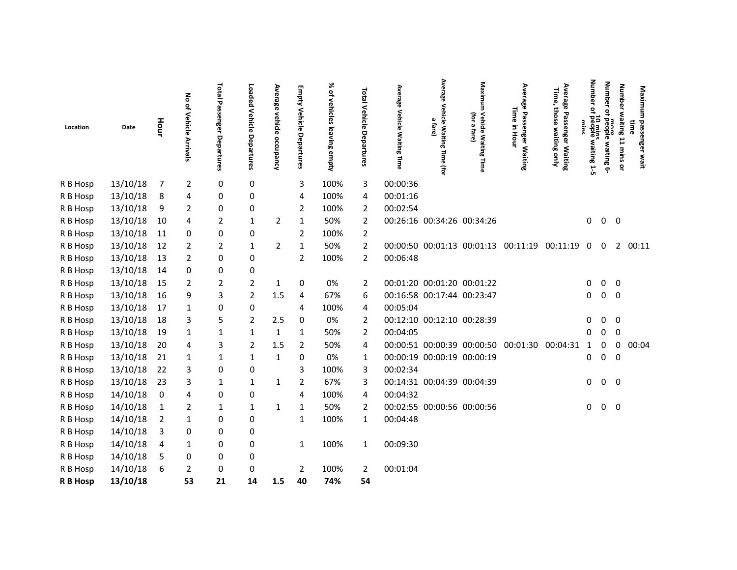| Location | Date | Hour | No of Vehicle Arrivals | Total Passenger Departures | Loaded Vehicle Departures | Average vehicle occupancy | Empty Vehicle Departures | % of vehicles leaving empty | Total Vehicle Departures | Average Vehicle Waiting Time | Average Vehicle Waiting Time (for a fare) | Maximum Vehicle Waiting Time (for a fare) | Average Passenger Waiting Time in Hour | Average Passenger Waiting Time, those waiting only | Number of people waiting 1-5 mins | Number of people waiting 6-10 mins | Number waiting 11 mins or more | Maximum passenger wait time |
|---|---|---|---|---|---|---|---|---|---|---|---|---|---|---|---|---|---|---|
| R B Hosp | 13/10/18 | 7 | 2 | 0 | 0 | | 3 | 100% | 3 | 00:00:36 | | | | | | | | |
| R B Hosp | 13/10/18 | 8 | 4 | 0 | 0 | | 4 | 100% | 4 | 00:01:16 | | | | | | | | |
| R B Hosp | 13/10/18 | 9 | 2 | 0 | 0 | | 2 | 100% | 2 | 00:02:54 | | | | | | | | |
| R B Hosp | 13/10/18 | 10 | 4 | 2 | 1 | 2 | 1 | 50% | 2 | 00:26:16 | 00:34:26 | 00:34:26 | | | 0 | 0 | 0 | |
| R B Hosp | 13/10/18 | 11 | 0 | 0 | 0 | | 2 | 100% | 2 | | | | | | | | | |
| R B Hosp | 13/10/18 | 12 | 2 | 2 | 1 | 2 | 1 | 50% | 2 | 00:00:50 | 00:01:13 | 00:01:13 | 00:11:19 | 00:11:19 | 0 | 0 | 2 | 00:11 |
| R B Hosp | 13/10/18 | 13 | 2 | 0 | 0 | | 2 | 100% | 2 | 00:06:48 | | | | | | | | |
| R B Hosp | 13/10/18 | 14 | 0 | 0 | 0 | | | | | | | | | | | | | |
| R B Hosp | 13/10/18 | 15 | 2 | 2 | 2 | 1 | 0 | 0% | 2 | 00:01:20 | 00:01:20 | 00:01:22 | | | 0 | 0 | 0 | |
| R B Hosp | 13/10/18 | 16 | 9 | 3 | 2 | 1.5 | 4 | 67% | 6 | 00:16:58 | 00:17:44 | 00:23:47 | | | 0 | 0 | 0 | |
| R B Hosp | 13/10/18 | 17 | 1 | 0 | 0 | | 4 | 100% | 4 | 00:05:04 | | | | | | | | |
| R B Hosp | 13/10/18 | 18 | 3 | 5 | 2 | 2.5 | 0 | 0% | 2 | 00:12:10 | 00:12:10 | 00:28:39 | | | 0 | 0 | 0 | |
| R B Hosp | 13/10/18 | 19 | 1 | 1 | 1 | 1 | 1 | 50% | 2 | 00:04:05 | | | | | 0 | 0 | 0 | |
| R B Hosp | 13/10/18 | 20 | 4 | 3 | 2 | 1.5 | 2 | 50% | 4 | 00:00:51 | 00:00:39 | 00:00:50 | 00:01:30 | 00:04:31 | 1 | 0 | 0 | 00:04 |
| R B Hosp | 13/10/18 | 21 | 1 | 1 | 1 | 1 | 0 | 0% | 1 | 00:00:19 | 00:00:19 | 00:00:19 | | | 0 | 0 | 0 | |
| R B Hosp | 13/10/18 | 22 | 3 | 0 | 0 | | 3 | 100% | 3 | 00:02:34 | | | | | | | | |
| R B Hosp | 13/10/18 | 23 | 3 | 1 | 1 | 1 | 2 | 67% | 3 | 00:14:31 | 00:04:39 | 00:04:39 | | | 0 | 0 | 0 | |
| R B Hosp | 14/10/18 | 0 | 4 | 0 | 0 | | 4 | 100% | 4 | 00:04:32 | | | | | | | | |
| R B Hosp | 14/10/18 | 1 | 2 | 1 | 1 | 1 | 1 | 50% | 2 | 00:02:55 | 00:00:56 | 00:00:56 | | | 0 | 0 | 0 | |
| R B Hosp | 14/10/18 | 2 | 1 | 0 | 0 | | 1 | 100% | 1 | 00:04:48 | | | | | | | | |
| R B Hosp | 14/10/18 | 3 | 0 | 0 | 0 | | | | | | | | | | | | | |
| R B Hosp | 14/10/18 | 4 | 1 | 0 | 0 | | 1 | 100% | 1 | 00:09:30 | | | | | | | | |
| R B Hosp | 14/10/18 | 5 | 0 | 0 | 0 | | | | | | | | | | | | | |
| R B Hosp | 14/10/18 | 6 | 2 | 0 | 0 | | 2 | 100% | 2 | 00:01:04 | | | | | | | | |
| **R B Hosp** | **13/10/18** | | **53** | **21** | **14** | **1.5** | **40** | **74%** | **54** | | | | | | | | | |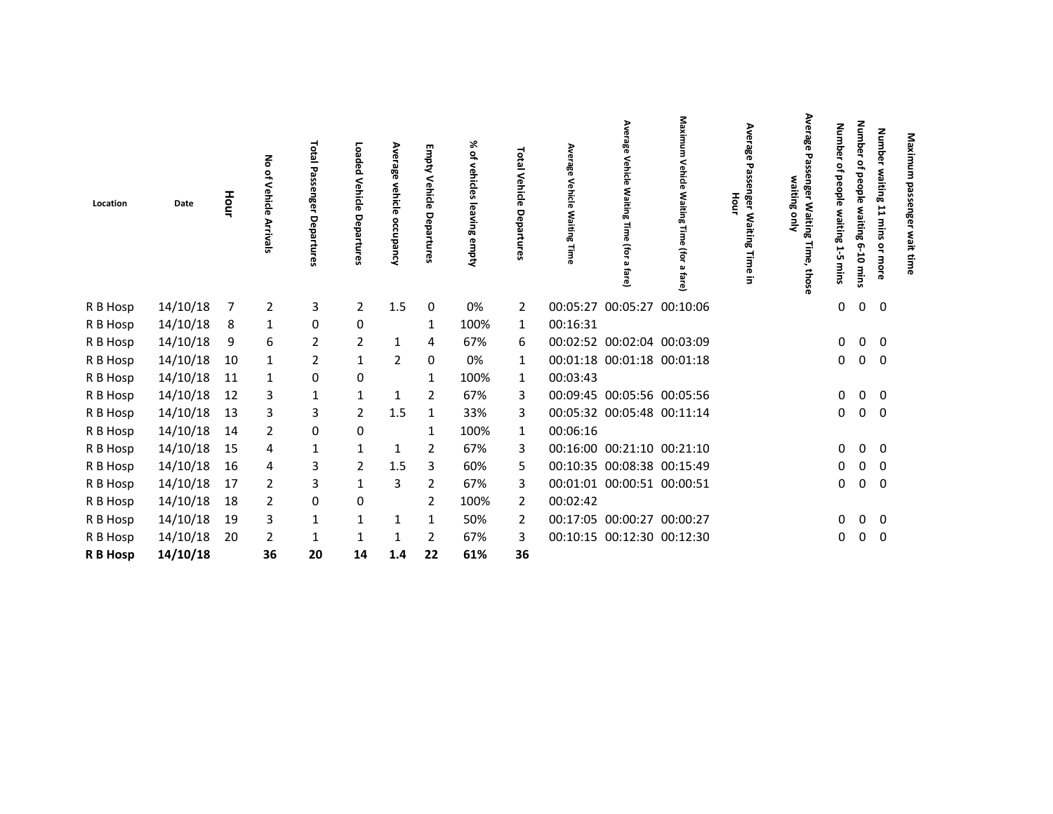| Location | Date | Hour | No of Vehicle Arrivals | Total Passenger Departures | Loaded Vehicle Departures | Average vehicle occupancy | Empty Vehicle Departures | % of vehicles leaving empty | Total Vehicle Departures | Average Vehicle Waiting Time | Average Vehicle Waiting Time (for a fare) | Maximum Vehicle Waiting Time (for a fare) | Average Passenger Waiting Time in Hour | Average Passenger Waiting Time, those waiting only | Number of people waiting 1-5 mins | Number of people waiting 6-10 mins | Number waiting 11 mins or more | Maximum passenger wait time |
|---|---|---|---|---|---|---|---|---|---|---|---|---|---|---|---|---|---|---|
| R B Hosp | 14/10/18 | 7 | 2 | 3 | 2 | 1.5 | 0 | 0% | 2 | 00:05:27 | 00:05:27 | 00:10:06 | | | 0 | 0 | 0 | |
| R B Hosp | 14/10/18 | 8 | 1 | 0 | 0 | | 1 | 100% | 1 | 00:16:31 | | | | | | | | |
| R B Hosp | 14/10/18 | 9 | 6 | 2 | 2 | 1 | 4 | 67% | 6 | 00:02:52 | 00:02:04 | 00:03:09 | | | 0 | 0 | 0 | |
| R B Hosp | 14/10/18 | 10 | 1 | 2 | 1 | 2 | 0 | 0% | 1 | 00:01:18 | 00:01:18 | 00:01:18 | | | 0 | 0 | 0 | |
| R B Hosp | 14/10/18 | 11 | 1 | 0 | 0 | | 1 | 100% | 1 | 00:03:43 | | | | | | | | |
| R B Hosp | 14/10/18 | 12 | 3 | 1 | 1 | 1 | 2 | 67% | 3 | 00:09:45 | 00:05:56 | 00:05:56 | | | 0 | 0 | 0 | |
| R B Hosp | 14/10/18 | 13 | 3 | 3 | 2 | 1.5 | 1 | 33% | 3 | 00:05:32 | 00:05:48 | 00:11:14 | | | 0 | 0 | 0 | |
| R B Hosp | 14/10/18 | 14 | 2 | 0 | 0 | | 1 | 100% | 1 | 00:06:16 | | | | | | | | |
| R B Hosp | 14/10/18 | 15 | 4 | 1 | 1 | 1 | 2 | 67% | 3 | 00:16:00 | 00:21:10 | 00:21:10 | | | 0 | 0 | 0 | |
| R B Hosp | 14/10/18 | 16 | 4 | 3 | 2 | 1.5 | 3 | 60% | 5 | 00:10:35 | 00:08:38 | 00:15:49 | | | 0 | 0 | 0 | |
| R B Hosp | 14/10/18 | 17 | 2 | 3 | 1 | 3 | 2 | 67% | 3 | 00:01:01 | 00:00:51 | 00:00:51 | | | 0 | 0 | 0 | |
| R B Hosp | 14/10/18 | 18 | 2 | 0 | 0 | | 2 | 100% | 2 | 00:02:42 | | | | | | | | |
| R B Hosp | 14/10/18 | 19 | 3 | 1 | 1 | 1 | 1 | 50% | 2 | 00:17:05 | 00:00:27 | 00:00:27 | | | 0 | 0 | 0 | |
| R B Hosp | 14/10/18 | 20 | 2 | 1 | 1 | 1 | 2 | 67% | 3 | 00:10:15 | 00:12:30 | 00:12:30 | | | 0 | 0 | 0 | |
| **R B Hosp** | **14/10/18** | | **36** | **20** | **14** | **1.4** | **22** | **61%** | **36** | | | | | | | | | |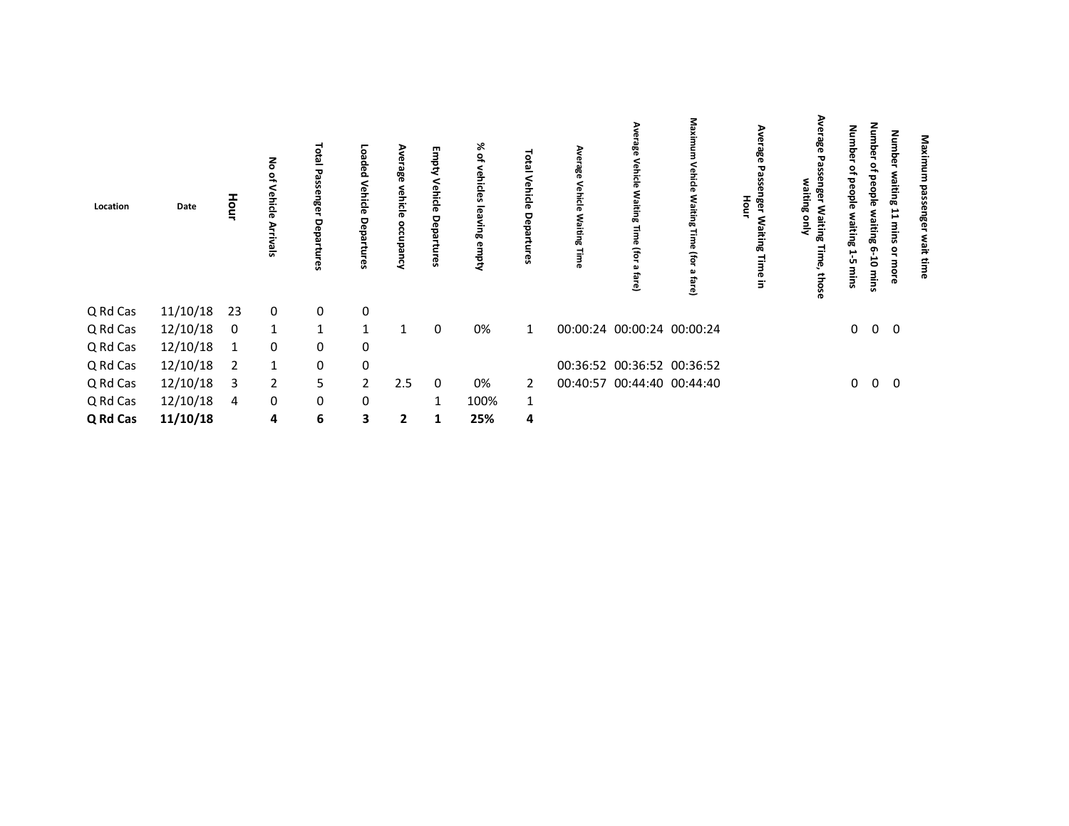| Location | Date | Hour | No of Vehicle Arrivals | Total Passenger Departures | Loaded Vehicle Departures | Average vehicle occupancy | Empty Vehicle Departures | % of vehicles leaving empty | Total Vehicle Departures | Average Vehicle Waiting Time | Average Vehicle Waiting Time (for a fare) | Maximum Vehicle Waiting Time (for a fare) | Average Passenger Waiting Time in Hour | Average Passenger Waiting Time, those waiting only | Number of people waiting 1-5 mins | Number of people waiting 6-10 mins | Number waiting 11 mins or more | Maximum passenger wait time |
|---|---|---|---|---|---|---|---|---|---|---|---|---|---|---|---|---|---|---|
| Q Rd Cas | 11/10/18 | 23 | 0 | 0 | 0 | | | | | | | | | | | | | |
| Q Rd Cas | 12/10/18 | 0 | 1 | 1 | 1 | 1 | 0 | 0% | 1 | 00:00:24 | 00:00:24 | 00:00:24 | | | 0 | 0 | 0 | |
| Q Rd Cas | 12/10/18 | 1 | 0 | 0 | 0 | | | | | | | | | | | | | |
| Q Rd Cas | 12/10/18 | 2 | 1 | 0 | 0 | | | | | 00:36:52 | 00:36:52 | 00:36:52 | | | | | | |
| Q Rd Cas | 12/10/18 | 3 | 2 | 5 | 2 | 2.5 | 0 | 0% | 2 | 00:40:57 | 00:44:40 | 00:44:40 | | | 0 | 0 | 0 | |
| Q Rd Cas | 12/10/18 | 4 | 0 | 0 | 0 | | 1 | 100% | 1 | | | | | | | | | |
| **Q Rd Cas** | **11/10/18** | | **4** | **6** | **3** | **2** | **1** | **25%** | **4** | | | | | | | | | |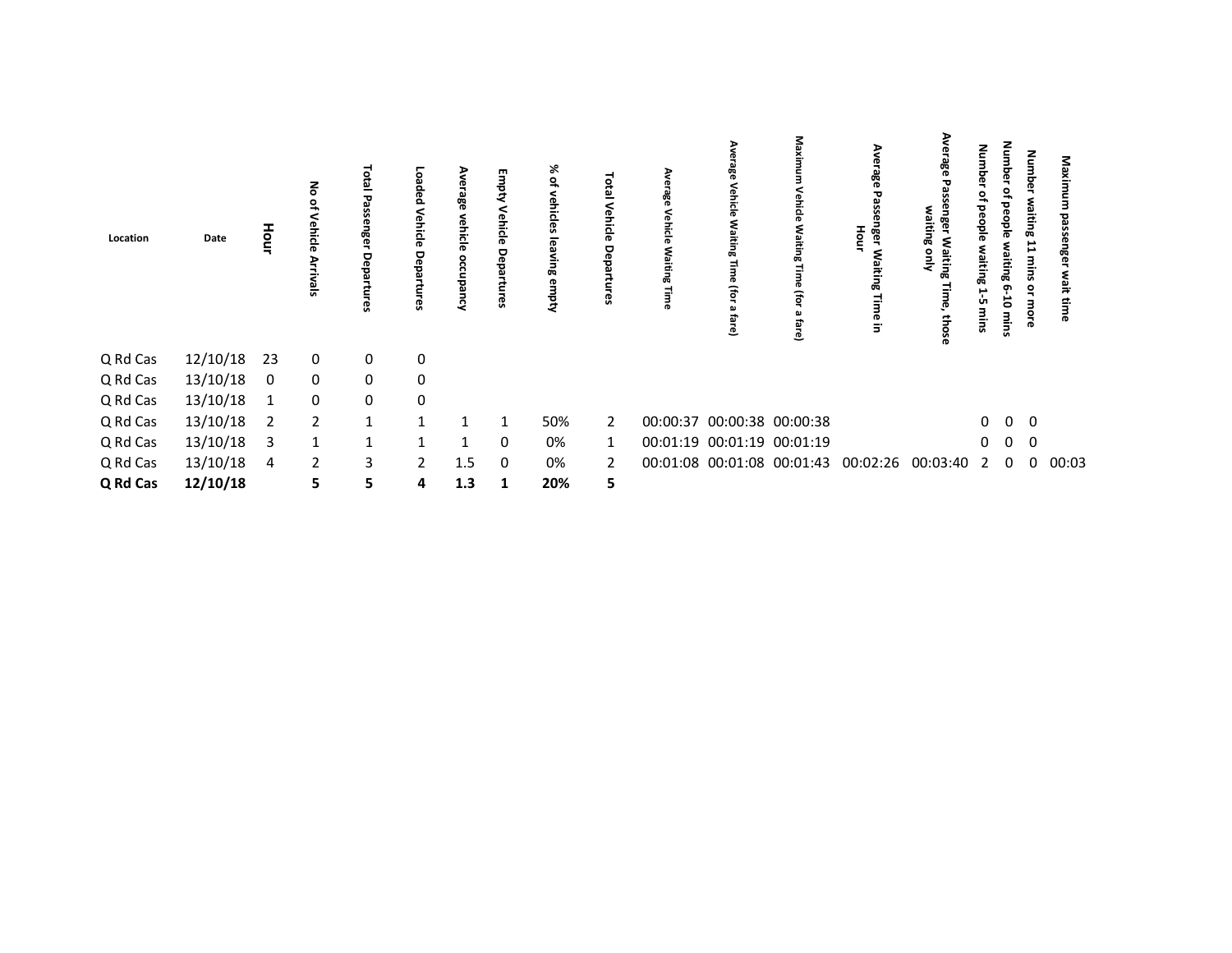| Location | Date | Hour | No of Vehicle Arrivals | Total Passenger Departures | Loaded Vehicle Departures | Average vehicle occupancy | Empty Vehicle Departures | % of vehicles leaving empty | Total Vehicle Departures | Average Vehicle Waiting Time | Average Vehicle Waiting Time (for a fare) | Maximum Vehicle Waiting Time (for a fare) | Average Passenger Waiting Time in Hour | Average Passenger Waiting Time, those waiting only | Number of people waiting 1-5 mins | Number of people waiting 6-10 mins | Number waiting 11 mins or more | Maximum passenger wait time |
|---|---|---|---|---|---|---|---|---|---|---|---|---|---|---|---|---|---|---|
| Q Rd Cas | 12/10/18 | 23 | 0 | 0 | 0 | | | | | | | | | | | | | |
| Q Rd Cas | 13/10/18 | 0 | 0 | 0 | 0 | | | | | | | | | | | | | |
| Q Rd Cas | 13/10/18 | 1 | 0 | 0 | 0 | | | | | | | | | | | | | |
| Q Rd Cas | 13/10/18 | 2 | 2 | 1 | 1 | 1 | 1 | 50% | 2 | 00:00:37 | 00:00:38 | 00:00:38 | | | 0 | 0 | 0 | |
| Q Rd Cas | 13/10/18 | 3 | 1 | 1 | 1 | 1 | 0 | 0% | 1 | 00:01:19 | 00:01:19 | 00:01:19 | | | 0 | 0 | 0 | |
| Q Rd Cas | 13/10/18 | 4 | 2 | 3 | 2 | 1.5 | 0 | 0% | 2 | 00:01:08 | 00:01:08 | 00:01:43 | 00:02:26 | 00:03:40 | 2 | 0 | 0 | 00:03 |
| **Q Rd Cas** | **12/10/18** | | **5** | **5** | **4** | **1.3** | **1** | **20%** | **5** | | | | | | | | | |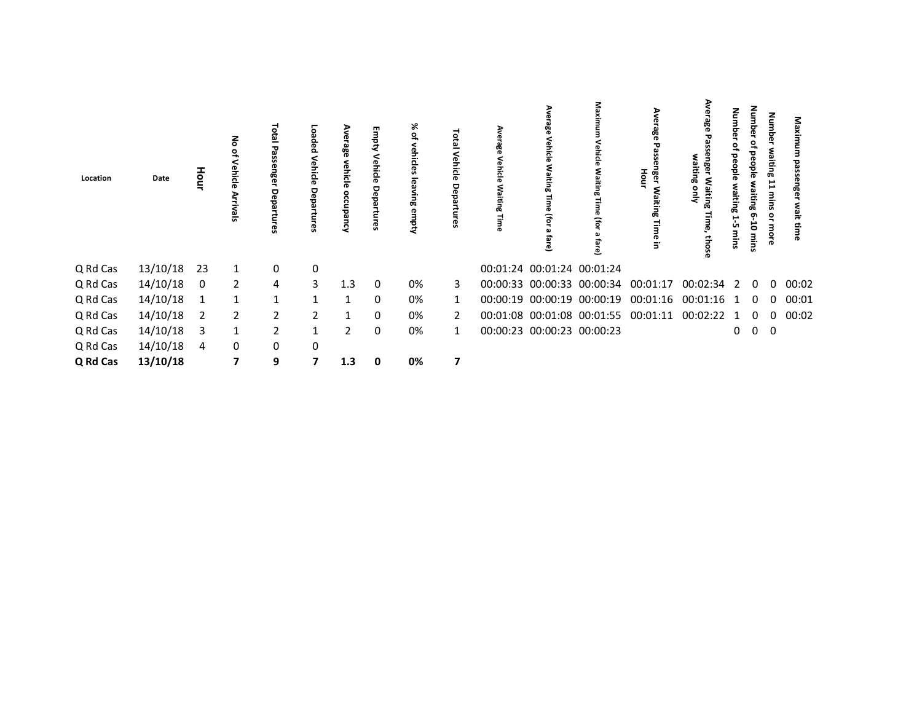| Location | Date | Hour | No of Vehicle Arrivals | Total Passenger Departures | Loaded Vehicle Departures | Average vehicle occupancy | Empty Vehicle Departures | % of vehicles leaving empty | Total Vehicle Departures | Average Vehicle Waiting Time | Average Vehicle Waiting Time (for a fare) | Maximum Vehicle Waiting Time (for a fare) | Average Passenger Waiting Time in Hour | Average Passenger Waiting Time, those waiting only | Number of people waiting 1-5 mins | Number of people waiting 6-10 mins | Number waiting 11 mins or more | Maximum passenger wait time |
|---|---|---|---|---|---|---|---|---|---|---|---|---|---|---|---|---|---|---|
| Q Rd Cas | 13/10/18 | 23 | 1 | 0 | 0 | | | | | 00:01:24 | 00:01:24 | 00:01:24 | | | | | | |
| Q Rd Cas | 14/10/18 | 0 | 2 | 4 | 3 | 1.3 | 0 | 0% | 3 | 00:00:33 | 00:00:33 | 00:00:34 | 00:01:17 | 00:02:34 | 2 | 0 | 0 | 00:02 |
| Q Rd Cas | 14/10/18 | 1 | 1 | 1 | 1 | 1 | 0 | 0% | 1 | 00:00:19 | 00:00:19 | 00:00:19 | 00:01:16 | 00:01:16 | 1 | 0 | 0 | 00:01 |
| Q Rd Cas | 14/10/18 | 2 | 2 | 2 | 2 | 1 | 0 | 0% | 2 | 00:01:08 | 00:01:08 | 00:01:55 | 00:01:11 | 00:02:22 | 1 | 0 | 0 | 00:02 |
| Q Rd Cas | 14/10/18 | 3 | 1 | 2 | 1 | 2 | 0 | 0% | 1 | 00:00:23 | 00:00:23 | 00:00:23 | | | 0 | 0 | 0 | |
| Q Rd Cas | 14/10/18 | 4 | 0 | 0 | 0 | | | | | | | | | | | | | |
| **Q Rd Cas** | **13/10/18** | | **7** | **9** | **7** | **1.3** | **0** | **0%** | **7** | | | | | | | | | |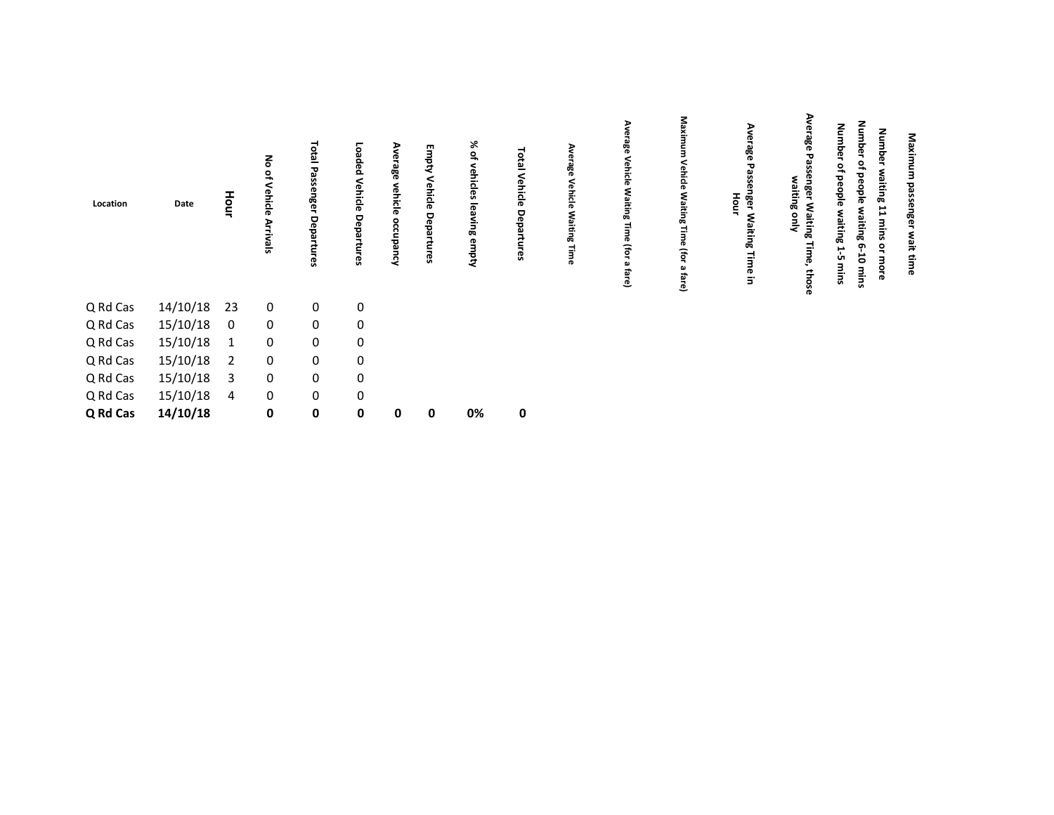| Location | Date | Hour | No of Vehicle Arrivals | Total Passenger Departures | Loaded Vehicle Departures | Average vehicle occupancy | Empty Vehicle Departures | % of vehicles leaving empty | Total Vehicle Departures | Average Vehicle Waiting Time | Average Vehicle Waiting Time (for a fare) | Maximum Vehicle Waiting Time (for a fare) | Average Passenger Waiting Time in Hour | Average Passenger Waiting Time, those waiting only | Number of people waiting 1-5 mins | Number of people waiting 6-10 mins | Number waiting 11 mins or more | Maximum passenger wait time |
|---|---|---|---|---|---|---|---|---|---|---|---|---|---|---|---|---|---|---|
| Q Rd Cas | 14/10/18 | 23 | 0 | 0 | 0 | | | | | | | | | | | | | |
| Q Rd Cas | 15/10/18 | 0 | 0 | 0 | 0 | | | | | | | | | | | | | |
| Q Rd Cas | 15/10/18 | 1 | 0 | 0 | 0 | | | | | | | | | | | | | |
| Q Rd Cas | 15/10/18 | 2 | 0 | 0 | 0 | | | | | | | | | | | | | |
| Q Rd Cas | 15/10/18 | 3 | 0 | 0 | 0 | | | | | | | | | | | | | |
| Q Rd Cas | 15/10/18 | 4 | 0 | 0 | 0 | | | | | | | | | | | | | |
| **Q Rd Cas** | **14/10/18** | | **0** | **0** | **0** | **0** | **0** | **0%** | **0** | | | | | | | | | |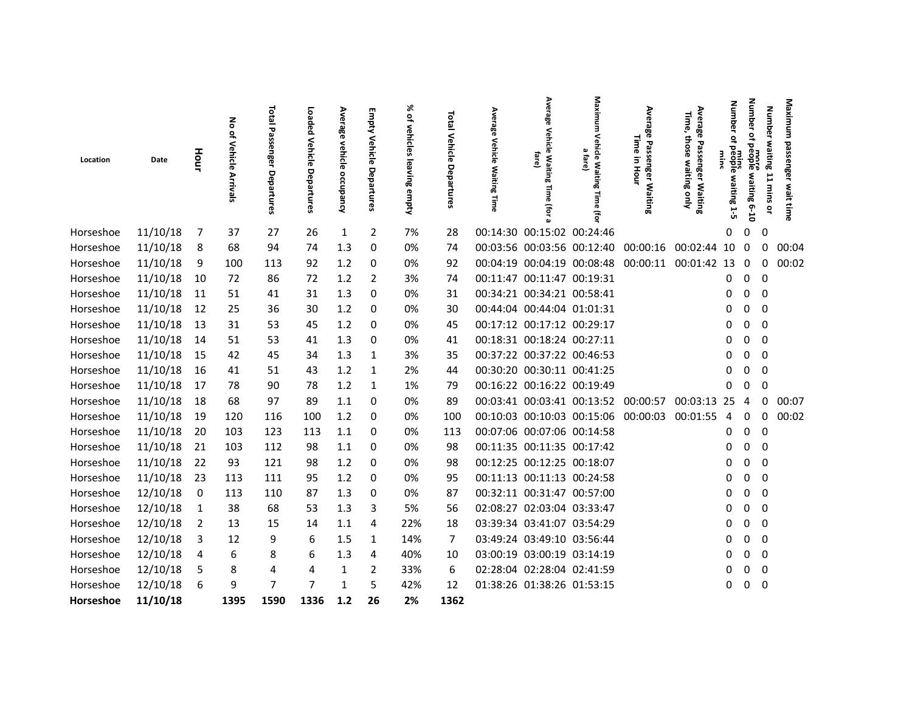| Location | Date | Hour | No of Vehicle Arrivals | Total Passenger Departures | Loaded Vehicle Departures | Average vehicle occupancy | Empty Vehicle Departures | % of vehicles leaving empty | Total Vehicle Departures | Average Vehicle Waiting Time | Average Vehicle Waiting Time (for a fare) | Maximum Vehicle Waiting Time (for a fare) | Average Passenger Waiting Time in Hour | Average Passenger Waiting Time, those waiting only | Number of people waiting 1-5 mins | Number of people waiting 6-10 mins | Number waiting 11 mins or more | Maximum passenger wait time |
|---|---|---|---|---|---|---|---|---|---|---|---|---|---|---|---|---|---|---|
| Horseshoe | 11/10/18 | 7 | 37 | 27 | 26 | 1 | 2 | 7% | 28 | 00:14:30 | 00:15:02 | 00:24:46 | | | 0 | 0 | 0 | |
| Horseshoe | 11/10/18 | 8 | 68 | 94 | 74 | 1.3 | 0 | 0% | 74 | 00:03:56 | 00:03:56 | 00:12:40 | 00:00:16 | 00:02:44 | 10 | 0 | 0 | 00:04 |
| Horseshoe | 11/10/18 | 9 | 100 | 113 | 92 | 1.2 | 0 | 0% | 92 | 00:04:19 | 00:04:19 | 00:08:48 | 00:00:11 | 00:01:42 | 13 | 0 | 0 | 00:02 |
| Horseshoe | 11/10/18 | 10 | 72 | 86 | 72 | 1.2 | 2 | 3% | 74 | 00:11:47 | 00:11:47 | 00:19:31 | | | 0 | 0 | 0 | |
| Horseshoe | 11/10/18 | 11 | 51 | 41 | 31 | 1.3 | 0 | 0% | 31 | 00:34:21 | 00:34:21 | 00:58:41 | | | 0 | 0 | 0 | |
| Horseshoe | 11/10/18 | 12 | 25 | 36 | 30 | 1.2 | 0 | 0% | 30 | 00:44:04 | 00:44:04 | 01:01:31 | | | 0 | 0 | 0 | |
| Horseshoe | 11/10/18 | 13 | 31 | 53 | 45 | 1.2 | 0 | 0% | 45 | 00:17:12 | 00:17:12 | 00:29:17 | | | 0 | 0 | 0 | |
| Horseshoe | 11/10/18 | 14 | 51 | 53 | 41 | 1.3 | 0 | 0% | 41 | 00:18:31 | 00:18:24 | 00:27:11 | | | 0 | 0 | 0 | |
| Horseshoe | 11/10/18 | 15 | 42 | 45 | 34 | 1.3 | 1 | 3% | 35 | 00:37:22 | 00:37:22 | 00:46:53 | | | 0 | 0 | 0 | |
| Horseshoe | 11/10/18 | 16 | 41 | 51 | 43 | 1.2 | 1 | 2% | 44 | 00:30:20 | 00:30:11 | 00:41:25 | | | 0 | 0 | 0 | |
| Horseshoe | 11/10/18 | 17 | 78 | 90 | 78 | 1.2 | 1 | 1% | 79 | 00:16:22 | 00:16:22 | 00:19:49 | | | 0 | 0 | 0 | |
| Horseshoe | 11/10/18 | 18 | 68 | 97 | 89 | 1.1 | 0 | 0% | 89 | 00:03:41 | 00:03:41 | 00:13:52 | 00:00:57 | 00:03:13 | 25 | 4 | 0 | 00:07 |
| Horseshoe | 11/10/18 | 19 | 120 | 116 | 100 | 1.2 | 0 | 0% | 100 | 00:10:03 | 00:10:03 | 00:15:06 | 00:00:03 | 00:01:55 | 4 | 0 | 0 | 00:02 |
| Horseshoe | 11/10/18 | 20 | 103 | 123 | 113 | 1.1 | 0 | 0% | 113 | 00:07:06 | 00:07:06 | 00:14:58 | | | 0 | 0 | 0 | |
| Horseshoe | 11/10/18 | 21 | 103 | 112 | 98 | 1.1 | 0 | 0% | 98 | 00:11:35 | 00:11:35 | 00:17:42 | | | 0 | 0 | 0 | |
| Horseshoe | 11/10/18 | 22 | 93 | 121 | 98 | 1.2 | 0 | 0% | 98 | 00:12:25 | 00:12:25 | 00:18:07 | | | 0 | 0 | 0 | |
| Horseshoe | 11/10/18 | 23 | 113 | 111 | 95 | 1.2 | 0 | 0% | 95 | 00:11:13 | 00:11:13 | 00:24:58 | | | 0 | 0 | 0 | |
| Horseshoe | 12/10/18 | 0 | 113 | 110 | 87 | 1.3 | 0 | 0% | 87 | 00:32:11 | 00:31:47 | 00:57:00 | | | 0 | 0 | 0 | |
| Horseshoe | 12/10/18 | 1 | 38 | 68 | 53 | 1.3 | 3 | 5% | 56 | 02:08:27 | 02:03:04 | 03:33:47 | | | 0 | 0 | 0 | |
| Horseshoe | 12/10/18 | 2 | 13 | 15 | 14 | 1.1 | 4 | 22% | 18 | 03:39:34 | 03:41:07 | 03:54:29 | | | 0 | 0 | 0 | |
| Horseshoe | 12/10/18 | 3 | 12 | 9 | 6 | 1.5 | 1 | 14% | 7 | 03:49:24 | 03:49:10 | 03:56:44 | | | 0 | 0 | 0 | |
| Horseshoe | 12/10/18 | 4 | 6 | 8 | 6 | 1.3 | 4 | 40% | 10 | 03:00:19 | 03:00:19 | 03:14:19 | | | 0 | 0 | 0 | |
| Horseshoe | 12/10/18 | 5 | 8 | 4 | 4 | 1 | 2 | 33% | 6 | 02:28:04 | 02:28:04 | 02:41:59 | | | 0 | 0 | 0 | |
| Horseshoe | 12/10/18 | 6 | 9 | 7 | 7 | 1 | 5 | 42% | 12 | 01:38:26 | 01:38:26 | 01:53:15 | | | 0 | 0 | 0 | |
| **Horseshoe** | **11/10/18** | | **1395** | **1590** | **1336** | **1.2** | **26** | **2%** | **1362** | | | | | | | | | |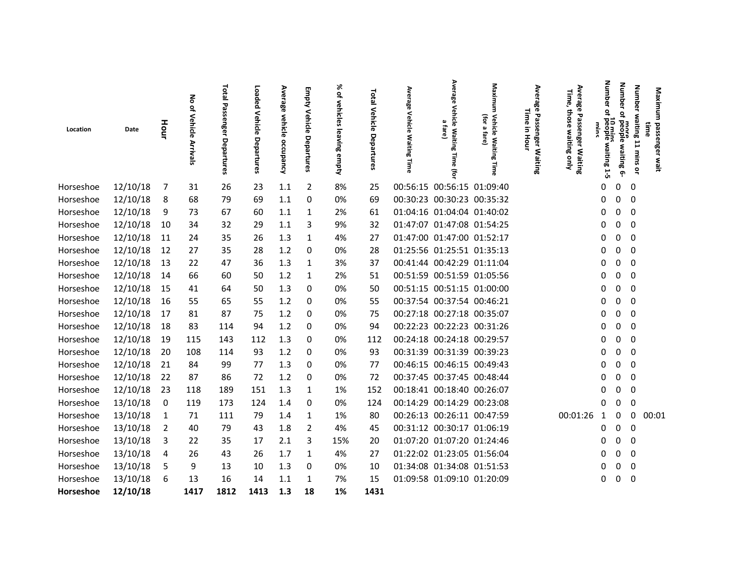| Location | Date | Hour | No of Vehicle Arrivals | Total Passenger Departures | Loaded Vehicle Departures | Average vehicle occupancy | Empty Vehicle Departures | % of vehicles leaving empty | Total Vehicle Departures | Average Vehicle Waiting Time | Average Vehicle Waiting Time (for a fare) | Maximum Vehicle Waiting Time (for a fare) | Average Passenger Waiting Time in Hour | Average Passenger Waiting Time, those waiting only | Number of people waiting 1-5 mins | Number of people waiting 6-10 mins | Number waiting 11 mins or more | Maximum passenger wait time |
|---|---|---|---|---|---|---|---|---|---|---|---|---|---|---|---|---|---|---|
| Horseshoe | 12/10/18 | 7 | 31 | 26 | 23 | 1.1 | 2 | 8% | 25 | 00:56:15 | 00:56:15 | 01:09:40 | | | 0 | 0 | 0 | |
| Horseshoe | 12/10/18 | 8 | 68 | 79 | 69 | 1.1 | 0 | 0% | 69 | 00:30:23 | 00:30:23 | 00:35:32 | | | 0 | 0 | 0 | |
| Horseshoe | 12/10/18 | 9 | 73 | 67 | 60 | 1.1 | 1 | 2% | 61 | 01:04:16 | 01:04:04 | 01:40:02 | | | 0 | 0 | 0 | |
| Horseshoe | 12/10/18 | 10 | 34 | 32 | 29 | 1.1 | 3 | 9% | 32 | 01:47:07 | 01:47:08 | 01:54:25 | | | 0 | 0 | 0 | |
| Horseshoe | 12/10/18 | 11 | 24 | 35 | 26 | 1.3 | 1 | 4% | 27 | 01:47:00 | 01:47:00 | 01:52:17 | | | 0 | 0 | 0 | |
| Horseshoe | 12/10/18 | 12 | 27 | 35 | 28 | 1.2 | 0 | 0% | 28 | 01:25:56 | 01:25:51 | 01:35:13 | | | 0 | 0 | 0 | |
| Horseshoe | 12/10/18 | 13 | 22 | 47 | 36 | 1.3 | 1 | 3% | 37 | 00:41:44 | 00:42:29 | 01:11:04 | | | 0 | 0 | 0 | |
| Horseshoe | 12/10/18 | 14 | 66 | 60 | 50 | 1.2 | 1 | 2% | 51 | 00:51:59 | 00:51:59 | 01:05:56 | | | 0 | 0 | 0 | |
| Horseshoe | 12/10/18 | 15 | 41 | 64 | 50 | 1.3 | 0 | 0% | 50 | 00:51:15 | 00:51:15 | 01:00:00 | | | 0 | 0 | 0 | |
| Horseshoe | 12/10/18 | 16 | 55 | 65 | 55 | 1.2 | 0 | 0% | 55 | 00:37:54 | 00:37:54 | 00:46:21 | | | 0 | 0 | 0 | |
| Horseshoe | 12/10/18 | 17 | 81 | 87 | 75 | 1.2 | 0 | 0% | 75 | 00:27:18 | 00:27:18 | 00:35:07 | | | 0 | 0 | 0 | |
| Horseshoe | 12/10/18 | 18 | 83 | 114 | 94 | 1.2 | 0 | 0% | 94 | 00:22:23 | 00:22:23 | 00:31:26 | | | 0 | 0 | 0 | |
| Horseshoe | 12/10/18 | 19 | 115 | 143 | 112 | 1.3 | 0 | 0% | 112 | 00:24:18 | 00:24:18 | 00:29:57 | | | 0 | 0 | 0 | |
| Horseshoe | 12/10/18 | 20 | 108 | 114 | 93 | 1.2 | 0 | 0% | 93 | 00:31:39 | 00:31:39 | 00:39:23 | | | 0 | 0 | 0 | |
| Horseshoe | 12/10/18 | 21 | 84 | 99 | 77 | 1.3 | 0 | 0% | 77 | 00:46:15 | 00:46:15 | 00:49:43 | | | 0 | 0 | 0 | |
| Horseshoe | 12/10/18 | 22 | 87 | 86 | 72 | 1.2 | 0 | 0% | 72 | 00:37:45 | 00:37:45 | 00:48:44 | | | 0 | 0 | 0 | |
| Horseshoe | 12/10/18 | 23 | 118 | 189 | 151 | 1.3 | 1 | 1% | 152 | 00:18:41 | 00:18:40 | 00:26:07 | | | 0 | 0 | 0 | |
| Horseshoe | 13/10/18 | 0 | 119 | 173 | 124 | 1.4 | 0 | 0% | 124 | 00:14:29 | 00:14:29 | 00:23:08 | | | 0 | 0 | 0 | |
| Horseshoe | 13/10/18 | 1 | 71 | 111 | 79 | 1.4 | 1 | 1% | 80 | 00:26:13 | 00:26:11 | 00:47:59 | | 00:01:26 | 1 | 0 | 0 | 00:01 |
| Horseshoe | 13/10/18 | 2 | 40 | 79 | 43 | 1.8 | 2 | 4% | 45 | 00:31:12 | 00:30:17 | 01:06:19 | | | 0 | 0 | 0 | |
| Horseshoe | 13/10/18 | 3 | 22 | 35 | 17 | 2.1 | 3 | 15% | 20 | 01:07:20 | 01:07:20 | 01:24:46 | | | 0 | 0 | 0 | |
| Horseshoe | 13/10/18 | 4 | 26 | 43 | 26 | 1.7 | 1 | 4% | 27 | 01:22:02 | 01:23:05 | 01:56:04 | | | 0 | 0 | 0 | |
| Horseshoe | 13/10/18 | 5 | 9 | 13 | 10 | 1.3 | 0 | 0% | 10 | 01:34:08 | 01:34:08 | 01:51:53 | | | 0 | 0 | 0 | |
| Horseshoe | 13/10/18 | 6 | 13 | 16 | 14 | 1.1 | 1 | 7% | 15 | 01:09:58 | 01:09:10 | 01:20:09 | | | 0 | 0 | 0 | |
| **Horseshoe** | **12/10/18** | | **1417** | **1812** | **1413** | **1.3** | **18** | **1%** | **1431** | | | | | | | | | |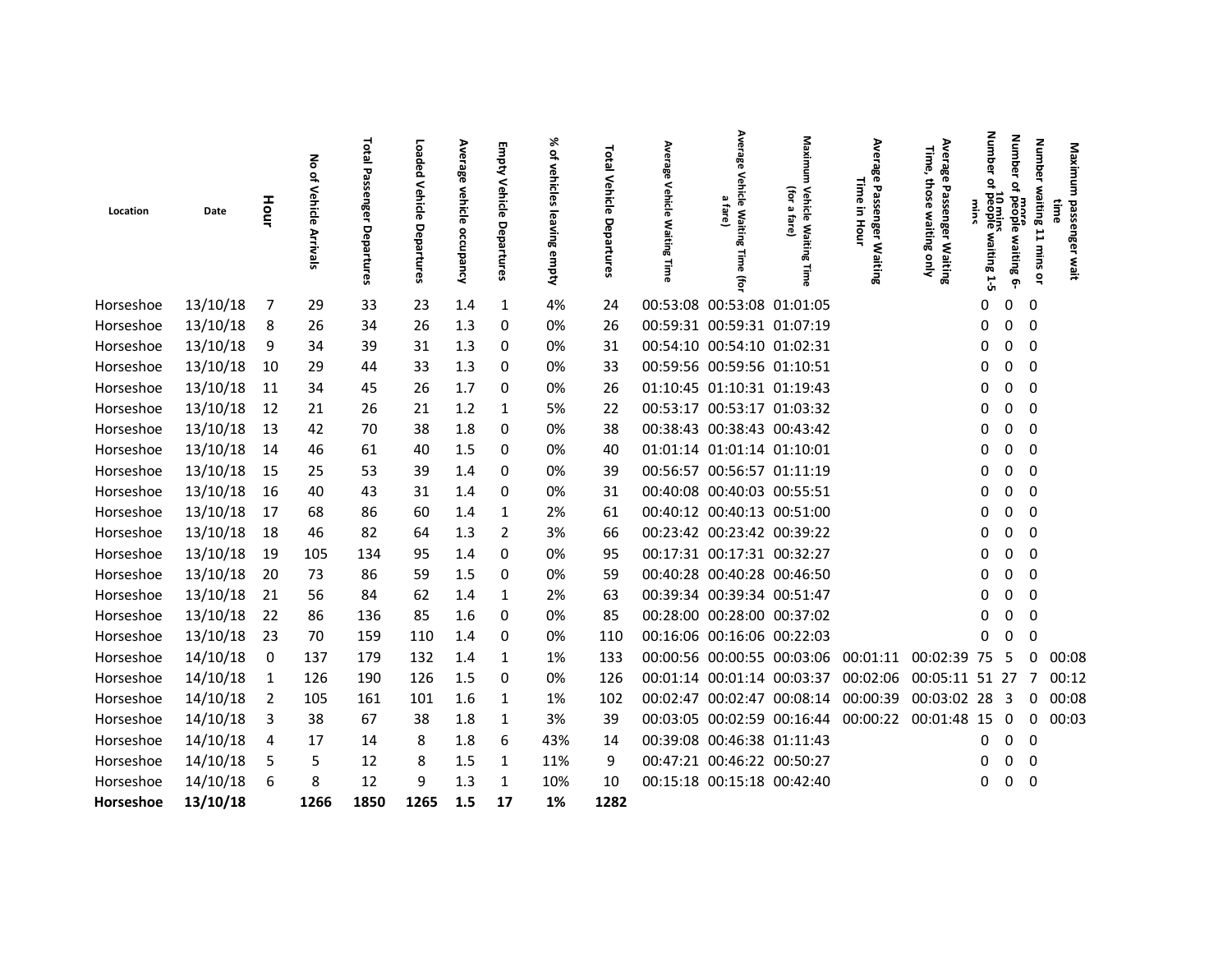| Location | Date | Hour | No of Vehicle Arrivals | Total Passenger Departures | Loaded Vehicle Departures | Average vehicle occupancy | Empty Vehicle Departures | % of vehicles leaving empty | Total Vehicle Departures | Average Vehicle Waiting Time | Average Vehicle Waiting Time (for a fare) | Maximum Vehicle Waiting Time (for a fare) | Average Passenger Waiting Time in Hour | Average Passenger Waiting Time, those waiting only | Number of people waiting 1-5 mins | Number of people waiting 6-10 mins | Number waiting 11 mins or more | Maximum passenger wait time |
|---|---|---|---|---|---|---|---|---|---|---|---|---|---|---|---|---|---|---|
| Horseshoe | 13/10/18 | 7 | 29 | 33 | 23 | 1.4 | 1 | 4% | 24 | 00:53:08 | 00:53:08 | 01:01:05 | | | 0 | 0 | 0 | |
| Horseshoe | 13/10/18 | 8 | 26 | 34 | 26 | 1.3 | 0 | 0% | 26 | 00:59:31 | 00:59:31 | 01:07:19 | | | 0 | 0 | 0 | |
| Horseshoe | 13/10/18 | 9 | 34 | 39 | 31 | 1.3 | 0 | 0% | 31 | 00:54:10 | 00:54:10 | 01:02:31 | | | 0 | 0 | 0 | |
| Horseshoe | 13/10/18 | 10 | 29 | 44 | 33 | 1.3 | 0 | 0% | 33 | 00:59:56 | 00:59:56 | 01:10:51 | | | 0 | 0 | 0 | |
| Horseshoe | 13/10/18 | 11 | 34 | 45 | 26 | 1.7 | 0 | 0% | 26 | 01:10:45 | 01:10:31 | 01:19:43 | | | 0 | 0 | 0 | |
| Horseshoe | 13/10/18 | 12 | 21 | 26 | 21 | 1.2 | 1 | 5% | 22 | 00:53:17 | 00:53:17 | 01:03:32 | | | 0 | 0 | 0 | |
| Horseshoe | 13/10/18 | 13 | 42 | 70 | 38 | 1.8 | 0 | 0% | 38 | 00:38:43 | 00:38:43 | 00:43:42 | | | 0 | 0 | 0 | |
| Horseshoe | 13/10/18 | 14 | 46 | 61 | 40 | 1.5 | 0 | 0% | 40 | 01:01:14 | 01:01:14 | 01:10:01 | | | 0 | 0 | 0 | |
| Horseshoe | 13/10/18 | 15 | 25 | 53 | 39 | 1.4 | 0 | 0% | 39 | 00:56:57 | 00:56:57 | 01:11:19 | | | 0 | 0 | 0 | |
| Horseshoe | 13/10/18 | 16 | 40 | 43 | 31 | 1.4 | 0 | 0% | 31 | 00:40:08 | 00:40:03 | 00:55:51 | | | 0 | 0 | 0 | |
| Horseshoe | 13/10/18 | 17 | 68 | 86 | 60 | 1.4 | 1 | 2% | 61 | 00:40:12 | 00:40:13 | 00:51:00 | | | 0 | 0 | 0 | |
| Horseshoe | 13/10/18 | 18 | 46 | 82 | 64 | 1.3 | 2 | 3% | 66 | 00:23:42 | 00:23:42 | 00:39:22 | | | 0 | 0 | 0 | |
| Horseshoe | 13/10/18 | 19 | 105 | 134 | 95 | 1.4 | 0 | 0% | 95 | 00:17:31 | 00:17:31 | 00:32:27 | | | 0 | 0 | 0 | |
| Horseshoe | 13/10/18 | 20 | 73 | 86 | 59 | 1.5 | 0 | 0% | 59 | 00:40:28 | 00:40:28 | 00:46:50 | | | 0 | 0 | 0 | |
| Horseshoe | 13/10/18 | 21 | 56 | 84 | 62 | 1.4 | 1 | 2% | 63 | 00:39:34 | 00:39:34 | 00:51:47 | | | 0 | 0 | 0 | |
| Horseshoe | 13/10/18 | 22 | 86 | 136 | 85 | 1.6 | 0 | 0% | 85 | 00:28:00 | 00:28:00 | 00:37:02 | | | 0 | 0 | 0 | |
| Horseshoe | 13/10/18 | 23 | 70 | 159 | 110 | 1.4 | 0 | 0% | 110 | 00:16:06 | 00:16:06 | 00:22:03 | | | 0 | 0 | 0 | |
| Horseshoe | 14/10/18 | 0 | 137 | 179 | 132 | 1.4 | 1 | 1% | 133 | 00:00:56 | 00:00:55 | 00:03:06 | 00:01:11 | 00:02:39 | 75 | 5 | 0 | 00:08 |
| Horseshoe | 14/10/18 | 1 | 126 | 190 | 126 | 1.5 | 0 | 0% | 126 | 00:01:14 | 00:01:14 | 00:03:37 | 00:02:06 | 00:05:11 | 51 | 27 | 7 | 00:12 |
| Horseshoe | 14/10/18 | 2 | 105 | 161 | 101 | 1.6 | 1 | 1% | 102 | 00:02:47 | 00:02:47 | 00:08:14 | 00:00:39 | 00:03:02 | 28 | 3 | 0 | 00:08 |
| Horseshoe | 14/10/18 | 3 | 38 | 67 | 38 | 1.8 | 1 | 3% | 39 | 00:03:05 | 00:02:59 | 00:16:44 | 00:00:22 | 00:01:48 | 15 | 0 | 0 | 00:03 |
| Horseshoe | 14/10/18 | 4 | 17 | 14 | 8 | 1.8 | 6 | 43% | 14 | 00:39:08 | 00:46:38 | 01:11:43 | | | 0 | 0 | 0 | |
| Horseshoe | 14/10/18 | 5 | 5 | 12 | 8 | 1.5 | 1 | 11% | 9 | 00:47:21 | 00:46:22 | 00:50:27 | | | 0 | 0 | 0 | |
| Horseshoe | 14/10/18 | 6 | 8 | 12 | 9 | 1.3 | 1 | 10% | 10 | 00:15:18 | 00:15:18 | 00:42:40 | | | 0 | 0 | 0 | |
| **Horseshoe** | **13/10/18** | | **1266** | **1850** | **1265** | **1.5** | **17** | **1%** | **1282** | | | | | | | | | |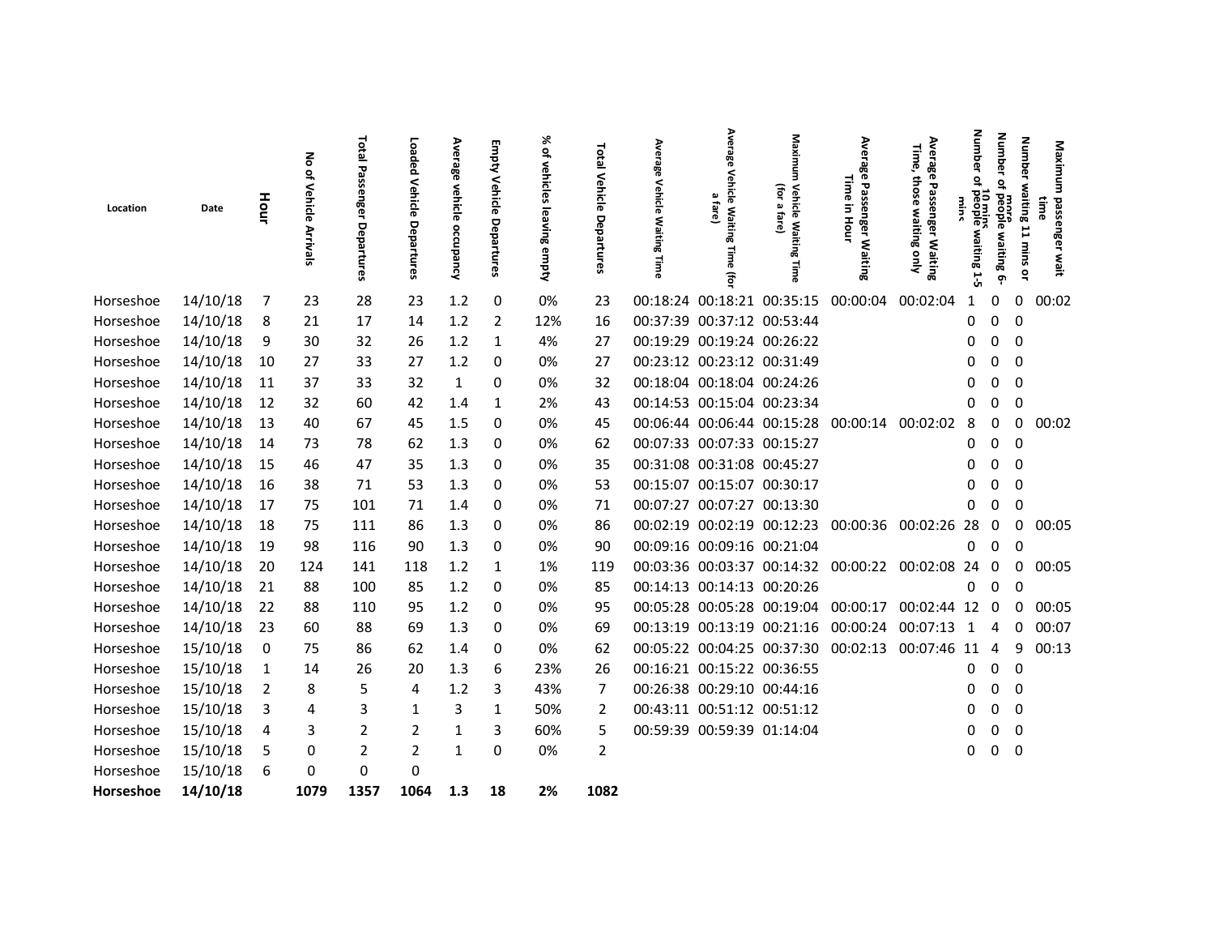| Location | Date | Hour | No of Vehicle Arrivals | Total Passenger Departures | Loaded Vehicle Departures | Average vehicle occupancy | Empty Vehicle Departures | % of vehicles leaving empty | Total Vehicle Departures | Average Vehicle Waiting Time | Average Vehicle Waiting Time (for a fare) | Maximum Vehicle Waiting Time (for a fare) | Average Passenger Waiting Time in Hour | Average Passenger Waiting Time, those waiting only | Number of people waiting 1-5 mins | Number of people waiting 6-10 mins | Number waiting 11 mins or more | Maximum passenger wait time |
|---|---|---|---|---|---|---|---|---|---|---|---|---|---|---|---|---|---|---|
| Horseshoe | 14/10/18 | 7 | 23 | 28 | 23 | 1.2 | 0 | 0% | 23 | 00:18:24 | 00:18:21 | 00:35:15 | 00:00:04 | 00:02:04 | 1 | 0 | 0 | 00:02 |
| Horseshoe | 14/10/18 | 8 | 21 | 17 | 14 | 1.2 | 2 | 12% | 16 | 00:37:39 | 00:37:12 | 00:53:44 | | | 0 | 0 | 0 | |
| Horseshoe | 14/10/18 | 9 | 30 | 32 | 26 | 1.2 | 1 | 4% | 27 | 00:19:29 | 00:19:24 | 00:26:22 | | | 0 | 0 | 0 | |
| Horseshoe | 14/10/18 | 10 | 27 | 33 | 27 | 1.2 | 0 | 0% | 27 | 00:23:12 | 00:23:12 | 00:31:49 | | | 0 | 0 | 0 | |
| Horseshoe | 14/10/18 | 11 | 37 | 33 | 32 | 1 | 0 | 0% | 32 | 00:18:04 | 00:18:04 | 00:24:26 | | | 0 | 0 | 0 | |
| Horseshoe | 14/10/18 | 12 | 32 | 60 | 42 | 1.4 | 1 | 2% | 43 | 00:14:53 | 00:15:04 | 00:23:34 | | | 0 | 0 | 0 | |
| Horseshoe | 14/10/18 | 13 | 40 | 67 | 45 | 1.5 | 0 | 0% | 45 | 00:06:44 | 00:06:44 | 00:15:28 | 00:00:14 | 00:02:02 | 8 | 0 | 0 | 00:02 |
| Horseshoe | 14/10/18 | 14 | 73 | 78 | 62 | 1.3 | 0 | 0% | 62 | 00:07:33 | 00:07:33 | 00:15:27 | | | 0 | 0 | 0 | |
| Horseshoe | 14/10/18 | 15 | 46 | 47 | 35 | 1.3 | 0 | 0% | 35 | 00:31:08 | 00:31:08 | 00:45:27 | | | 0 | 0 | 0 | |
| Horseshoe | 14/10/18 | 16 | 38 | 71 | 53 | 1.3 | 0 | 0% | 53 | 00:15:07 | 00:15:07 | 00:30:17 | | | 0 | 0 | 0 | |
| Horseshoe | 14/10/18 | 17 | 75 | 101 | 71 | 1.4 | 0 | 0% | 71 | 00:07:27 | 00:07:27 | 00:13:30 | | | 0 | 0 | 0 | |
| Horseshoe | 14/10/18 | 18 | 75 | 111 | 86 | 1.3 | 0 | 0% | 86 | 00:02:19 | 00:02:19 | 00:12:23 | 00:00:36 | 00:02:26 | 28 | 0 | 0 | 00:05 |
| Horseshoe | 14/10/18 | 19 | 98 | 116 | 90 | 1.3 | 0 | 0% | 90 | 00:09:16 | 00:09:16 | 00:21:04 | | | 0 | 0 | 0 | |
| Horseshoe | 14/10/18 | 20 | 124 | 141 | 118 | 1.2 | 1 | 1% | 119 | 00:03:36 | 00:03:37 | 00:14:32 | 00:00:22 | 00:02:08 | 24 | 0 | 0 | 00:05 |
| Horseshoe | 14/10/18 | 21 | 88 | 100 | 85 | 1.2 | 0 | 0% | 85 | 00:14:13 | 00:14:13 | 00:20:26 | | | 0 | 0 | 0 | |
| Horseshoe | 14/10/18 | 22 | 88 | 110 | 95 | 1.2 | 0 | 0% | 95 | 00:05:28 | 00:05:28 | 00:19:04 | 00:00:17 | 00:02:44 | 12 | 0 | 0 | 00:05 |
| Horseshoe | 14/10/18 | 23 | 60 | 88 | 69 | 1.3 | 0 | 0% | 69 | 00:13:19 | 00:13:19 | 00:21:16 | 00:00:24 | 00:07:13 | 1 | 4 | 0 | 00:07 |
| Horseshoe | 15/10/18 | 0 | 75 | 86 | 62 | 1.4 | 0 | 0% | 62 | 00:05:22 | 00:04:25 | 00:37:30 | 00:02:13 | 00:07:46 | 11 | 4 | 9 | 00:13 |
| Horseshoe | 15/10/18 | 1 | 14 | 26 | 20 | 1.3 | 6 | 23% | 26 | 00:16:21 | 00:15:22 | 00:36:55 | | | 0 | 0 | 0 | |
| Horseshoe | 15/10/18 | 2 | 8 | 5 | 4 | 1.2 | 3 | 43% | 7 | 00:26:38 | 00:29:10 | 00:44:16 | | | 0 | 0 | 0 | |
| Horseshoe | 15/10/18 | 3 | 4 | 3 | 1 | 3 | 1 | 50% | 2 | 00:43:11 | 00:51:12 | 00:51:12 | | | 0 | 0 | 0 | |
| Horseshoe | 15/10/18 | 4 | 3 | 2 | 2 | 1 | 3 | 60% | 5 | 00:59:39 | 00:59:39 | 01:14:04 | | | 0 | 0 | 0 | |
| Horseshoe | 15/10/18 | 5 | 0 | 2 | 2 | 1 | 0 | 0% | 2 | | | | | | 0 | 0 | 0 | |
| Horseshoe | 15/10/18 | 6 | 0 | 0 | 0 | | | | | | | | | | | | | |
| **Horseshoe** | **14/10/18** | | **1079** | **1357** | **1064** | **1.3** | **18** | **2%** | **1082** | | | | | | | | | |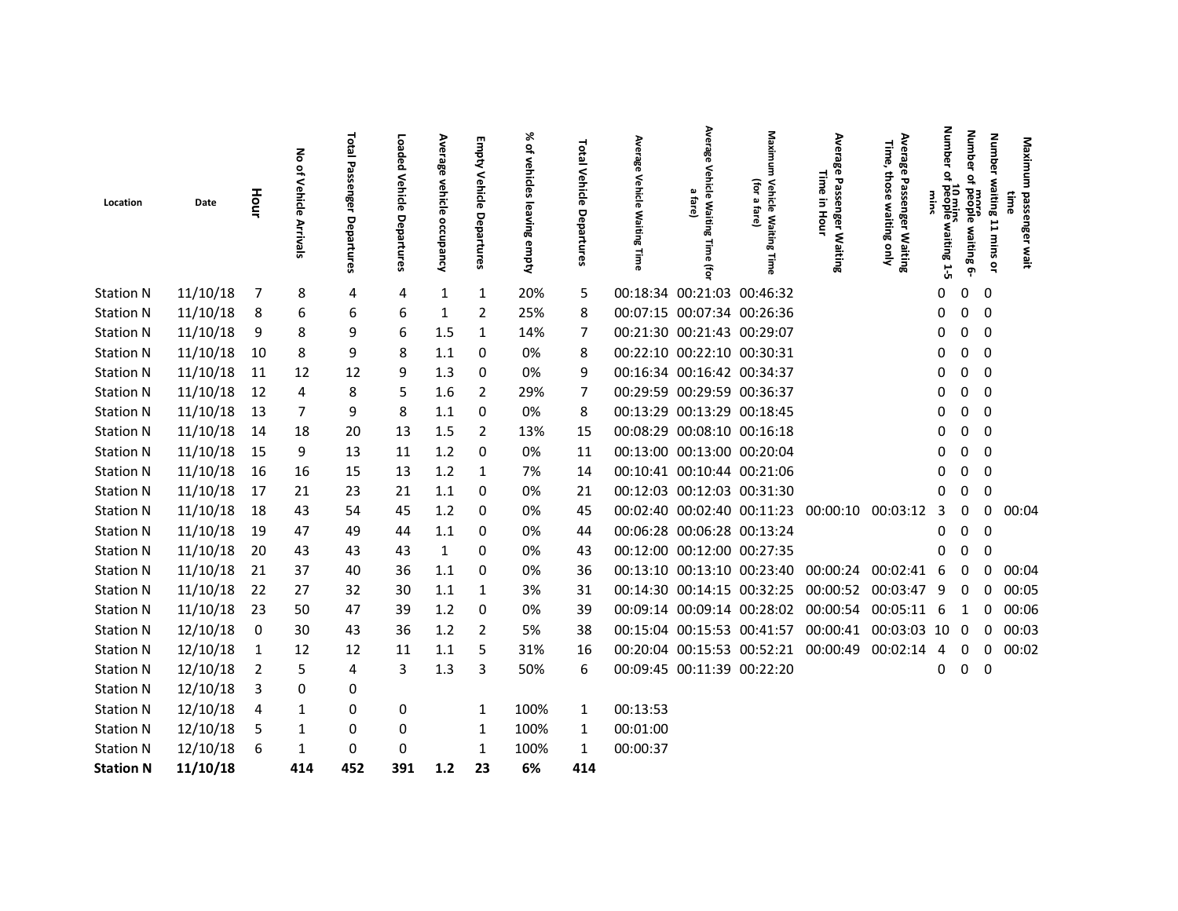| Location | Date | Hour | No of Vehicle Arrivals | Total Passenger Departures | Loaded Vehicle Departures | Average vehicle occupancy | Empty Vehicle Departures | % of vehicles leaving empty | Total Vehicle Departures | Average Vehicle Waiting Time | Average Vehicle Waiting Time (for a fare) | Maximum Vehicle Waiting Time (for a fare) | Average Passenger Waiting Time in Hour | Average Passenger Waiting Time, those waiting only | Number of people waiting 1-5 mins | Number of people waiting 6-10 mins | Number waiting 11 mins or more | Maximum passenger wait time |
|---|---|---|---|---|---|---|---|---|---|---|---|---|---|---|---|---|---|---|
| Station N | 11/10/18 | 7 | 8 | 4 | 4 | 1 | 1 | 20% | 5 | 00:18:34 | 00:21:03 | 00:46:32 | | | 0 | 0 | 0 | |
| Station N | 11/10/18 | 8 | 6 | 6 | 6 | 1 | 2 | 25% | 8 | 00:07:15 | 00:07:34 | 00:26:36 | | | 0 | 0 | 0 | |
| Station N | 11/10/18 | 9 | 8 | 9 | 6 | 1.5 | 1 | 14% | 7 | 00:21:30 | 00:21:43 | 00:29:07 | | | 0 | 0 | 0 | |
| Station N | 11/10/18 | 10 | 8 | 9 | 8 | 1.1 | 0 | 0% | 8 | 00:22:10 | 00:22:10 | 00:30:31 | | | 0 | 0 | 0 | |
| Station N | 11/10/18 | 11 | 12 | 12 | 9 | 1.3 | 0 | 0% | 9 | 00:16:34 | 00:16:42 | 00:34:37 | | | 0 | 0 | 0 | |
| Station N | 11/10/18 | 12 | 4 | 8 | 5 | 1.6 | 2 | 29% | 7 | 00:29:59 | 00:29:59 | 00:36:37 | | | 0 | 0 | 0 | |
| Station N | 11/10/18 | 13 | 7 | 9 | 8 | 1.1 | 0 | 0% | 8 | 00:13:29 | 00:13:29 | 00:18:45 | | | 0 | 0 | 0 | |
| Station N | 11/10/18 | 14 | 18 | 20 | 13 | 1.5 | 2 | 13% | 15 | 00:08:29 | 00:08:10 | 00:16:18 | | | 0 | 0 | 0 | |
| Station N | 11/10/18 | 15 | 9 | 13 | 11 | 1.2 | 0 | 0% | 11 | 00:13:00 | 00:13:00 | 00:20:04 | | | 0 | 0 | 0 | |
| Station N | 11/10/18 | 16 | 16 | 15 | 13 | 1.2 | 1 | 7% | 14 | 00:10:41 | 00:10:44 | 00:21:06 | | | 0 | 0 | 0 | |
| Station N | 11/10/18 | 17 | 21 | 23 | 21 | 1.1 | 0 | 0% | 21 | 00:12:03 | 00:12:03 | 00:31:30 | | | 0 | 0 | 0 | |
| Station N | 11/10/18 | 18 | 43 | 54 | 45 | 1.2 | 0 | 0% | 45 | 00:02:40 | 00:02:40 | 00:11:23 | 00:00:10 | 00:03:12 | 3 | 0 | 0 | 00:04 |
| Station N | 11/10/18 | 19 | 47 | 49 | 44 | 1.1 | 0 | 0% | 44 | 00:06:28 | 00:06:28 | 00:13:24 | | | 0 | 0 | 0 | |
| Station N | 11/10/18 | 20 | 43 | 43 | 43 | 1 | 0 | 0% | 43 | 00:12:00 | 00:12:00 | 00:27:35 | | | 0 | 0 | 0 | |
| Station N | 11/10/18 | 21 | 37 | 40 | 36 | 1.1 | 0 | 0% | 36 | 00:13:10 | 00:13:10 | 00:23:40 | 00:00:24 | 00:02:41 | 6 | 0 | 0 | 00:04 |
| Station N | 11/10/18 | 22 | 27 | 32 | 30 | 1.1 | 1 | 3% | 31 | 00:14:30 | 00:14:15 | 00:32:25 | 00:00:52 | 00:03:47 | 9 | 0 | 0 | 00:05 |
| Station N | 11/10/18 | 23 | 50 | 47 | 39 | 1.2 | 0 | 0% | 39 | 00:09:14 | 00:09:14 | 00:28:02 | 00:00:54 | 00:05:11 | 6 | 1 | 0 | 00:06 |
| Station N | 12/10/18 | 0 | 30 | 43 | 36 | 1.2 | 2 | 5% | 38 | 00:15:04 | 00:15:53 | 00:41:57 | 00:00:41 | 00:03:03 | 10 | 0 | 0 | 00:03 |
| Station N | 12/10/18 | 1 | 12 | 12 | 11 | 1.1 | 5 | 31% | 16 | 00:20:04 | 00:15:53 | 00:52:21 | 00:00:49 | 00:02:14 | 4 | 0 | 0 | 00:02 |
| Station N | 12/10/18 | 2 | 5 | 4 | 3 | 1.3 | 3 | 50% | 6 | 00:09:45 | 00:11:39 | 00:22:20 | | | 0 | 0 | 0 | |
| Station N | 12/10/18 | 3 | 0 | 0 | | | | | | | | | | | | | | |
| Station N | 12/10/18 | 4 | 1 | 0 | 0 | | 1 | 100% | 1 | 00:13:53 | | | | | | | | |
| Station N | 12/10/18 | 5 | 1 | 0 | 0 | | 1 | 100% | 1 | 00:01:00 | | | | | | | | |
| Station N | 12/10/18 | 6 | 1 | 0 | 0 | | 1 | 100% | 1 | 00:00:37 | | | | | | | | |
| **Station N** | **11/10/18** | | **414** | **452** | **391** | **1.2** | **23** | **6%** | **414** | | | | | | | | | |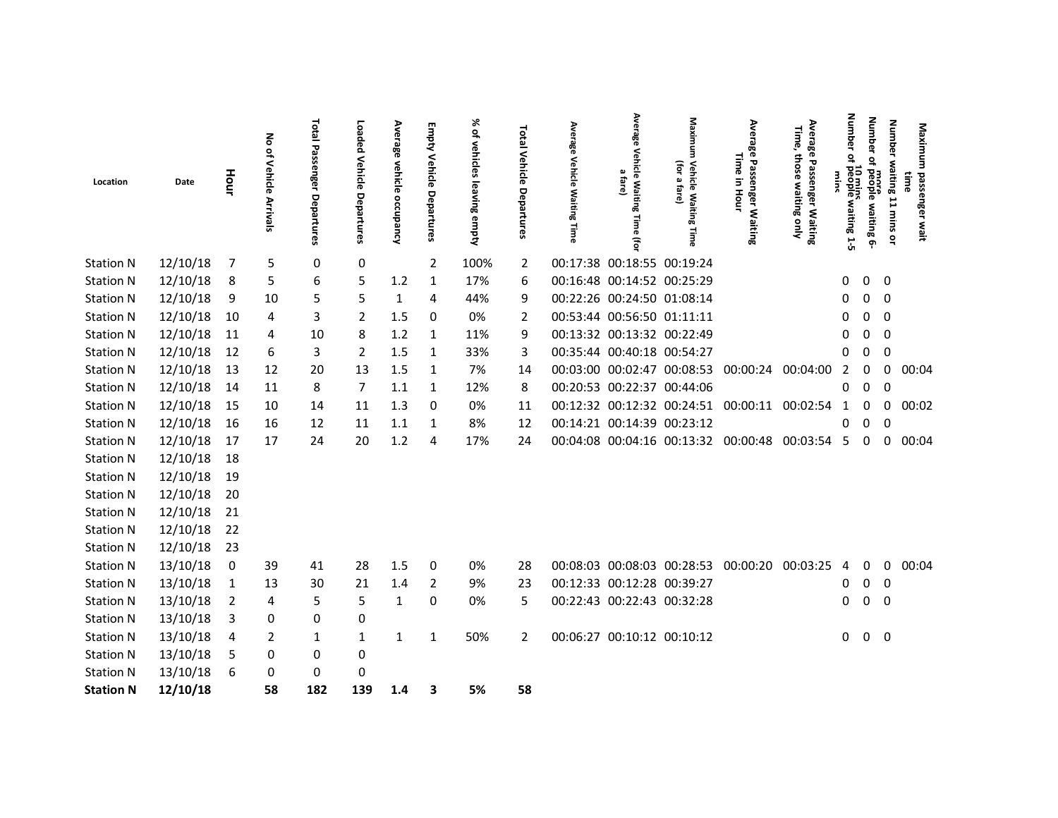| Location | Date | Hour | No of Vehicle Arrivals | Total Passenger Departures | Loaded Vehicle Departures | Average vehicle occupancy | Empty Vehicle Departures | % of vehicles leaving empty | Total Vehicle Departures | Average Vehicle Waiting Time | Average Vehicle Waiting Time (for a fare) | Maximum Vehicle Waiting Time (for a fare) | Average Passenger Waiting Time in Hour | Average Passenger Waiting Time, those waiting only | Number of people waiting 1-5 mins | Number of people waiting 6-10 mins | Number waiting 11 mins or more | Maximum passenger wait time |
|---|---|---|---|---|---|---|---|---|---|---|---|---|---|---|---|---|---|---|
| Station N | 12/10/18 | 7 | 5 | 0 | 0 | | 2 | 100% | 2 | 00:17:38 | 00:18:55 | 00:19:24 | | | | | | |
| Station N | 12/10/18 | 8 | 5 | 6 | 5 | 1.2 | 1 | 17% | 6 | 00:16:48 | 00:14:52 | 00:25:29 | | | 0 | 0 | 0 | |
| Station N | 12/10/18 | 9 | 10 | 5 | 5 | 1 | 4 | 44% | 9 | 00:22:26 | 00:24:50 | 01:08:14 | | | 0 | 0 | 0 | |
| Station N | 12/10/18 | 10 | 4 | 3 | 2 | 1.5 | 0 | 0% | 2 | 00:53:44 | 00:56:50 | 01:11:11 | | | 0 | 0 | 0 | |
| Station N | 12/10/18 | 11 | 4 | 10 | 8 | 1.2 | 1 | 11% | 9 | 00:13:32 | 00:13:32 | 00:22:49 | | | 0 | 0 | 0 | |
| Station N | 12/10/18 | 12 | 6 | 3 | 2 | 1.5 | 1 | 33% | 3 | 00:35:44 | 00:40:18 | 00:54:27 | | | 0 | 0 | 0 | |
| Station N | 12/10/18 | 13 | 12 | 20 | 13 | 1.5 | 1 | 7% | 14 | 00:03:00 | 00:02:47 | 00:08:53 | 00:00:24 | 00:04:00 | 2 | 0 | 0 | 00:04 |
| Station N | 12/10/18 | 14 | 11 | 8 | 7 | 1.1 | 1 | 12% | 8 | 00:20:53 | 00:22:37 | 00:44:06 | | | 0 | 0 | 0 | |
| Station N | 12/10/18 | 15 | 10 | 14 | 11 | 1.3 | 0 | 0% | 11 | 00:12:32 | 00:12:32 | 00:24:51 | 00:00:11 | 00:02:54 | 1 | 0 | 0 | 00:02 |
| Station N | 12/10/18 | 16 | 16 | 12 | 11 | 1.1 | 1 | 8% | 12 | 00:14:21 | 00:14:39 | 00:23:12 | | | 0 | 0 | 0 | |
| Station N | 12/10/18 | 17 | 17 | 24 | 20 | 1.2 | 4 | 17% | 24 | 00:04:08 | 00:04:16 | 00:13:32 | 00:00:48 | 00:03:54 | 5 | 0 | 0 | 00:04 |
| Station N | 12/10/18 | 18 | | | | | | | | | | | | | | | | |
| Station N | 12/10/18 | 19 | | | | | | | | | | | | | | | | |
| Station N | 12/10/18 | 20 | | | | | | | | | | | | | | | | |
| Station N | 12/10/18 | 21 | | | | | | | | | | | | | | | | |
| Station N | 12/10/18 | 22 | | | | | | | | | | | | | | | | |
| Station N | 12/10/18 | 23 | | | | | | | | | | | | | | | | |
| Station N | 13/10/18 | 0 | 39 | 41 | 28 | 1.5 | 0 | 0% | 28 | 00:08:03 | 00:08:03 | 00:28:53 | 00:00:20 | 00:03:25 | 4 | 0 | 0 | 00:04 |
| Station N | 13/10/18 | 1 | 13 | 30 | 21 | 1.4 | 2 | 9% | 23 | 00:12:33 | 00:12:28 | 00:39:27 | | | 0 | 0 | 0 | |
| Station N | 13/10/18 | 2 | 4 | 5 | 5 | 1 | 0 | 0% | 5 | 00:22:43 | 00:22:43 | 00:32:28 | | | 0 | 0 | 0 | |
| Station N | 13/10/18 | 3 | 0 | 0 | 0 | | | | | | | | | | | | | |
| Station N | 13/10/18 | 4 | 2 | 1 | 1 | 1 | 1 | 50% | 2 | 00:06:27 | 00:10:12 | 00:10:12 | | | 0 | 0 | 0 | |
| Station N | 13/10/18 | 5 | 0 | 0 | 0 | | | | | | | | | | | | | |
| Station N | 13/10/18 | 6 | 0 | 0 | 0 | | | | | | | | | | | | | |
| **Station N** | **12/10/18** | | **58** | **182** | **139** | **1.4** | **3** | **5%** | **58** | | | | | | | | | |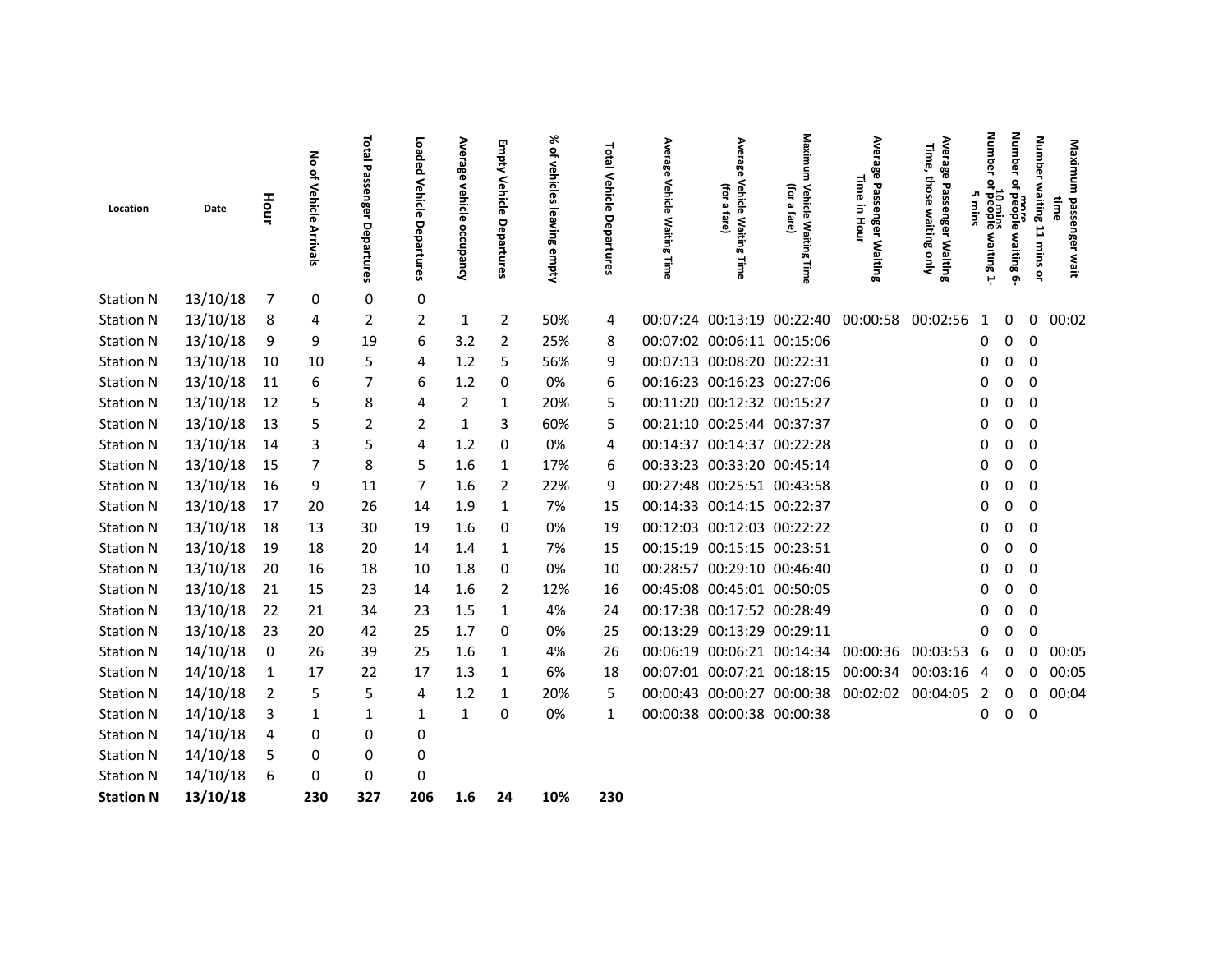| Location | Date | Hour | No of Vehicle Arrivals | Total Passenger Departures | Loaded Vehicle Departures | Average vehicle occupancy | Empty Vehicle Departures | % of vehicles leaving empty | Total Vehicle Departures | Average Vehicle Waiting Time | Average Vehicle Waiting Time (for a fare) | Maximum Vehicle Waiting Time (for a fare) | Average Passenger Waiting Time in Hour | Average Passenger Waiting Time, those waiting only | Number of people waiting 1-5 mins | Number of people waiting 6-10 mins | Number waiting 11 mins or more | Maximum passenger wait time |
|---|---|---|---|---|---|---|---|---|---|---|---|---|---|---|---|---|---|---|
| Station N | 13/10/18 | 7 | 0 | 0 | 0 | | | | | | | | | | | | | |
| Station N | 13/10/18 | 8 | 4 | 2 | 2 | 1 | 2 | 50% | 4 | 00:07:24 | 00:13:19 | 00:22:40 | 00:00:58 | 00:02:56 | 1 | 0 | 0 | 00:02 |
| Station N | 13/10/18 | 9 | 9 | 19 | 6 | 3.2 | 2 | 25% | 8 | 00:07:02 | 00:06:11 | 00:15:06 | | | 0 | 0 | 0 | |
| Station N | 13/10/18 | 10 | 10 | 5 | 4 | 1.2 | 5 | 56% | 9 | 00:07:13 | 00:08:20 | 00:22:31 | | | 0 | 0 | 0 | |
| Station N | 13/10/18 | 11 | 6 | 7 | 6 | 1.2 | 0 | 0% | 6 | 00:16:23 | 00:16:23 | 00:27:06 | | | 0 | 0 | 0 | |
| Station N | 13/10/18 | 12 | 5 | 8 | 4 | 2 | 1 | 20% | 5 | 00:11:20 | 00:12:32 | 00:15:27 | | | 0 | 0 | 0 | |
| Station N | 13/10/18 | 13 | 5 | 2 | 2 | 1 | 3 | 60% | 5 | 00:21:10 | 00:25:44 | 00:37:37 | | | 0 | 0 | 0 | |
| Station N | 13/10/18 | 14 | 3 | 5 | 4 | 1.2 | 0 | 0% | 4 | 00:14:37 | 00:14:37 | 00:22:28 | | | 0 | 0 | 0 | |
| Station N | 13/10/18 | 15 | 7 | 8 | 5 | 1.6 | 1 | 17% | 6 | 00:33:23 | 00:33:20 | 00:45:14 | | | 0 | 0 | 0 | |
| Station N | 13/10/18 | 16 | 9 | 11 | 7 | 1.6 | 2 | 22% | 9 | 00:27:48 | 00:25:51 | 00:43:58 | | | 0 | 0 | 0 | |
| Station N | 13/10/18 | 17 | 20 | 26 | 14 | 1.9 | 1 | 7% | 15 | 00:14:33 | 00:14:15 | 00:22:37 | | | 0 | 0 | 0 | |
| Station N | 13/10/18 | 18 | 13 | 30 | 19 | 1.6 | 0 | 0% | 19 | 00:12:03 | 00:12:03 | 00:22:22 | | | 0 | 0 | 0 | |
| Station N | 13/10/18 | 19 | 18 | 20 | 14 | 1.4 | 1 | 7% | 15 | 00:15:19 | 00:15:15 | 00:23:51 | | | 0 | 0 | 0 | |
| Station N | 13/10/18 | 20 | 16 | 18 | 10 | 1.8 | 0 | 0% | 10 | 00:28:57 | 00:29:10 | 00:46:40 | | | 0 | 0 | 0 | |
| Station N | 13/10/18 | 21 | 15 | 23 | 14 | 1.6 | 2 | 12% | 16 | 00:45:08 | 00:45:01 | 00:50:05 | | | 0 | 0 | 0 | |
| Station N | 13/10/18 | 22 | 21 | 34 | 23 | 1.5 | 1 | 4% | 24 | 00:17:38 | 00:17:52 | 00:28:49 | | | 0 | 0 | 0 | |
| Station N | 13/10/18 | 23 | 20 | 42 | 25 | 1.7 | 0 | 0% | 25 | 00:13:29 | 00:13:29 | 00:29:11 | | | 0 | 0 | 0 | |
| Station N | 14/10/18 | 0 | 26 | 39 | 25 | 1.6 | 1 | 4% | 26 | 00:06:19 | 00:06:21 | 00:14:34 | 00:00:36 | 00:03:53 | 6 | 0 | 0 | 00:05 |
| Station N | 14/10/18 | 1 | 17 | 22 | 17 | 1.3 | 1 | 6% | 18 | 00:07:01 | 00:07:21 | 00:18:15 | 00:00:34 | 00:03:16 | 4 | 0 | 0 | 00:05 |
| Station N | 14/10/18 | 2 | 5 | 5 | 4 | 1.2 | 1 | 20% | 5 | 00:00:43 | 00:00:27 | 00:00:38 | 00:02:02 | 00:04:05 | 2 | 0 | 0 | 00:04 |
| Station N | 14/10/18 | 3 | 1 | 1 | 1 | 1 | 0 | 0% | 1 | 00:00:38 | 00:00:38 | 00:00:38 | | | 0 | 0 | 0 | |
| Station N | 14/10/18 | 4 | 0 | 0 | 0 | | | | | | | | | | | | | |
| Station N | 14/10/18 | 5 | 0 | 0 | 0 | | | | | | | | | | | | | |
| Station N | 14/10/18 | 6 | 0 | 0 | 0 | | | | | | | | | | | | | |
| **Station N** | **13/10/18** | | **230** | **327** | **206** | **1.6** | **24** | **10%** | **230** | | | | | | | | | |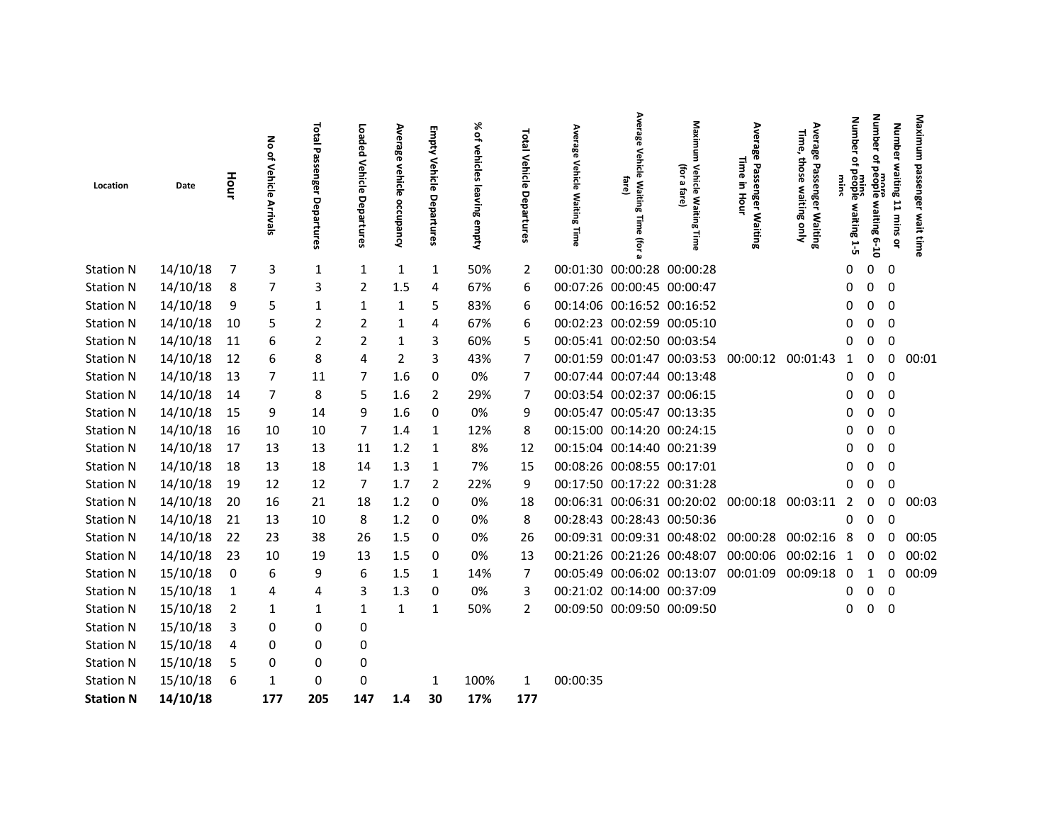| Location | Date | Hour | No of Vehicle Arrivals | Total Passenger Departures | Loaded Vehicle Departures | Average vehicle occupancy | Empty Vehicle Departures | % of vehicles leaving empty | Total Vehicle Departures | Average Vehicle Waiting Time | Average Vehicle Waiting Time (for a fare) | Maximum Vehicle Waiting Time (for a fare) | Average Passenger Waiting Time in Hour | Average Passenger Waiting Time, those waiting only | Number of people waiting 1-5 mins | Number of people waiting 6-10 mins | Number waiting 11 mins or more | Maximum passenger wait time |
|---|---|---|---|---|---|---|---|---|---|---|---|---|---|---|---|---|---|---|
| Station N | 14/10/18 | 7 | 3 | 1 | 1 | 1 | 1 | 50% | 2 | 00:01:30 | 00:00:28 | 00:00:28 | | | 0 | 0 | 0 | |
| Station N | 14/10/18 | 8 | 7 | 3 | 2 | 1.5 | 4 | 67% | 6 | 00:07:26 | 00:00:45 | 00:00:47 | | | 0 | 0 | 0 | |
| Station N | 14/10/18 | 9 | 5 | 1 | 1 | 1 | 5 | 83% | 6 | 00:14:06 | 00:16:52 | 00:16:52 | | | 0 | 0 | 0 | |
| Station N | 14/10/18 | 10 | 5 | 2 | 2 | 1 | 4 | 67% | 6 | 00:02:23 | 00:02:59 | 00:05:10 | | | 0 | 0 | 0 | |
| Station N | 14/10/18 | 11 | 6 | 2 | 2 | 1 | 3 | 60% | 5 | 00:05:41 | 00:02:50 | 00:03:54 | | | 0 | 0 | 0 | |
| Station N | 14/10/18 | 12 | 6 | 8 | 4 | 2 | 3 | 43% | 7 | 00:01:59 | 00:01:47 | 00:03:53 | 00:00:12 | 00:01:43 | 1 | 0 | 0 | 00:01 |
| Station N | 14/10/18 | 13 | 7 | 11 | 7 | 1.6 | 0 | 0% | 7 | 00:07:44 | 00:07:44 | 00:13:48 | | | 0 | 0 | 0 | |
| Station N | 14/10/18 | 14 | 7 | 8 | 5 | 1.6 | 2 | 29% | 7 | 00:03:54 | 00:02:37 | 00:06:15 | | | 0 | 0 | 0 | |
| Station N | 14/10/18 | 15 | 9 | 14 | 9 | 1.6 | 0 | 0% | 9 | 00:05:47 | 00:05:47 | 00:13:35 | | | 0 | 0 | 0 | |
| Station N | 14/10/18 | 16 | 10 | 10 | 7 | 1.4 | 1 | 12% | 8 | 00:15:00 | 00:14:20 | 00:24:15 | | | 0 | 0 | 0 | |
| Station N | 14/10/18 | 17 | 13 | 13 | 11 | 1.2 | 1 | 8% | 12 | 00:15:04 | 00:14:40 | 00:21:39 | | | 0 | 0 | 0 | |
| Station N | 14/10/18 | 18 | 13 | 18 | 14 | 1.3 | 1 | 7% | 15 | 00:08:26 | 00:08:55 | 00:17:01 | | | 0 | 0 | 0 | |
| Station N | 14/10/18 | 19 | 12 | 12 | 7 | 1.7 | 2 | 22% | 9 | 00:17:50 | 00:17:22 | 00:31:28 | | | 0 | 0 | 0 | |
| Station N | 14/10/18 | 20 | 16 | 21 | 18 | 1.2 | 0 | 0% | 18 | 00:06:31 | 00:06:31 | 00:20:02 | 00:00:18 | 00:03:11 | 2 | 0 | 0 | 00:03 |
| Station N | 14/10/18 | 21 | 13 | 10 | 8 | 1.2 | 0 | 0% | 8 | 00:28:43 | 00:28:43 | 00:50:36 | | | 0 | 0 | 0 | |
| Station N | 14/10/18 | 22 | 23 | 38 | 26 | 1.5 | 0 | 0% | 26 | 00:09:31 | 00:09:31 | 00:48:02 | 00:00:28 | 00:02:16 | 8 | 0 | 0 | 00:05 |
| Station N | 14/10/18 | 23 | 10 | 19 | 13 | 1.5 | 0 | 0% | 13 | 00:21:26 | 00:21:26 | 00:48:07 | 00:00:06 | 00:02:16 | 1 | 0 | 0 | 00:02 |
| Station N | 15/10/18 | 0 | 6 | 9 | 6 | 1.5 | 1 | 14% | 7 | 00:05:49 | 00:06:02 | 00:13:07 | 00:01:09 | 00:09:18 | 0 | 1 | 0 | 00:09 |
| Station N | 15/10/18 | 1 | 4 | 4 | 3 | 1.3 | 0 | 0% | 3 | 00:21:02 | 00:14:00 | 00:37:09 | | | 0 | 0 | 0 | |
| Station N | 15/10/18 | 2 | 1 | 1 | 1 | 1 | 1 | 50% | 2 | 00:09:50 | 00:09:50 | 00:09:50 | | | 0 | 0 | 0 | |
| Station N | 15/10/18 | 3 | 0 | 0 | 0 | | | | | | | | | | | | | |
| Station N | 15/10/18 | 4 | 0 | 0 | 0 | | | | | | | | | | | | | |
| Station N | 15/10/18 | 5 | 0 | 0 | 0 | | | | | | | | | | | | | |
| Station N | 15/10/18 | 6 | 1 | 0 | 0 | | 1 | 100% | 1 | 00:00:35 | | | | | | | | |
| **Station N** | **14/10/18** | | **177** | **205** | **147** | **1.4** | **30** | **17%** | **177** | | | | | | | | | |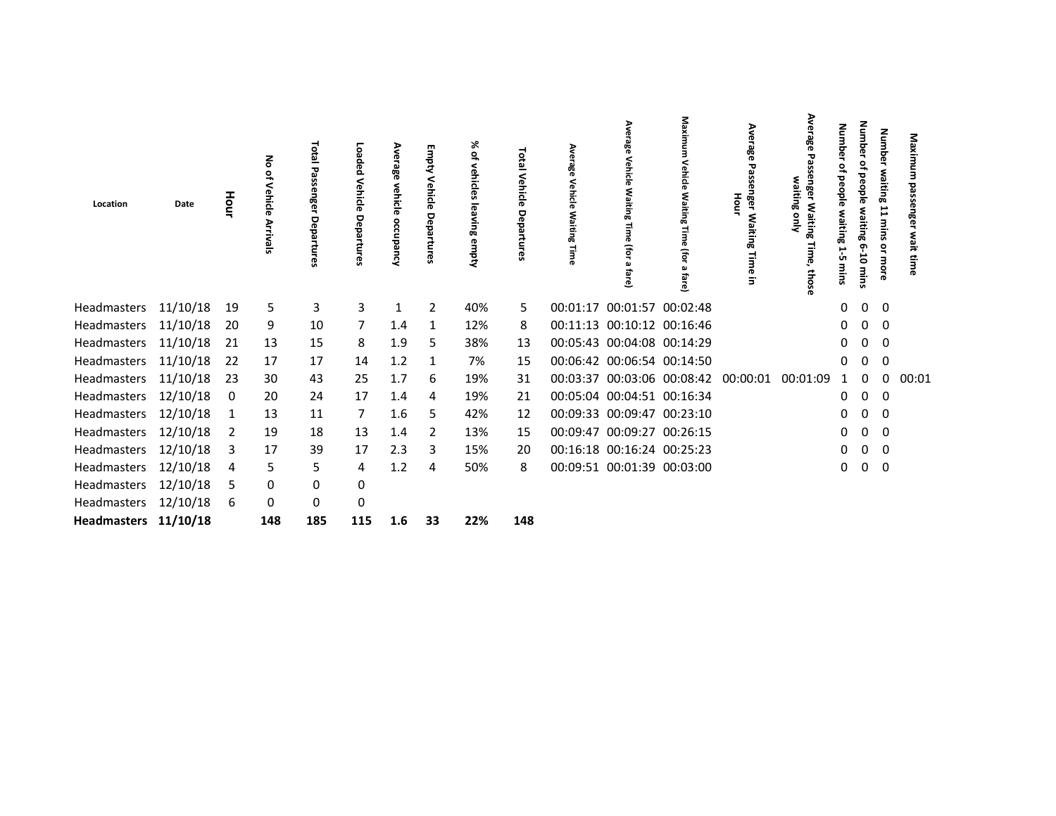| Location | Date | Hour | No of Vehicle Arrivals | Total Passenger Departures | Loaded Vehicle Departures | Average vehicle occupancy | Empty Vehicle Departures | % of vehicles leaving empty | Total Vehicle Departures | Average Vehicle Waiting Time | Average Vehicle Waiting Time (for a fare) | Maximum Vehicle Waiting Time (for a fare) | Average Passenger Waiting Time in Hour | Average Passenger Waiting Time, those waiting only | Number of people waiting 1-5 mins | Number of people waiting 6-10 mins | Number waiting 11 mins or more | Maximum passenger wait time |
|---|---|---|---|---|---|---|---|---|---|---|---|---|---|---|---|---|---|---|
| Headmasters | 11/10/18 | 19 | 5 | 3 | 3 | 1 | 2 | 40% | 5 | 00:01:17 | 00:01:57 | 00:02:48 | | | 0 | 0 | 0 | |
| Headmasters | 11/10/18 | 20 | 9 | 10 | 7 | 1.4 | 1 | 12% | 8 | 00:11:13 | 00:10:12 | 00:16:46 | | | 0 | 0 | 0 | |
| Headmasters | 11/10/18 | 21 | 13 | 15 | 8 | 1.9 | 5 | 38% | 13 | 00:05:43 | 00:04:08 | 00:14:29 | | | 0 | 0 | 0 | |
| Headmasters | 11/10/18 | 22 | 17 | 17 | 14 | 1.2 | 1 | 7% | 15 | 00:06:42 | 00:06:54 | 00:14:50 | | | 0 | 0 | 0 | |
| Headmasters | 11/10/18 | 23 | 30 | 43 | 25 | 1.7 | 6 | 19% | 31 | 00:03:37 | 00:03:06 | 00:08:42 | 00:00:01 | 00:01:09 | 1 | 0 | 0 | 00:01 |
| Headmasters | 12/10/18 | 0 | 20 | 24 | 17 | 1.4 | 4 | 19% | 21 | 00:05:04 | 00:04:51 | 00:16:34 | | | 0 | 0 | 0 | |
| Headmasters | 12/10/18 | 1 | 13 | 11 | 7 | 1.6 | 5 | 42% | 12 | 00:09:33 | 00:09:47 | 00:23:10 | | | 0 | 0 | 0 | |
| Headmasters | 12/10/18 | 2 | 19 | 18 | 13 | 1.4 | 2 | 13% | 15 | 00:09:47 | 00:09:27 | 00:26:15 | | | 0 | 0 | 0 | |
| Headmasters | 12/10/18 | 3 | 17 | 39 | 17 | 2.3 | 3 | 15% | 20 | 00:16:18 | 00:16:24 | 00:25:23 | | | 0 | 0 | 0 | |
| Headmasters | 12/10/18 | 4 | 5 | 5 | 4 | 1.2 | 4 | 50% | 8 | 00:09:51 | 00:01:39 | 00:03:00 | | | 0 | 0 | 0 | |
| Headmasters | 12/10/18 | 5 | 0 | 0 | 0 | | | | | | | | | | | | | |
| Headmasters | 12/10/18 | 6 | 0 | 0 | 0 | | | | | | | | | | | | | |
| **Headmasters** | **11/10/18** | | **148** | **185** | **115** | **1.6** | **33** | **22%** | **148** | | | | | | | | | |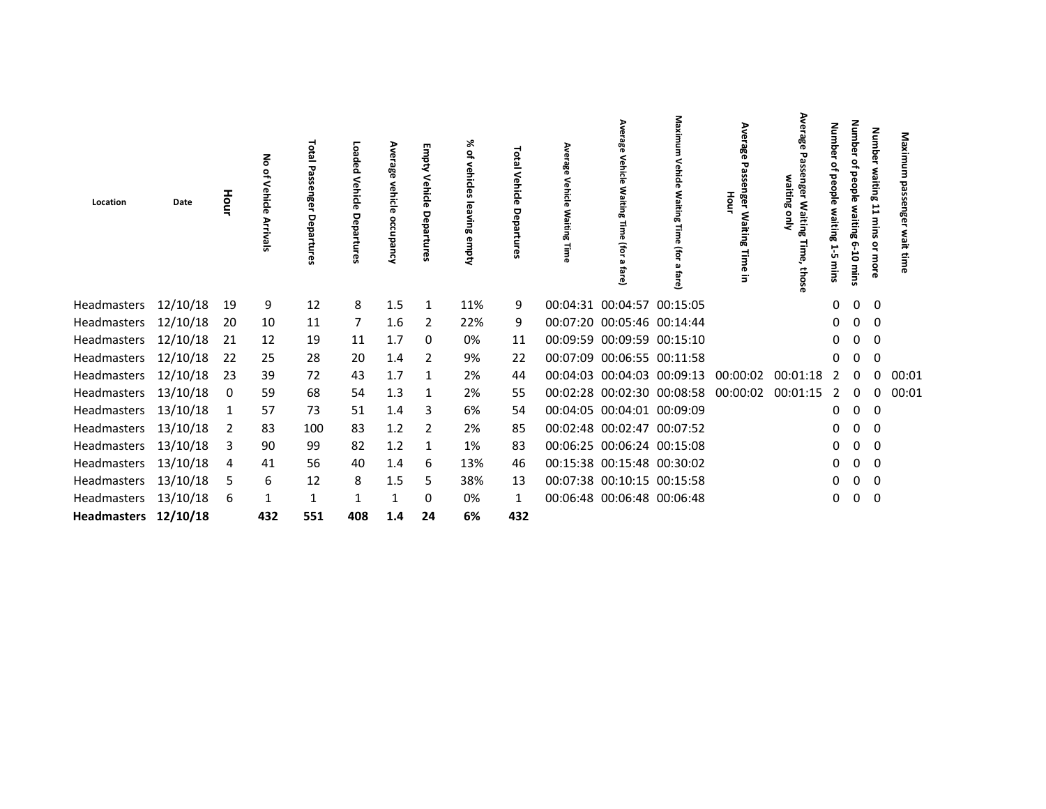| Location | Date | Hour | No of Vehicle Arrivals | Total Passenger Departures | Loaded Vehicle Departures | Average vehicle occupancy | Empty Vehicle Departures | % of vehicles leaving empty | Total Vehicle Departures | Average Vehicle Waiting Time | Average Vehicle Waiting Time (for a fare) | Maximum Vehicle Waiting Time (for a fare) | Average Passenger Waiting Time in Hour | Average Passenger Waiting Time, those waiting only | Number of people waiting 1-5 mins | Number of people waiting 6-10 mins | Number waiting 11 mins or more | Maximum passenger wait time |
|---|---|---|---|---|---|---|---|---|---|---|---|---|---|---|---|---|---|---|
| Headmasters | 12/10/18 | 19 | 9 | 12 | 8 | 1.5 | 1 | 11% | 9 | 00:04:31 | 00:04:57 | 00:15:05 | | | 0 | 0 | 0 | |
| Headmasters | 12/10/18 | 20 | 10 | 11 | 7 | 1.6 | 2 | 22% | 9 | 00:07:20 | 00:05:46 | 00:14:44 | | | 0 | 0 | 0 | |
| Headmasters | 12/10/18 | 21 | 12 | 19 | 11 | 1.7 | 0 | 0% | 11 | 00:09:59 | 00:09:59 | 00:15:10 | | | 0 | 0 | 0 | |
| Headmasters | 12/10/18 | 22 | 25 | 28 | 20 | 1.4 | 2 | 9% | 22 | 00:07:09 | 00:06:55 | 00:11:58 | | | 0 | 0 | 0 | |
| Headmasters | 12/10/18 | 23 | 39 | 72 | 43 | 1.7 | 1 | 2% | 44 | 00:04:03 | 00:04:03 | 00:09:13 | 00:00:02 | 00:01:18 | 2 | 0 | 0 | 00:01 |
| Headmasters | 13/10/18 | 0 | 59 | 68 | 54 | 1.3 | 1 | 2% | 55 | 00:02:28 | 00:02:30 | 00:08:58 | 00:00:02 | 00:01:15 | 2 | 0 | 0 | 00:01 |
| Headmasters | 13/10/18 | 1 | 57 | 73 | 51 | 1.4 | 3 | 6% | 54 | 00:04:05 | 00:04:01 | 00:09:09 | | | 0 | 0 | 0 | |
| Headmasters | 13/10/18 | 2 | 83 | 100 | 83 | 1.2 | 2 | 2% | 85 | 00:02:48 | 00:02:47 | 00:07:52 | | | 0 | 0 | 0 | |
| Headmasters | 13/10/18 | 3 | 90 | 99 | 82 | 1.2 | 1 | 1% | 83 | 00:06:25 | 00:06:24 | 00:15:08 | | | 0 | 0 | 0 | |
| Headmasters | 13/10/18 | 4 | 41 | 56 | 40 | 1.4 | 6 | 13% | 46 | 00:15:38 | 00:15:48 | 00:30:02 | | | 0 | 0 | 0 | |
| Headmasters | 13/10/18 | 5 | 6 | 12 | 8 | 1.5 | 5 | 38% | 13 | 00:07:38 | 00:10:15 | 00:15:58 | | | 0 | 0 | 0 | |
| Headmasters | 13/10/18 | 6 | 1 | 1 | 1 | 1 | 0 | 0% | 1 | 00:06:48 | 00:06:48 | 00:06:48 | | | 0 | 0 | 0 | |
| **Headmasters** | **12/10/18** | | **432** | **551** | **408** | **1.4** | **24** | **6%** | **432** | | | | | | | | | |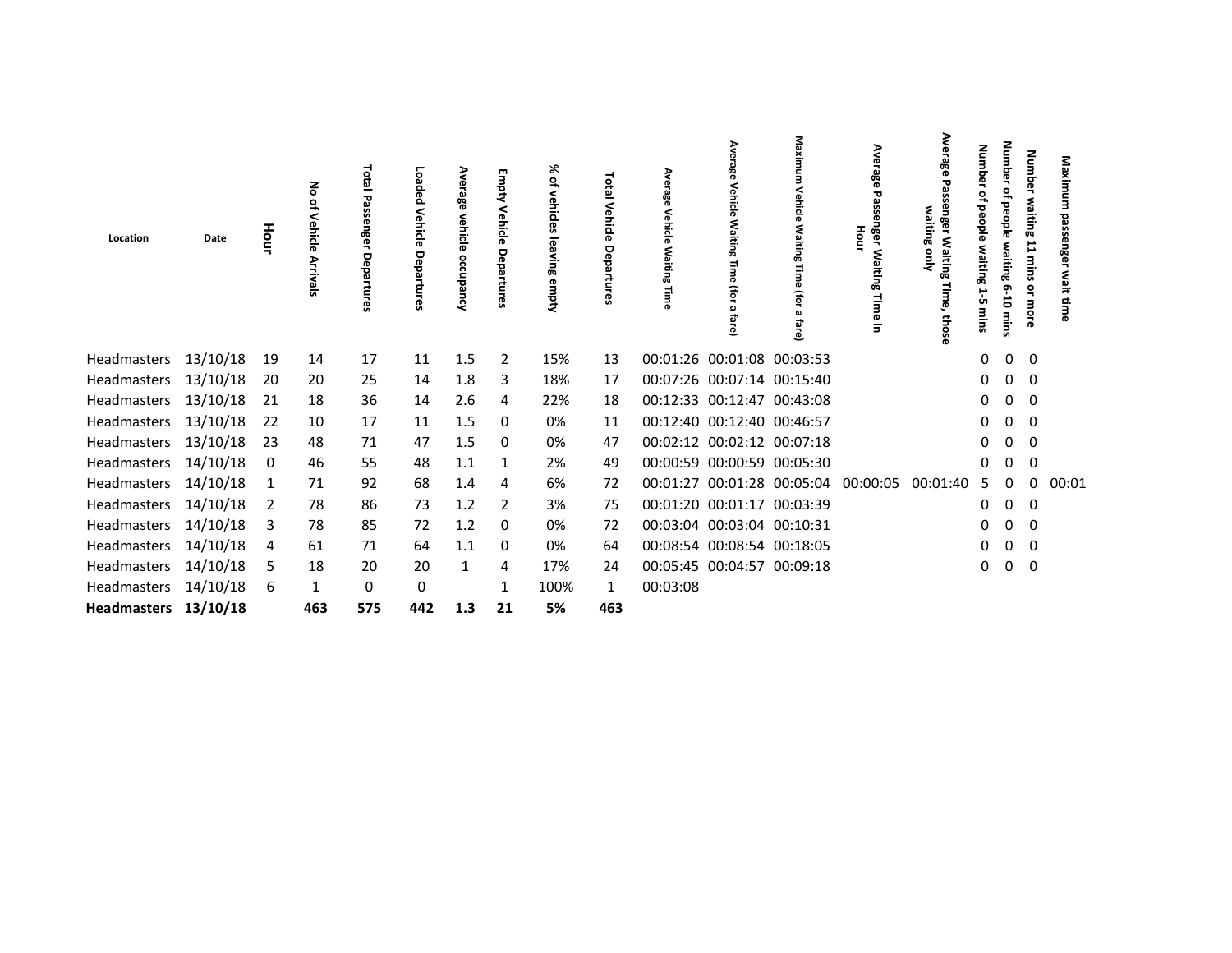| Location | Date | Hour | No of Vehicle Arrivals | Total Passenger Departures | Loaded Vehicle Departures | Average vehicle occupancy | Empty Vehicle Departures | % of vehicles leaving empty | Total Vehicle Departures | Average Vehicle Waiting Time | Average Vehicle Waiting Time (for a fare) | Maximum Vehicle Waiting Time (for a fare) | Average Passenger Waiting Time in Hour | Average Passenger Waiting Time, those waiting only | Number of people waiting 1-5 mins | Number of people waiting 6-10 mins | Number waiting 11 mins or more | Maximum passenger wait time |
|---|---|---|---|---|---|---|---|---|---|---|---|---|---|---|---|---|---|---|
| Headmasters | 13/10/18 | 19 | 14 | 17 | 11 | 1.5 | 2 | 15% | 13 | 00:01:26 | 00:01:08 | 00:03:53 | | | 0 | 0 | 0 | |
| Headmasters | 13/10/18 | 20 | 20 | 25 | 14 | 1.8 | 3 | 18% | 17 | 00:07:26 | 00:07:14 | 00:15:40 | | | 0 | 0 | 0 | |
| Headmasters | 13/10/18 | 21 | 18 | 36 | 14 | 2.6 | 4 | 22% | 18 | 00:12:33 | 00:12:47 | 00:43:08 | | | 0 | 0 | 0 | |
| Headmasters | 13/10/18 | 22 | 10 | 17 | 11 | 1.5 | 0 | 0% | 11 | 00:12:40 | 00:12:40 | 00:46:57 | | | 0 | 0 | 0 | |
| Headmasters | 13/10/18 | 23 | 48 | 71 | 47 | 1.5 | 0 | 0% | 47 | 00:02:12 | 00:02:12 | 00:07:18 | | | 0 | 0 | 0 | |
| Headmasters | 14/10/18 | 0 | 46 | 55 | 48 | 1.1 | 1 | 2% | 49 | 00:00:59 | 00:00:59 | 00:05:30 | | | 0 | 0 | 0 | |
| Headmasters | 14/10/18 | 1 | 71 | 92 | 68 | 1.4 | 4 | 6% | 72 | 00:01:27 | 00:01:28 | 00:05:04 | 00:00:05 | 00:01:40 | 5 | 0 | 0 | 00:01 |
| Headmasters | 14/10/18 | 2 | 78 | 86 | 73 | 1.2 | 2 | 3% | 75 | 00:01:20 | 00:01:17 | 00:03:39 | | | 0 | 0 | 0 | |
| Headmasters | 14/10/18 | 3 | 78 | 85 | 72 | 1.2 | 0 | 0% | 72 | 00:03:04 | 00:03:04 | 00:10:31 | | | 0 | 0 | 0 | |
| Headmasters | 14/10/18 | 4 | 61 | 71 | 64 | 1.1 | 0 | 0% | 64 | 00:08:54 | 00:08:54 | 00:18:05 | | | 0 | 0 | 0 | |
| Headmasters | 14/10/18 | 5 | 18 | 20 | 20 | 1 | 4 | 17% | 24 | 00:05:45 | 00:04:57 | 00:09:18 | | | 0 | 0 | 0 | |
| Headmasters | 14/10/18 | 6 | 1 | 0 | 0 | | 1 | 100% | 1 | 00:03:08 | | | | | | | | |
| **Headmasters** | **13/10/18** | | **463** | **575** | **442** | **1.3** | **21** | **5%** | **463** | | | | | | | | | |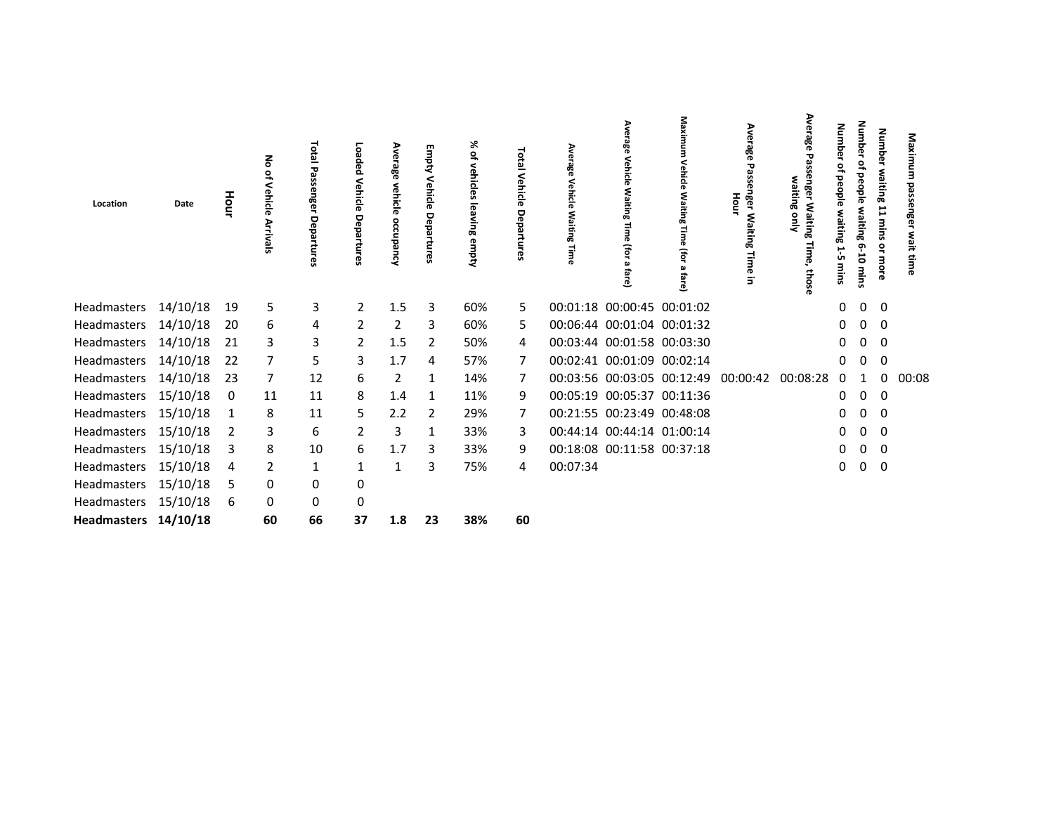| Location | Date | Hour | No of Vehicle Arrivals | Total Passenger Departures | Loaded Vehicle Departures | Average vehicle occupancy | Empty Vehicle Departures | % of vehicles leaving empty | Total Vehicle Departures | Average Vehicle Waiting Time | Average Vehicle Waiting Time (for a fare) | Maximum Vehicle Waiting Time (for a fare) | Average Passenger Waiting Time in Hour | Average Passenger Waiting Time, those waiting only | Number of people waiting 1-5 mins | Number of people waiting 6-10 mins | Number waiting 11 mins or more | Maximum passenger wait time |
|---|---|---|---|---|---|---|---|---|---|---|---|---|---|---|---|---|---|---|
| Headmasters | 14/10/18 | 19 | 5 | 3 | 2 | 1.5 | 3 | 60% | 5 | 00:01:18 | 00:00:45 | 00:01:02 | | | 0 | 0 | 0 | |
| Headmasters | 14/10/18 | 20 | 6 | 4 | 2 | 2 | 3 | 60% | 5 | 00:06:44 | 00:01:04 | 00:01:32 | | | 0 | 0 | 0 | |
| Headmasters | 14/10/18 | 21 | 3 | 3 | 2 | 1.5 | 2 | 50% | 4 | 00:03:44 | 00:01:58 | 00:03:30 | | | 0 | 0 | 0 | |
| Headmasters | 14/10/18 | 22 | 7 | 5 | 3 | 1.7 | 4 | 57% | 7 | 00:02:41 | 00:01:09 | 00:02:14 | | | 0 | 0 | 0 | |
| Headmasters | 14/10/18 | 23 | 7 | 12 | 6 | 2 | 1 | 14% | 7 | 00:03:56 | 00:03:05 | 00:12:49 | 00:00:42 | 00:08:28 | 0 | 1 | 0 | 00:08 |
| Headmasters | 15/10/18 | 0 | 11 | 11 | 8 | 1.4 | 1 | 11% | 9 | 00:05:19 | 00:05:37 | 00:11:36 | | | 0 | 0 | 0 | |
| Headmasters | 15/10/18 | 1 | 8 | 11 | 5 | 2.2 | 2 | 29% | 7 | 00:21:55 | 00:23:49 | 00:48:08 | | | 0 | 0 | 0 | |
| Headmasters | 15/10/18 | 2 | 3 | 6 | 2 | 3 | 1 | 33% | 3 | 00:44:14 | 00:44:14 | 01:00:14 | | | 0 | 0 | 0 | |
| Headmasters | 15/10/18 | 3 | 8 | 10 | 6 | 1.7 | 3 | 33% | 9 | 00:18:08 | 00:11:58 | 00:37:18 | | | 0 | 0 | 0 | |
| Headmasters | 15/10/18 | 4 | 2 | 1 | 1 | 1 | 3 | 75% | 4 | 00:07:34 | | | | | 0 | 0 | 0 | |
| Headmasters | 15/10/18 | 5 | 0 | 0 | 0 | | | | | | | | | | | | | |
| Headmasters | 15/10/18 | 6 | 0 | 0 | 0 | | | | | | | | | | | | | |
| **Headmasters** | **14/10/18** | | **60** | **66** | **37** | **1.8** | **23** | **38%** | **60** | | | | | | | | | |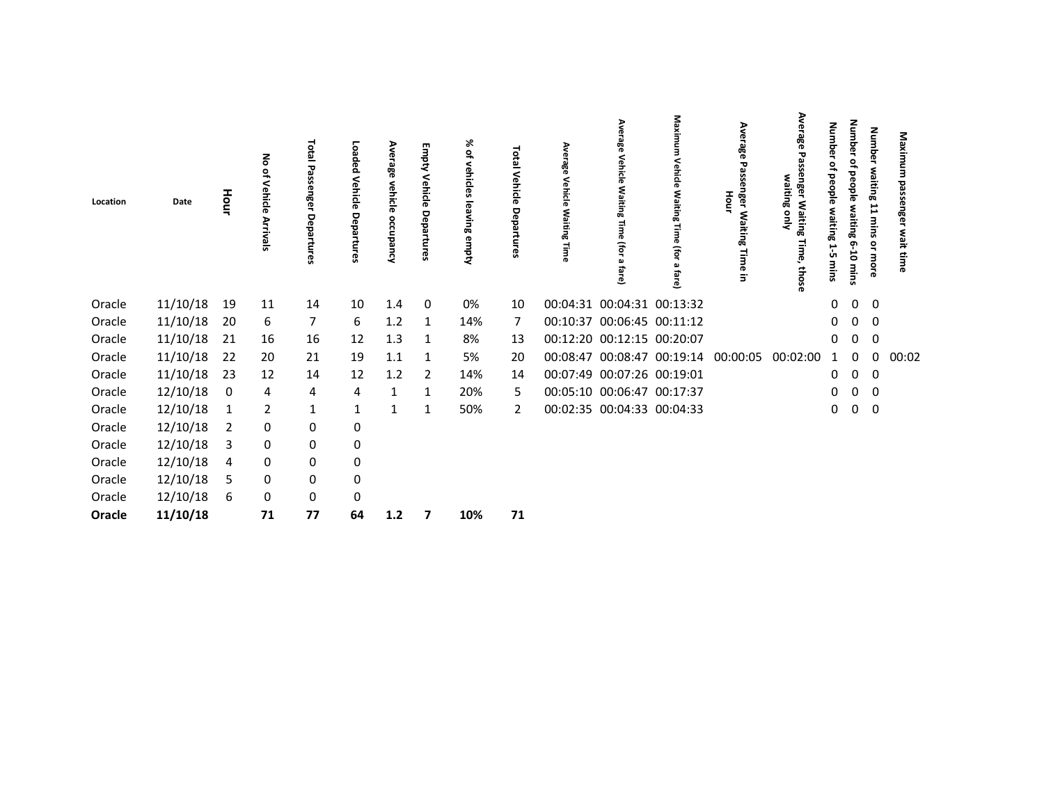| Location | Date | Hour | No of Vehicle Arrivals | Total Passenger Departures | Loaded Vehicle Departures | Average vehicle occupancy | Empty Vehicle Departures | % of vehicles leaving empty | Total Vehicle Departures | Average Vehicle Waiting Time | Average Vehicle Waiting Time (for a fare) | Maximum Vehicle Waiting Time (for a fare) | Average Passenger Waiting Time in Hour | Average Passenger Waiting Time, those waiting only | Number of people waiting 1-5 mins | Number of people waiting 6-10 mins | Number waiting 11 mins or more | Maximum passenger wait time |
|---|---|---|---|---|---|---|---|---|---|---|---|---|---|---|---|---|---|---|
| Oracle | 11/10/18 | 19 | 11 | 14 | 10 | 1.4 | 0 | 0% | 10 | 00:04:31 | 00:04:31 | 00:13:32 | | | 0 | 0 | 0 | |
| Oracle | 11/10/18 | 20 | 6 | 7 | 6 | 1.2 | 1 | 14% | 7 | 00:10:37 | 00:06:45 | 00:11:12 | | | 0 | 0 | 0 | |
| Oracle | 11/10/18 | 21 | 16 | 16 | 12 | 1.3 | 1 | 8% | 13 | 00:12:20 | 00:12:15 | 00:20:07 | | | 0 | 0 | 0 | |
| Oracle | 11/10/18 | 22 | 20 | 21 | 19 | 1.1 | 1 | 5% | 20 | 00:08:47 | 00:08:47 | 00:19:14 | 00:00:05 | 00:02:00 | 1 | 0 | 0 | 00:02 |
| Oracle | 11/10/18 | 23 | 12 | 14 | 12 | 1.2 | 2 | 14% | 14 | 00:07:49 | 00:07:26 | 00:19:01 | | | 0 | 0 | 0 | |
| Oracle | 12/10/18 | 0 | 4 | 4 | 4 | 1 | 1 | 20% | 5 | 00:05:10 | 00:06:47 | 00:17:37 | | | 0 | 0 | 0 | |
| Oracle | 12/10/18 | 1 | 2 | 1 | 1 | 1 | 1 | 50% | 2 | 00:02:35 | 00:04:33 | 00:04:33 | | | 0 | 0 | 0 | |
| Oracle | 12/10/18 | 2 | 0 | 0 | 0 | | | | | | | | | | | | | |
| Oracle | 12/10/18 | 3 | 0 | 0 | 0 | | | | | | | | | | | | | |
| Oracle | 12/10/18 | 4 | 0 | 0 | 0 | | | | | | | | | | | | | |
| Oracle | 12/10/18 | 5 | 0 | 0 | 0 | | | | | | | | | | | | | |
| Oracle | 12/10/18 | 6 | 0 | 0 | 0 | | | | | | | | | | | | | |
| **Oracle** | **11/10/18** | | **71** | **77** | **64** | **1.2** | **7** | **10%** | **71** | | | | | | | | | |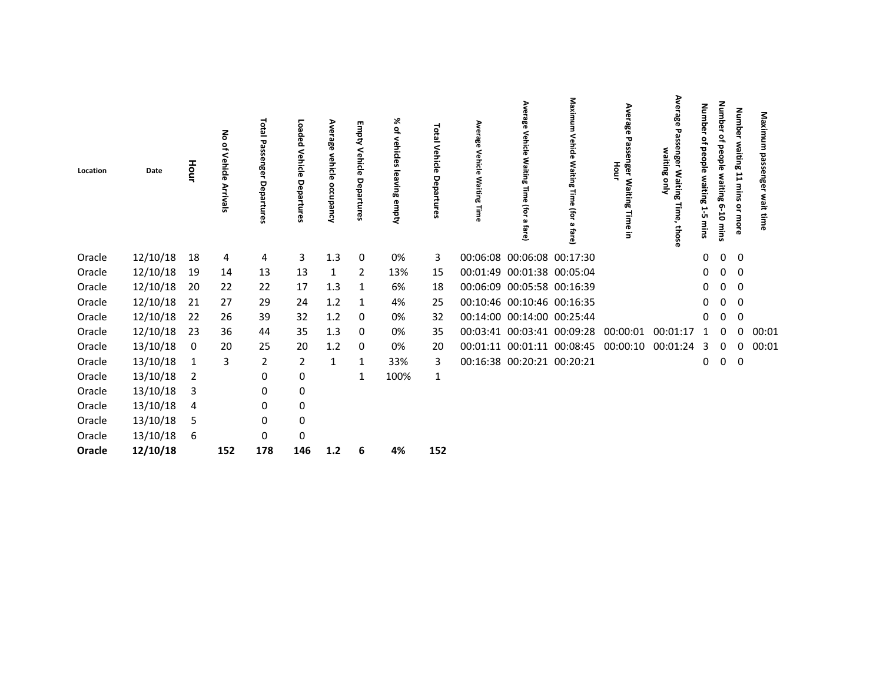| Location | Date | Hour | No of Vehicle Arrivals | Total Passenger Departures | Loaded Vehicle Departures | Average vehicle occupancy | Empty Vehicle Departures | % of vehicles leaving empty | Total Vehicle Departures | Average Vehicle Waiting Time | Average Vehicle Waiting Time (for a fare) | Maximum Vehicle Waiting Time (for a fare) | Average Passenger Waiting Time in Hour | Average Passenger Waiting Time, those waiting only | Number of people waiting 1-5 mins | Number of people waiting 6-10 mins | Number waiting 11 mins or more | Maximum passenger wait time |
|---|---|---|---|---|---|---|---|---|---|---|---|---|---|---|---|---|---|---|
| Oracle | 12/10/18 | 18 | 4 | 4 | 3 | 1.3 | 0 | 0% | 3 | 00:06:08 | 00:06:08 | 00:17:30 | | | 0 | 0 | 0 | |
| Oracle | 12/10/18 | 19 | 14 | 13 | 13 | 1 | 2 | 13% | 15 | 00:01:49 | 00:01:38 | 00:05:04 | | | 0 | 0 | 0 | |
| Oracle | 12/10/18 | 20 | 22 | 22 | 17 | 1.3 | 1 | 6% | 18 | 00:06:09 | 00:05:58 | 00:16:39 | | | 0 | 0 | 0 | |
| Oracle | 12/10/18 | 21 | 27 | 29 | 24 | 1.2 | 1 | 4% | 25 | 00:10:46 | 00:10:46 | 00:16:35 | | | 0 | 0 | 0 | |
| Oracle | 12/10/18 | 22 | 26 | 39 | 32 | 1.2 | 0 | 0% | 32 | 00:14:00 | 00:14:00 | 00:25:44 | | | 0 | 0 | 0 | |
| Oracle | 12/10/18 | 23 | 36 | 44 | 35 | 1.3 | 0 | 0% | 35 | 00:03:41 | 00:03:41 | 00:09:28 | 00:00:01 | 00:01:17 | 1 | 0 | 0 | 00:01 |
| Oracle | 13/10/18 | 0 | 20 | 25 | 20 | 1.2 | 0 | 0% | 20 | 00:01:11 | 00:01:11 | 00:08:45 | 00:00:10 | 00:01:24 | 3 | 0 | 0 | 00:01 |
| Oracle | 13/10/18 | 1 | 3 | 2 | 2 | 1 | 1 | 33% | 3 | 00:16:38 | 00:20:21 | 00:20:21 | | | 0 | 0 | 0 | |
| Oracle | 13/10/18 | 2 | | 0 | 0 | | 1 | 100% | 1 | | | | | | | | | |
| Oracle | 13/10/18 | 3 | | 0 | 0 | | | | | | | | | | | | | |
| Oracle | 13/10/18 | 4 | | 0 | 0 | | | | | | | | | | | | | |
| Oracle | 13/10/18 | 5 | | 0 | 0 | | | | | | | | | | | | | |
| Oracle | 13/10/18 | 6 | | 0 | 0 | | | | | | | | | | | | | |
| **Oracle** | **12/10/18** | | **152** | **178** | **146** | **1.2** | **6** | **4%** | **152** | | | | | | | | | |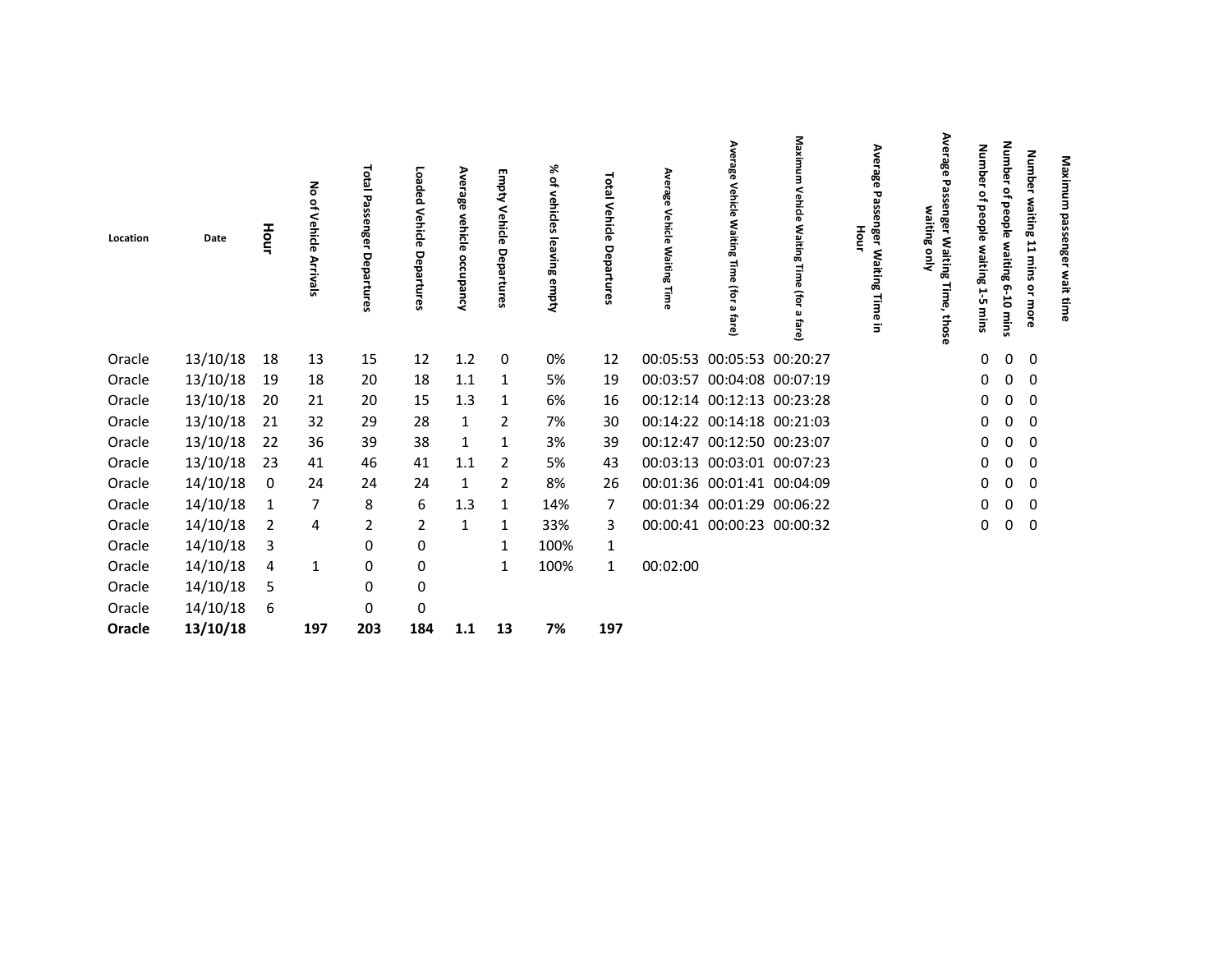| Location | Date | Hour | No of Vehicle Arrivals | Total Passenger Departures | Loaded Vehicle Departures | Average vehicle occupancy | Empty Vehicle Departures | % of vehicles leaving empty | Total Vehicle Departures | Average Vehicle Waiting Time | Average Vehicle Waiting Time (for a fare) | Maximum Vehicle Waiting Time (for a fare) | Average Passenger Waiting Time in Hour | Average Passenger Waiting Time, those waiting only | Number of people waiting 1-5 mins | Number of people waiting 6-10 mins | Number waiting 11 mins or more | Maximum passenger wait time |
|---|---|---|---|---|---|---|---|---|---|---|---|---|---|---|---|---|---|---|
| Oracle | 13/10/18 | 18 | 13 | 15 | 12 | 1.2 | 0 | 0% | 12 | 00:05:53 | 00:05:53 | 00:20:27 | | | 0 | 0 | 0 | |
| Oracle | 13/10/18 | 19 | 18 | 20 | 18 | 1.1 | 1 | 5% | 19 | 00:03:57 | 00:04:08 | 00:07:19 | | | 0 | 0 | 0 | |
| Oracle | 13/10/18 | 20 | 21 | 20 | 15 | 1.3 | 1 | 6% | 16 | 00:12:14 | 00:12:13 | 00:23:28 | | | 0 | 0 | 0 | |
| Oracle | 13/10/18 | 21 | 32 | 29 | 28 | 1 | 2 | 7% | 30 | 00:14:22 | 00:14:18 | 00:21:03 | | | 0 | 0 | 0 | |
| Oracle | 13/10/18 | 22 | 36 | 39 | 38 | 1 | 1 | 3% | 39 | 00:12:47 | 00:12:50 | 00:23:07 | | | 0 | 0 | 0 | |
| Oracle | 13/10/18 | 23 | 41 | 46 | 41 | 1.1 | 2 | 5% | 43 | 00:03:13 | 00:03:01 | 00:07:23 | | | 0 | 0 | 0 | |
| Oracle | 14/10/18 | 0 | 24 | 24 | 24 | 1 | 2 | 8% | 26 | 00:01:36 | 00:01:41 | 00:04:09 | | | 0 | 0 | 0 | |
| Oracle | 14/10/18 | 1 | 7 | 8 | 6 | 1.3 | 1 | 14% | 7 | 00:01:34 | 00:01:29 | 00:06:22 | | | 0 | 0 | 0 | |
| Oracle | 14/10/18 | 2 | 4 | 2 | 2 | 1 | 1 | 33% | 3 | 00:00:41 | 00:00:23 | 00:00:32 | | | 0 | 0 | 0 | |
| Oracle | 14/10/18 | 3 | | 0 | 0 | | 1 | 100% | 1 | | | | | | | | | |
| Oracle | 14/10/18 | 4 | 1 | 0 | 0 | | 1 | 100% | 1 | 00:02:00 | | | | | | | | |
| Oracle | 14/10/18 | 5 | | 0 | 0 | | | | | | | | | | | | | |
| Oracle | 14/10/18 | 6 | | 0 | 0 | | | | | | | | | | | | | |
| **Oracle** | **13/10/18** | | **197** | **203** | **184** | **1.1** | **13** | **7%** | **197** | | | | | | | | | |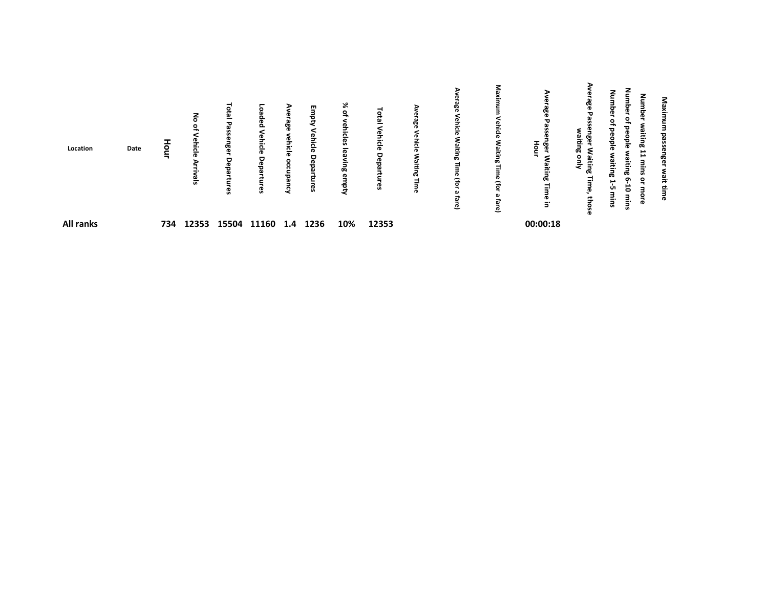| Location | Date | Hour | No of Vehicle Arrivals | Total Passenger Departures | Loaded Vehicle Departures | Average vehicle occupancy | Empty Vehicle Departures | % of vehicles leaving empty | Total Vehicle Departures | Average Vehicle Waiting Time | Average Vehicle Waiting Time (for a fare) | Maximum Vehicle Waiting Time (for a fare) | Average Passenger Waiting Time in Hour | Average Passenger Waiting Time, those waiting only | Number of people waiting 1-5 mins | Number of people waiting 6-10 mins | Number waiting 11 mins or more | Maximum passenger wait time |
|---|---|---|---|---|---|---|---|---|---|---|---|---|---|---|---|---|---|---|
| **All ranks** | | **734** | **12353** | **15504** | **11160** | **1.4** | **1236** | **10%** | **12353** | | | | **00:00:18** | | | | | |